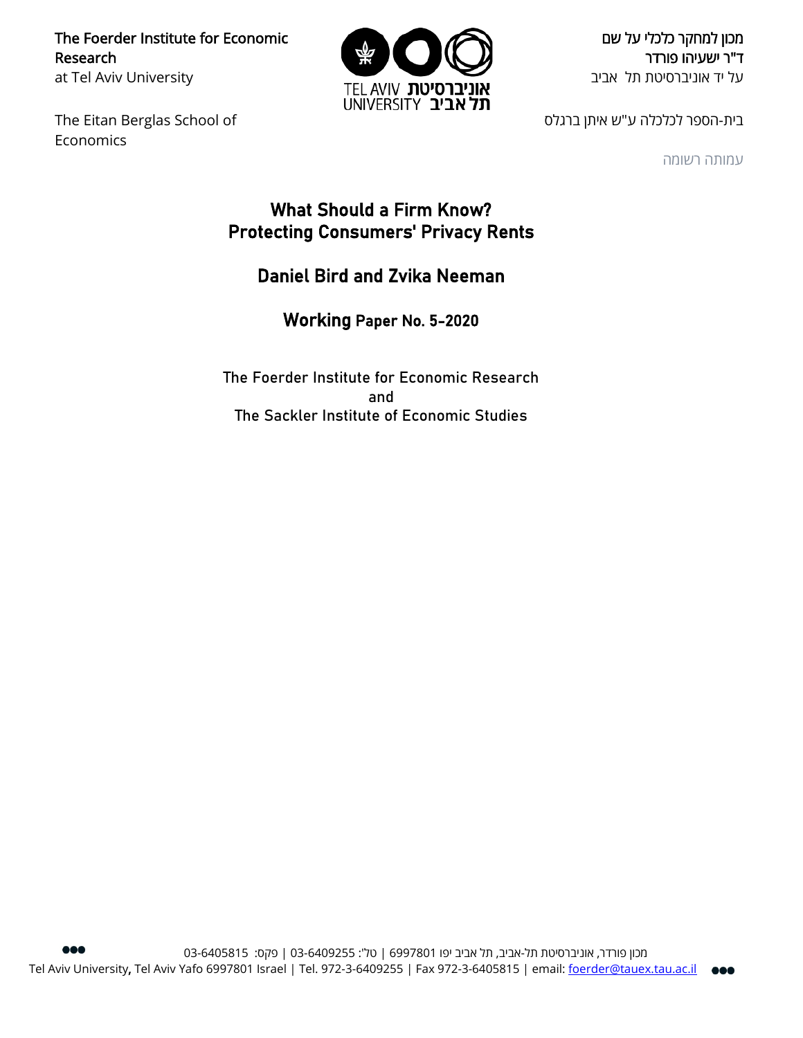The Foerder Institute for Economic Research
at Tel Aviv University

The Eitan Berglas School of Economics

מכון למחקר כלכלי על שם
ד"ר ישעיהו פורדר
על יד אוניברסיטת תל אביב

בית-הספר לכלכלה ע"ש איתן ברגלס

עמותה רשומה

# What Should a Firm Know?
# Protecting Consumers' Privacy Rents

## Daniel Bird and Zvika Neeman

### Working Paper No. 5-2020

The Foerder Institute for Economic Research
and
The Sackler Institute of Economic Studies

מכון פורדר, אוניברסיטת תל-אביב, תל אביב יפו 6997801 | טל': 03-6409255 | פקס: 03-6405815
Tel Aviv University, Tel Aviv Yafo 6997801 Israel | Tel. 972-3-6409255 | Fax 972-3-6405815 | email: foerder@tauex.tau.ac.il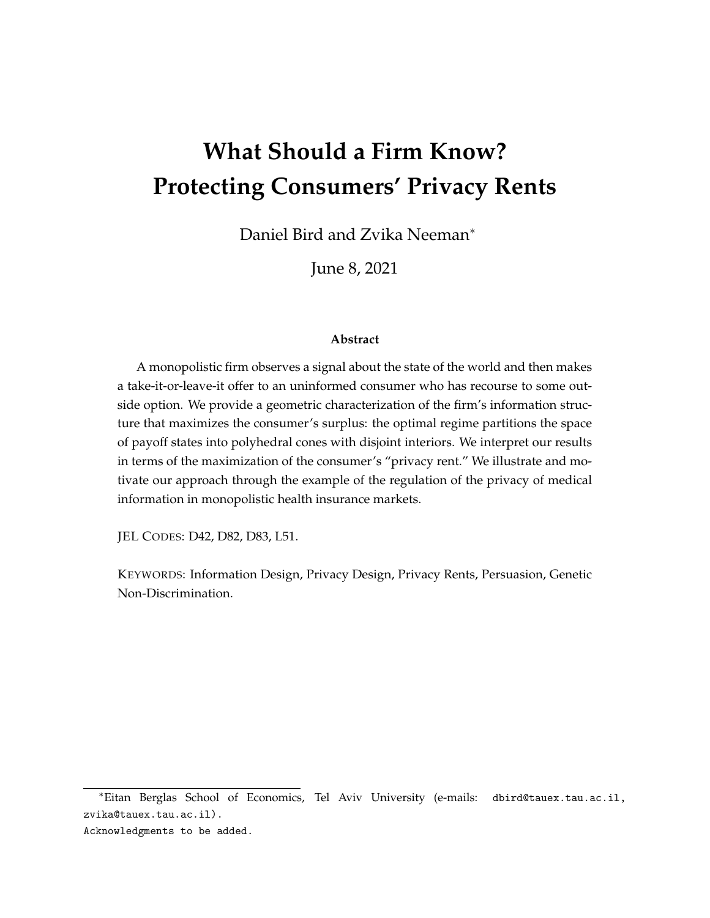# What Should a Firm Know? Protecting Consumers' Privacy Rents

Daniel Bird and Zvika Neeman*

June 8, 2021

**Abstract**

A monopolistic firm observes a signal about the state of the world and then makes a take-it-or-leave-it offer to an uninformed consumer who has recourse to some outside option. We provide a geometric characterization of the firm's information structure that maximizes the consumer's surplus: the optimal regime partitions the space of payoff states into polyhedral cones with disjoint interiors. We interpret our results in terms of the maximization of the consumer's "privacy rent." We illustrate and motivate our approach through the example of the regulation of the privacy of medical information in monopolistic health insurance markets.

JEL CODES: D42, D82, D83, L51.

KEYWORDS: Information Design, Privacy Design, Privacy Rents, Persuasion, Genetic Non-Discrimination.

---

*Eitan Berglas School of Economics, Tel Aviv University (e-mails: dbird@tauex.tau.ac.il, zvika@tauex.tau.ac.il).

Acknowledgments to be added.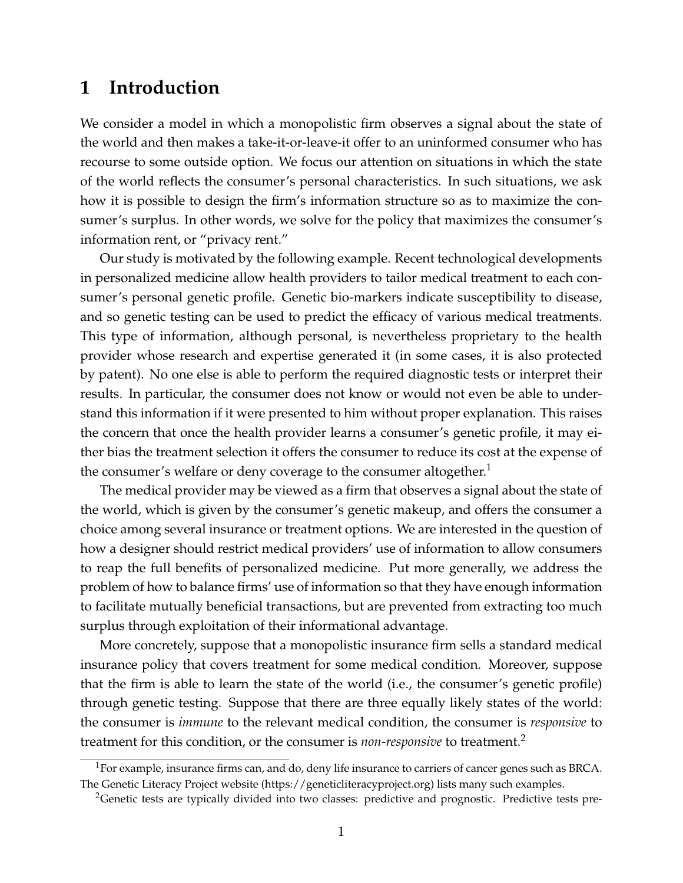# 1 Introduction

We consider a model in which a monopolistic firm observes a signal about the state of the world and then makes a take-it-or-leave-it offer to an uninformed consumer who has recourse to some outside option. We focus our attention on situations in which the state of the world reflects the consumer's personal characteristics. In such situations, we ask how it is possible to design the firm's information structure so as to maximize the consumer's surplus. In other words, we solve for the policy that maximizes the consumer's information rent, or "privacy rent."

Our study is motivated by the following example. Recent technological developments in personalized medicine allow health providers to tailor medical treatment to each consumer's personal genetic profile. Genetic bio-markers indicate susceptibility to disease, and so genetic testing can be used to predict the efficacy of various medical treatments. This type of information, although personal, is nevertheless proprietary to the health provider whose research and expertise generated it (in some cases, it is also protected by patent). No one else is able to perform the required diagnostic tests or interpret their results. In particular, the consumer does not know or would not even be able to understand this information if it were presented to him without proper explanation. This raises the concern that once the health provider learns a consumer's genetic profile, it may either bias the treatment selection it offers the consumer to reduce its cost at the expense of the consumer's welfare or deny coverage to the consumer altogether.[1]

The medical provider may be viewed as a firm that observes a signal about the state of the world, which is given by the consumer's genetic makeup, and offers the consumer a choice among several insurance or treatment options. We are interested in the question of how a designer should restrict medical providers' use of information to allow consumers to reap the full benefits of personalized medicine. Put more generally, we address the problem of how to balance firms' use of information so that they have enough information to facilitate mutually beneficial transactions, but are prevented from extracting too much surplus through exploitation of their informational advantage.

More concretely, suppose that a monopolistic insurance firm sells a standard medical insurance policy that covers treatment for some medical condition. Moreover, suppose that the firm is able to learn the state of the world (i.e., the consumer's genetic profile) through genetic testing. Suppose that there are three equally likely states of the world: the consumer is *immune* to the relevant medical condition, the consumer is *responsive* to treatment for this condition, or the consumer is *non-responsive* to treatment.[2]

[1] For example, insurance firms can, and do, deny life insurance to carriers of cancer genes such as BRCA. The Genetic Literacy Project website (https://geneticliteracyproject.org) lists many such examples.

[2] Genetic tests are typically divided into two classes: predictive and prognostic. Predictive tests pre-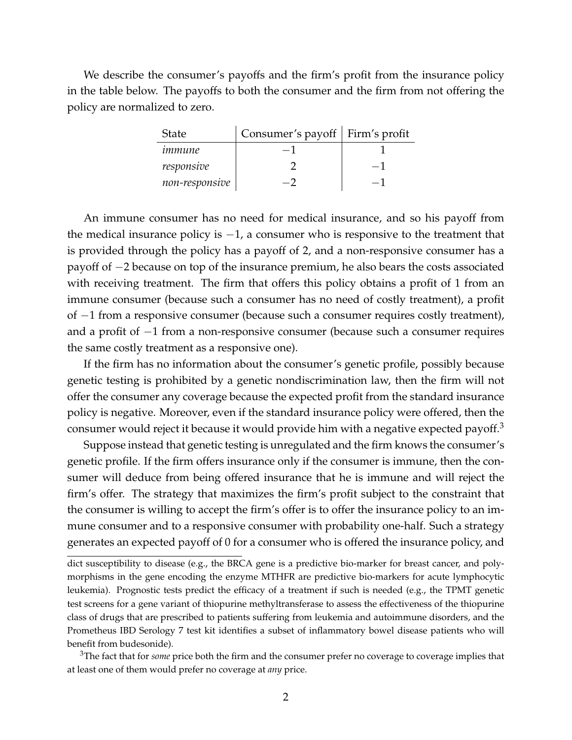We describe the consumer's payoffs and the firm's profit from the insurance policy in the table below. The payoffs to both the consumer and the firm from not offering the policy are normalized to zero.

| State | Consumer's payoff | Firm's profit |
|---|---|---|
| *immune* | $-1$ | $1$ |
| *responsive* | $2$ | $-1$ |
| *non-responsive* | $-2$ | $-1$ |

An immune consumer has no need for medical insurance, and so his payoff from the medical insurance policy is $-1$, a consumer who is responsive to the treatment that is provided through the policy has a payoff of 2, and a non-responsive consumer has a payoff of $-2$ because on top of the insurance premium, he also bears the costs associated with receiving treatment. The firm that offers this policy obtains a profit of 1 from an immune consumer (because such a consumer has no need of costly treatment), a profit of $-1$ from a responsive consumer (because such a consumer requires costly treatment), and a profit of $-1$ from a non-responsive consumer (because such a consumer requires the same costly treatment as a responsive one).

If the firm has no information about the consumer's genetic profile, possibly because genetic testing is prohibited by a genetic nondiscrimination law, then the firm will not offer the consumer any coverage because the expected profit from the standard insurance policy is negative. Moreover, even if the standard insurance policy were offered, then the consumer would reject it because it would provide him with a negative expected payoff.[3]

Suppose instead that genetic testing is unregulated and the firm knows the consumer's genetic profile. If the firm offers insurance only if the consumer is immune, then the consumer will deduce from being offered insurance that he is immune and will reject the firm's offer. The strategy that maximizes the firm's profit subject to the constraint that the consumer is willing to accept the firm's offer is to offer the insurance policy to an immune consumer and to a responsive consumer with probability one-half. Such a strategy generates an expected payoff of 0 for a consumer who is offered the insurance policy, and

dict susceptibility to disease (e.g., the BRCA gene is a predictive bio-marker for breast cancer, and polymorphisms in the gene encoding the enzyme MTHFR are predictive bio-markers for acute lymphocytic leukemia). Prognostic tests predict the efficacy of a treatment if such is needed (e.g., the TPMT genetic test screens for a gene variant of thiopurine methyltransferase to assess the effectiveness of the thiopurine class of drugs that are prescribed to patients suffering from leukemia and autoimmune disorders, and the Prometheus IBD Serology 7 test kit identifies a subset of inflammatory bowel disease patients who will benefit from budesonide).

[3]The fact that for *some* price both the firm and the consumer prefer no coverage to coverage implies that at least one of them would prefer no coverage at *any* price.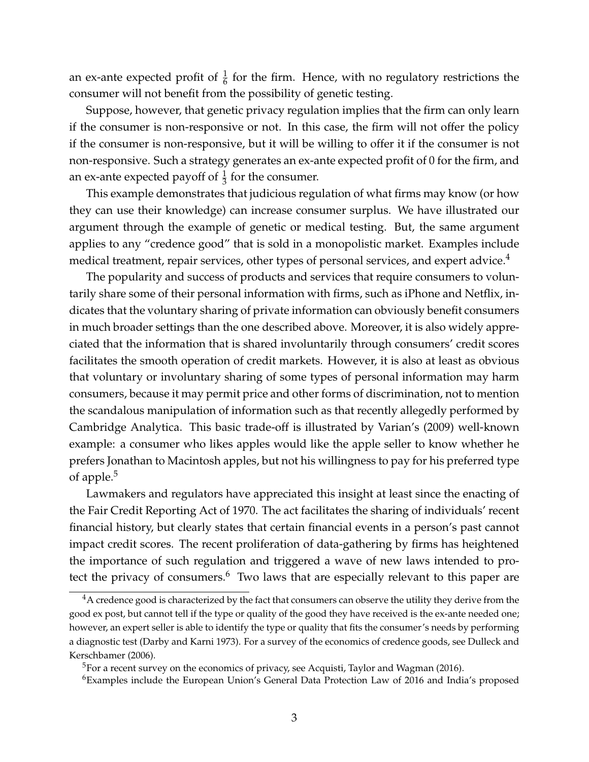an ex-ante expected profit of $\frac{1}{6}$ for the firm. Hence, with no regulatory restrictions the consumer will not benefit from the possibility of genetic testing.

Suppose, however, that genetic privacy regulation implies that the firm can only learn if the consumer is non-responsive or not. In this case, the firm will not offer the policy if the consumer is non-responsive, but it will be willing to offer it if the consumer is not non-responsive. Such a strategy generates an ex-ante expected profit of 0 for the firm, and an ex-ante expected payoff of $\frac{1}{3}$ for the consumer.

This example demonstrates that judicious regulation of what firms may know (or how they can use their knowledge) can increase consumer surplus. We have illustrated our argument through the example of genetic or medical testing. But, the same argument applies to any "credence good" that is sold in a monopolistic market. Examples include medical treatment, repair services, other types of personal services, and expert advice.[4]

The popularity and success of products and services that require consumers to voluntarily share some of their personal information with firms, such as iPhone and Netflix, indicates that the voluntary sharing of private information can obviously benefit consumers in much broader settings than the one described above. Moreover, it is also widely appreciated that the information that is shared involuntarily through consumers' credit scores facilitates the smooth operation of credit markets. However, it is also at least as obvious that voluntary or involuntary sharing of some types of personal information may harm consumers, because it may permit price and other forms of discrimination, not to mention the scandalous manipulation of information such as that recently allegedly performed by Cambridge Analytica. This basic trade-off is illustrated by Varian's (2009) well-known example: a consumer who likes apples would like the apple seller to know whether he prefers Jonathan to Macintosh apples, but not his willingness to pay for his preferred type of apple.[5]

Lawmakers and regulators have appreciated this insight at least since the enacting of the Fair Credit Reporting Act of 1970. The act facilitates the sharing of individuals' recent financial history, but clearly states that certain financial events in a person's past cannot impact credit scores. The recent proliferation of data-gathering by firms has heightened the importance of such regulation and triggered a wave of new laws intended to protect the privacy of consumers.[6] Two laws that are especially relevant to this paper are

---

[4] A credence good is characterized by the fact that consumers can observe the utility they derive from the good ex post, but cannot tell if the type or quality of the good they have received is the ex-ante needed one; however, an expert seller is able to identify the type or quality that fits the consumer's needs by performing a diagnostic test (Darby and Karni 1973). For a survey of the economics of credence goods, see Dulleck and Kerschbamer (2006).

[5] For a recent survey on the economics of privacy, see Acquisti, Taylor and Wagman (2016).

[6] Examples include the European Union's General Data Protection Law of 2016 and India's proposed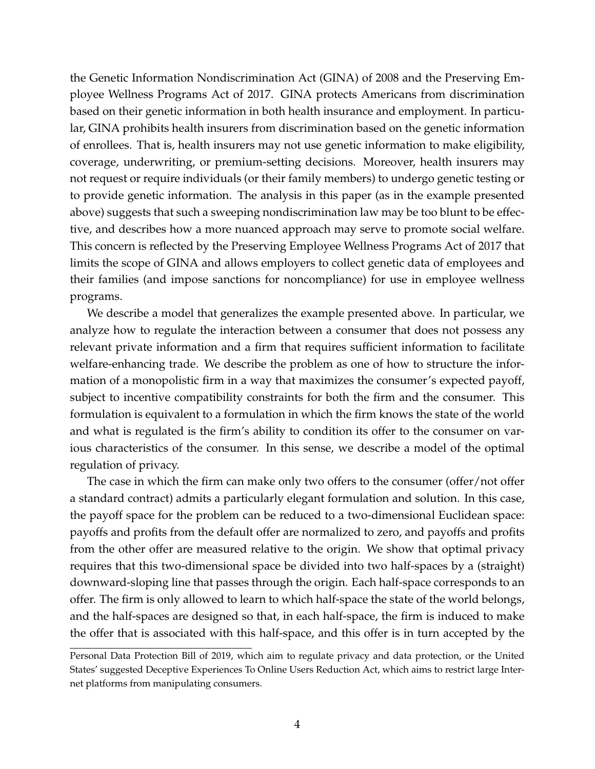the Genetic Information Nondiscrimination Act (GINA) of 2008 and the Preserving Employee Wellness Programs Act of 2017. GINA protects Americans from discrimination based on their genetic information in both health insurance and employment. In particular, GINA prohibits health insurers from discrimination based on the genetic information of enrollees. That is, health insurers may not use genetic information to make eligibility, coverage, underwriting, or premium-setting decisions. Moreover, health insurers may not request or require individuals (or their family members) to undergo genetic testing or to provide genetic information. The analysis in this paper (as in the example presented above) suggests that such a sweeping nondiscrimination law may be too blunt to be effective, and describes how a more nuanced approach may serve to promote social welfare. This concern is reflected by the Preserving Employee Wellness Programs Act of 2017 that limits the scope of GINA and allows employers to collect genetic data of employees and their families (and impose sanctions for noncompliance) for use in employee wellness programs.

We describe a model that generalizes the example presented above. In particular, we analyze how to regulate the interaction between a consumer that does not possess any relevant private information and a firm that requires sufficient information to facilitate welfare-enhancing trade. We describe the problem as one of how to structure the information of a monopolistic firm in a way that maximizes the consumer's expected payoff, subject to incentive compatibility constraints for both the firm and the consumer. This formulation is equivalent to a formulation in which the firm knows the state of the world and what is regulated is the firm's ability to condition its offer to the consumer on various characteristics of the consumer. In this sense, we describe a model of the optimal regulation of privacy.

The case in which the firm can make only two offers to the consumer (offer/not offer a standard contract) admits a particularly elegant formulation and solution. In this case, the payoff space for the problem can be reduced to a two-dimensional Euclidean space: payoffs and profits from the default offer are normalized to zero, and payoffs and profits from the other offer are measured relative to the origin. We show that optimal privacy requires that this two-dimensional space be divided into two half-spaces by a (straight) downward-sloping line that passes through the origin. Each half-space corresponds to an offer. The firm is only allowed to learn to which half-space the state of the world belongs, and the half-spaces are designed so that, in each half-space, the firm is induced to make the offer that is associated with this half-space, and this offer is in turn accepted by the

Personal Data Protection Bill of 2019, which aim to regulate privacy and data protection, or the United States' suggested Deceptive Experiences To Online Users Reduction Act, which aims to restrict large Internet platforms from manipulating consumers.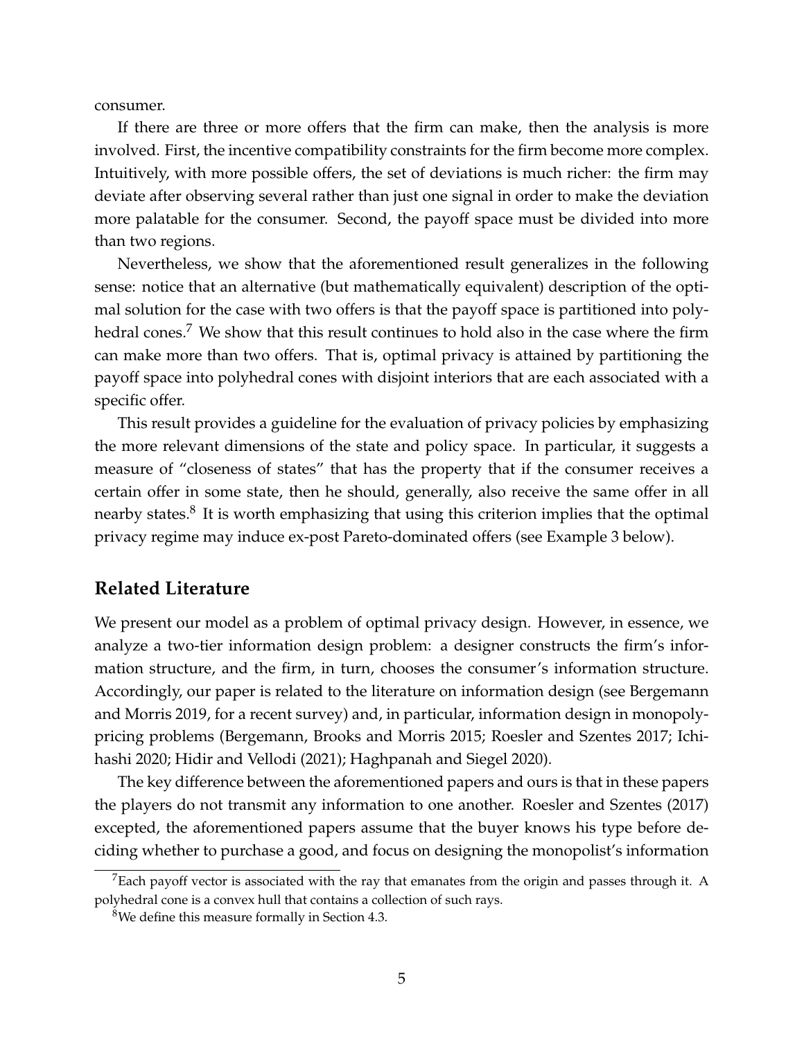consumer.

If there are three or more offers that the firm can make, then the analysis is more involved. First, the incentive compatibility constraints for the firm become more complex. Intuitively, with more possible offers, the set of deviations is much richer: the firm may deviate after observing several rather than just one signal in order to make the deviation more palatable for the consumer. Second, the payoff space must be divided into more than two regions.

Nevertheless, we show that the aforementioned result generalizes in the following sense: notice that an alternative (but mathematically equivalent) description of the optimal solution for the case with two offers is that the payoff space is partitioned into polyhedral cones.[7] We show that this result continues to hold also in the case where the firm can make more than two offers. That is, optimal privacy is attained by partitioning the payoff space into polyhedral cones with disjoint interiors that are each associated with a specific offer.

This result provides a guideline for the evaluation of privacy policies by emphasizing the more relevant dimensions of the state and policy space. In particular, it suggests a measure of "closeness of states" that has the property that if the consumer receives a certain offer in some state, then he should, generally, also receive the same offer in all nearby states.[8] It is worth emphasizing that using this criterion implies that the optimal privacy regime may induce ex-post Pareto-dominated offers (see Example 3 below).

## Related Literature

We present our model as a problem of optimal privacy design. However, in essence, we analyze a two-tier information design problem: a designer constructs the firm's information structure, and the firm, in turn, chooses the consumer's information structure. Accordingly, our paper is related to the literature on information design (see Bergemann and Morris 2019, for a recent survey) and, in particular, information design in monopoly-pricing problems (Bergemann, Brooks and Morris 2015; Roesler and Szentes 2017; Ichihashi 2020; Hidir and Vellodi (2021); Haghpanah and Siegel 2020).

The key difference between the aforementioned papers and ours is that in these papers the players do not transmit any information to one another. Roesler and Szentes (2017) excepted, the aforementioned papers assume that the buyer knows his type before deciding whether to purchase a good, and focus on designing the monopolist's information

[7] Each payoff vector is associated with the ray that emanates from the origin and passes through it. A polyhedral cone is a convex hull that contains a collection of such rays.

[8] We define this measure formally in Section 4.3.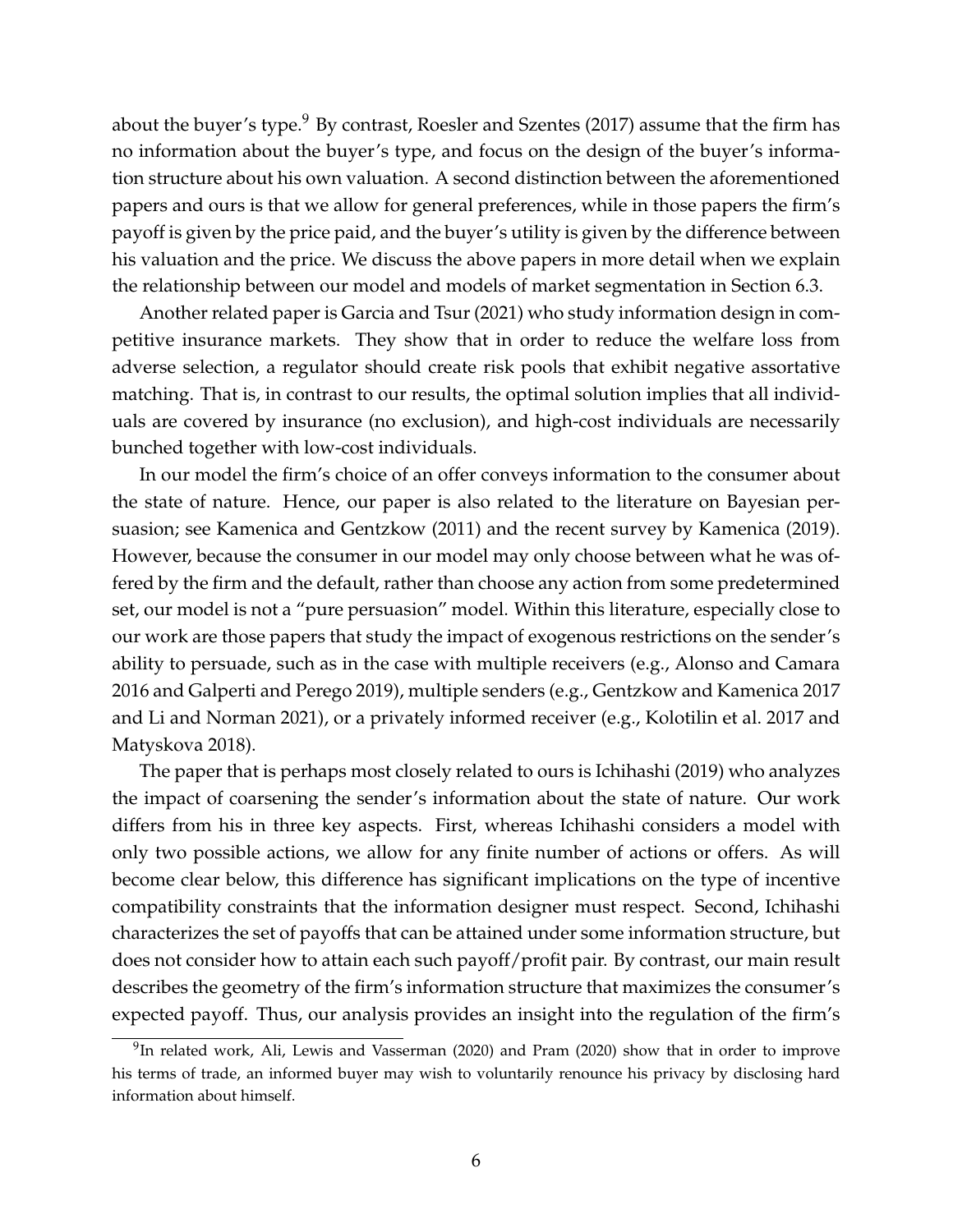about the buyer's type.[9] By contrast, Roesler and Szentes (2017) assume that the firm has no information about the buyer's type, and focus on the design of the buyer's information structure about his own valuation. A second distinction between the aforementioned papers and ours is that we allow for general preferences, while in those papers the firm's payoff is given by the price paid, and the buyer's utility is given by the difference between his valuation and the price. We discuss the above papers in more detail when we explain the relationship between our model and models of market segmentation in Section 6.3.

Another related paper is Garcia and Tsur (2021) who study information design in competitive insurance markets. They show that in order to reduce the welfare loss from adverse selection, a regulator should create risk pools that exhibit negative assortative matching. That is, in contrast to our results, the optimal solution implies that all individuals are covered by insurance (no exclusion), and high-cost individuals are necessarily bunched together with low-cost individuals.

In our model the firm's choice of an offer conveys information to the consumer about the state of nature. Hence, our paper is also related to the literature on Bayesian persuasion; see Kamenica and Gentzkow (2011) and the recent survey by Kamenica (2019). However, because the consumer in our model may only choose between what he was offered by the firm and the default, rather than choose any action from some predetermined set, our model is not a "pure persuasion" model. Within this literature, especially close to our work are those papers that study the impact of exogenous restrictions on the sender's ability to persuade, such as in the case with multiple receivers (e.g., Alonso and Camara 2016 and Galperti and Perego 2019), multiple senders (e.g., Gentzkow and Kamenica 2017 and Li and Norman 2021), or a privately informed receiver (e.g., Kolotilin et al. 2017 and Matyskova 2018).

The paper that is perhaps most closely related to ours is Ichihashi (2019) who analyzes the impact of coarsening the sender's information about the state of nature. Our work differs from his in three key aspects. First, whereas Ichihashi considers a model with only two possible actions, we allow for any finite number of actions or offers. As will become clear below, this difference has significant implications on the type of incentive compatibility constraints that the information designer must respect. Second, Ichihashi characterizes the set of payoffs that can be attained under some information structure, but does not consider how to attain each such payoff/profit pair. By contrast, our main result describes the geometry of the firm's information structure that maximizes the consumer's expected payoff. Thus, our analysis provides an insight into the regulation of the firm's

[9] In related work, Ali, Lewis and Vasserman (2020) and Pram (2020) show that in order to improve his terms of trade, an informed buyer may wish to voluntarily renounce his privacy by disclosing hard information about himself.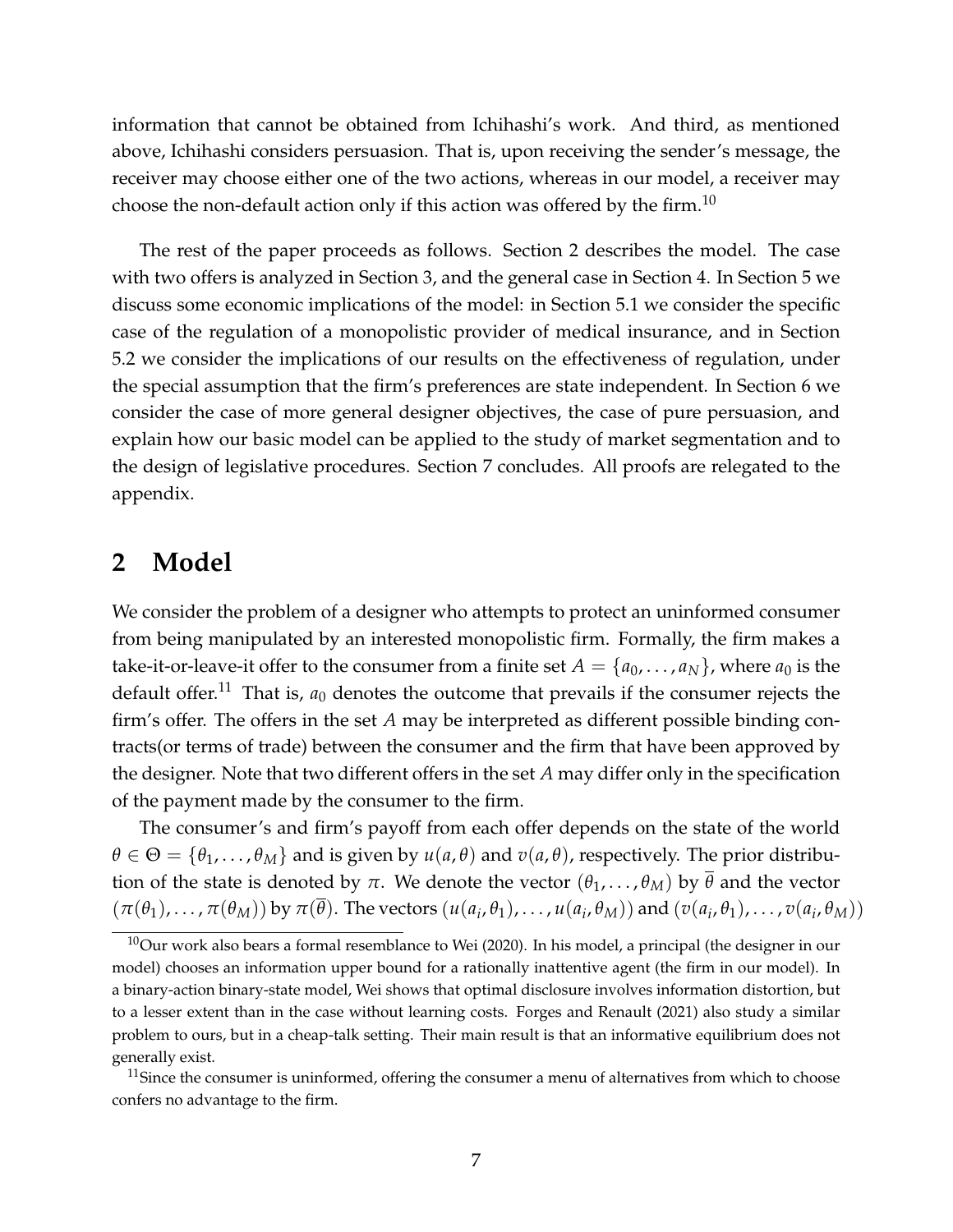information that cannot be obtained from Ichihashi's work. And third, as mentioned above, Ichihashi considers persuasion. That is, upon receiving the sender's message, the receiver may choose either one of the two actions, whereas in our model, a receiver may choose the non-default action only if this action was offered by the firm.[10]

The rest of the paper proceeds as follows. Section 2 describes the model. The case with two offers is analyzed in Section 3, and the general case in Section 4. In Section 5 we discuss some economic implications of the model: in Section 5.1 we consider the specific case of the regulation of a monopolistic provider of medical insurance, and in Section 5.2 we consider the implications of our results on the effectiveness of regulation, under the special assumption that the firm's preferences are state independent. In Section 6 we consider the case of more general designer objectives, the case of pure persuasion, and explain how our basic model can be applied to the study of market segmentation and to the design of legislative procedures. Section 7 concludes. All proofs are relegated to the appendix.

## 2 Model

We consider the problem of a designer who attempts to protect an uninformed consumer from being manipulated by an interested monopolistic firm. Formally, the firm makes a take-it-or-leave-it offer to the consumer from a finite set $A = \{a_0, \ldots, a_N\}$, where $a_0$ is the default offer.[11] That is, $a_0$ denotes the outcome that prevails if the consumer rejects the firm's offer. The offers in the set $A$ may be interpreted as different possible binding contracts(or terms of trade) between the consumer and the firm that have been approved by the designer. Note that two different offers in the set $A$ may differ only in the specification of the payment made by the consumer to the firm.

The consumer's and firm's payoff from each offer depends on the state of the world $\theta \in \Theta = \{\theta_1, \ldots, \theta_M\}$ and is given by $u(a, \theta)$ and $v(a, \theta)$, respectively. The prior distribution of the state is denoted by $\pi$. We denote the vector $(\theta_1, \ldots, \theta_M)$ by $\overline{\theta}$ and the vector $(\pi(\theta_1), \ldots, \pi(\theta_M))$ by $\pi(\overline{\theta})$. The vectors $(u(a_i, \theta_1), \ldots, u(a_i, \theta_M))$ and $(v(a_i, \theta_1), \ldots, v(a_i, \theta_M))$

[10]Our work also bears a formal resemblance to Wei (2020). In his model, a principal (the designer in our model) chooses an information upper bound for a rationally inattentive agent (the firm in our model). In a binary-action binary-state model, Wei shows that optimal disclosure involves information distortion, but to a lesser extent than in the case without learning costs. Forges and Renault (2021) also study a similar problem to ours, but in a cheap-talk setting. Their main result is that an informative equilibrium does not generally exist.

[11]Since the consumer is uninformed, offering the consumer a menu of alternatives from which to choose confers no advantage to the firm.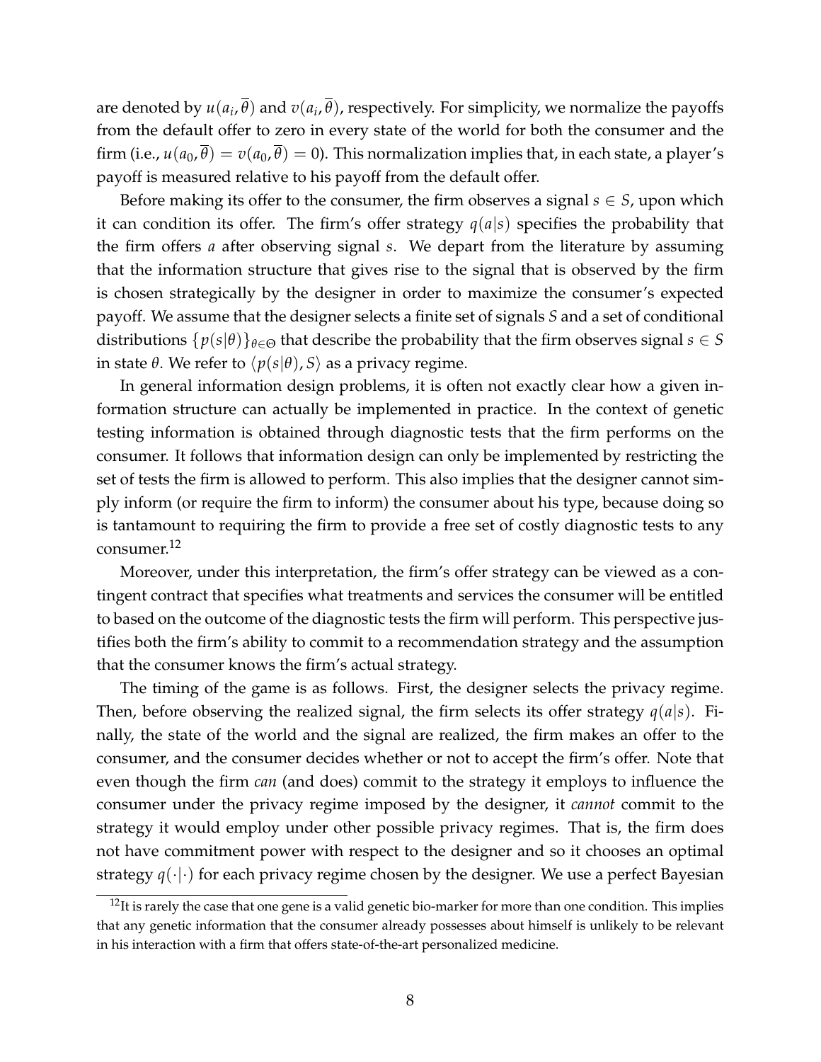are denoted by $u(a_i, \overline{\theta})$ and $v(a_i, \overline{\theta})$, respectively. For simplicity, we normalize the payoffs from the default offer to zero in every state of the world for both the consumer and the firm (i.e., $u(a_0, \overline{\theta}) = v(a_0, \overline{\theta}) = 0$). This normalization implies that, in each state, a player's payoff is measured relative to his payoff from the default offer.

Before making its offer to the consumer, the firm observes a signal $s \in S$, upon which it can condition its offer. The firm's offer strategy $q(a|s)$ specifies the probability that the firm offers $a$ after observing signal $s$. We depart from the literature by assuming that the information structure that gives rise to the signal that is observed by the firm is chosen strategically by the designer in order to maximize the consumer's expected payoff. We assume that the designer selects a finite set of signals $S$ and a set of conditional distributions $\{p(s|\theta)\}_{\theta \in \Theta}$ that describe the probability that the firm observes signal $s \in S$ in state $\theta$. We refer to $\langle p(s|\theta), S \rangle$ as a privacy regime.

In general information design problems, it is often not exactly clear how a given information structure can actually be implemented in practice. In the context of genetic testing information is obtained through diagnostic tests that the firm performs on the consumer. It follows that information design can only be implemented by restricting the set of tests the firm is allowed to perform. This also implies that the designer cannot simply inform (or require the firm to inform) the consumer about his type, because doing so is tantamount to requiring the firm to provide a free set of costly diagnostic tests to any consumer.[12]

Moreover, under this interpretation, the firm's offer strategy can be viewed as a contingent contract that specifies what treatments and services the consumer will be entitled to based on the outcome of the diagnostic tests the firm will perform. This perspective justifies both the firm's ability to commit to a recommendation strategy and the assumption that the consumer knows the firm's actual strategy.

The timing of the game is as follows. First, the designer selects the privacy regime. Then, before observing the realized signal, the firm selects its offer strategy $q(a|s)$. Finally, the state of the world and the signal are realized, the firm makes an offer to the consumer, and the consumer decides whether or not to accept the firm's offer. Note that even though the firm *can* (and does) commit to the strategy it employs to influence the consumer under the privacy regime imposed by the designer, it *cannot* commit to the strategy it would employ under other possible privacy regimes. That is, the firm does not have commitment power with respect to the designer and so it chooses an optimal strategy $q(\cdot|\cdot)$ for each privacy regime chosen by the designer. We use a perfect Bayesian

[12] It is rarely the case that one gene is a valid genetic bio-marker for more than one condition. This implies that any genetic information that the consumer already possesses about himself is unlikely to be relevant in his interaction with a firm that offers state-of-the-art personalized medicine.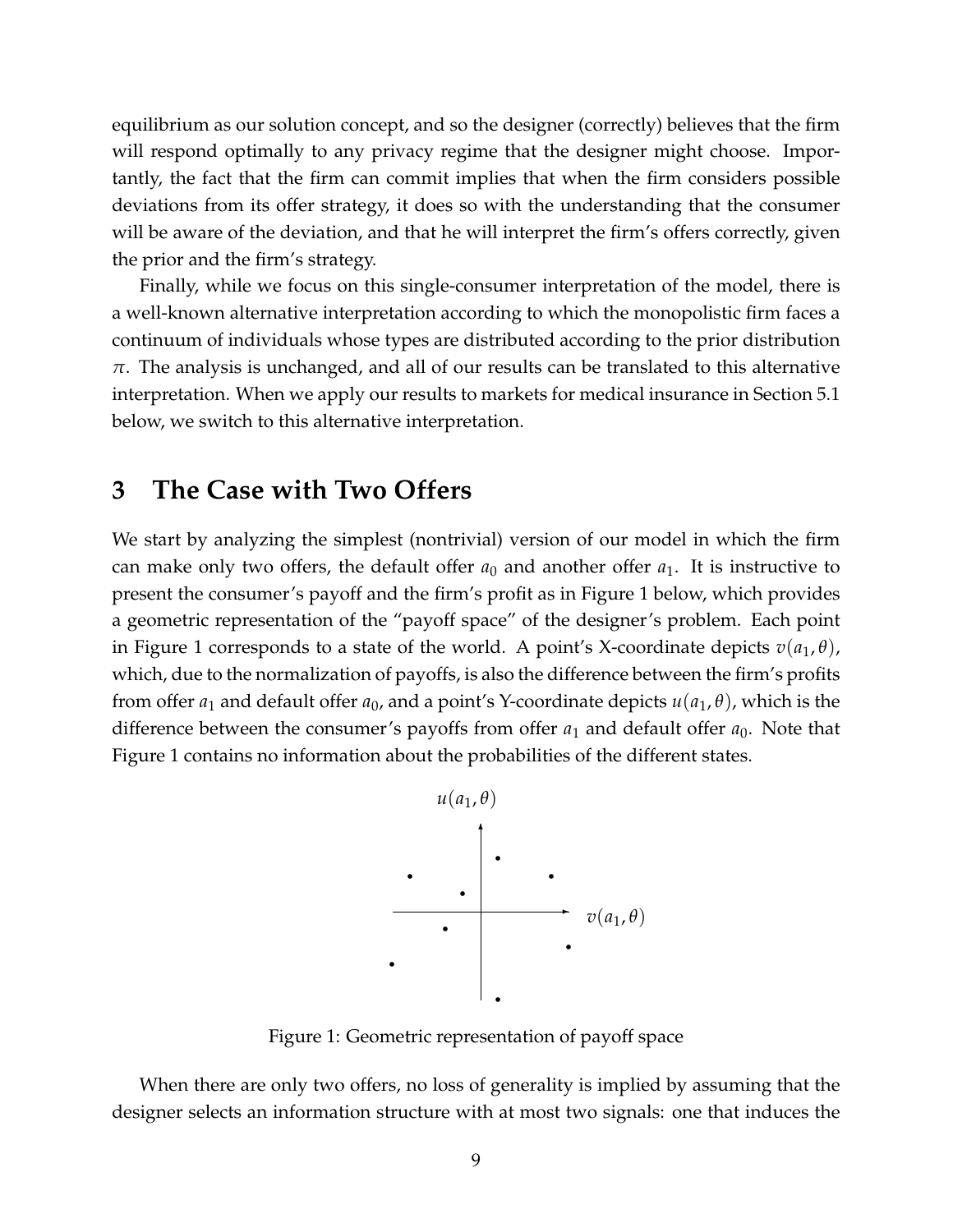equilibrium as our solution concept, and so the designer (correctly) believes that the firm will respond optimally to any privacy regime that the designer might choose. Importantly, the fact that the firm can commit implies that when the firm considers possible deviations from its offer strategy, it does so with the understanding that the consumer will be aware of the deviation, and that he will interpret the firm's offers correctly, given the prior and the firm's strategy.

Finally, while we focus on this single-consumer interpretation of the model, there is a well-known alternative interpretation according to which the monopolistic firm faces a continuum of individuals whose types are distributed according to the prior distribution $\pi$. The analysis is unchanged, and all of our results can be translated to this alternative interpretation. When we apply our results to markets for medical insurance in Section 5.1 below, we switch to this alternative interpretation.

## 3 The Case with Two Offers

We start by analyzing the simplest (nontrivial) version of our model in which the firm can make only two offers, the default offer $a_0$ and another offer $a_1$. It is instructive to present the consumer's payoff and the firm's profit as in Figure 1 below, which provides a geometric representation of the "payoff space" of the designer's problem. Each point in Figure 1 corresponds to a state of the world. A point's X-coordinate depicts $v(a_1, \theta)$, which, due to the normalization of payoffs, is also the difference between the firm's profits from offer $a_1$ and default offer $a_0$, and a point's Y-coordinate depicts $u(a_1, \theta)$, which is the difference between the consumer's payoffs from offer $a_1$ and default offer $a_0$. Note that Figure 1 contains no information about the probabilities of the different states.

Figure 1: Geometric representation of payoff space

When there are only two offers, no loss of generality is implied by assuming that the designer selects an information structure with at most two signals: one that induces the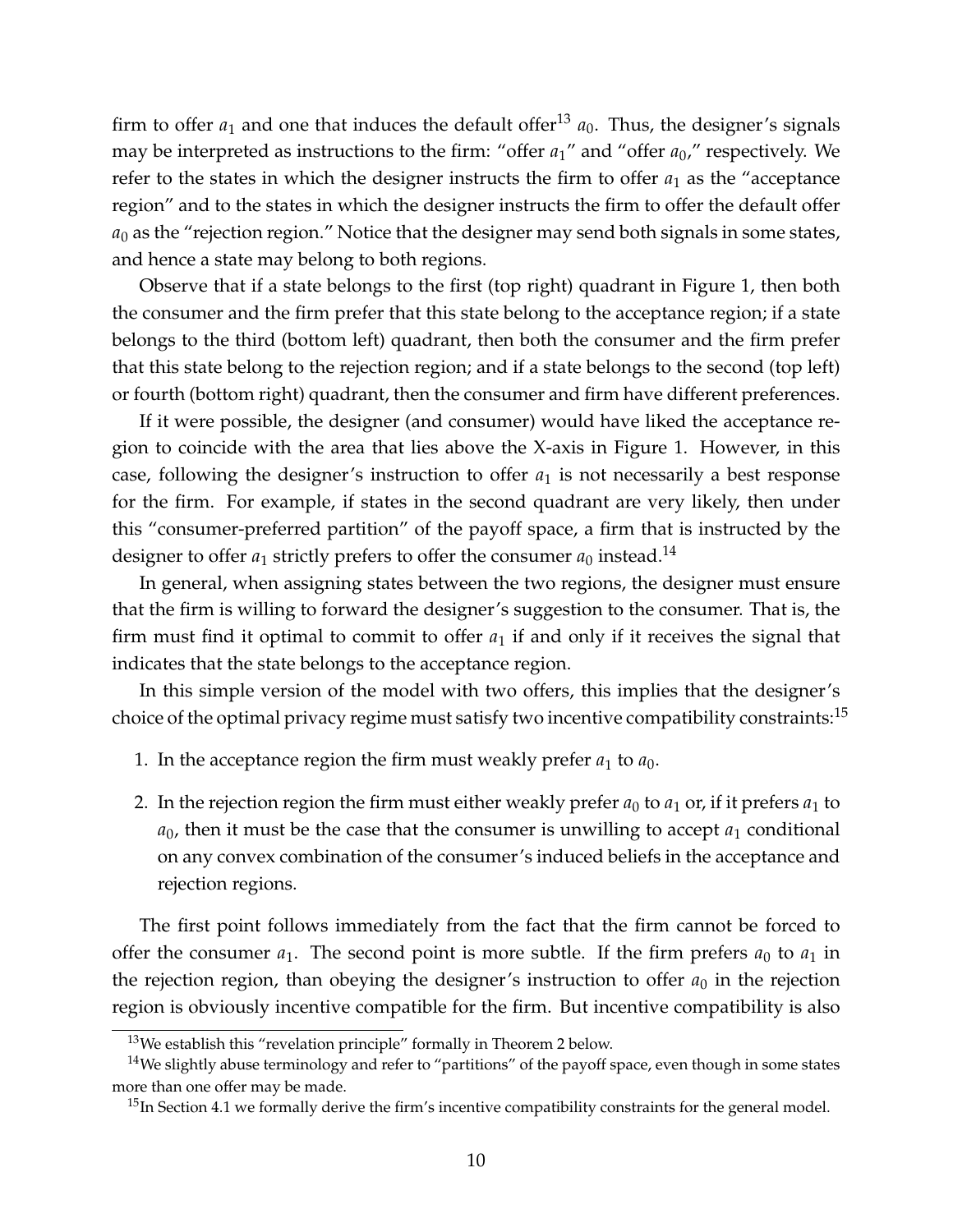firm to offer $a_1$ and one that induces the default offer[13] $a_0$. Thus, the designer's signals may be interpreted as instructions to the firm: "offer $a_1$" and "offer $a_0$," respectively. We refer to the states in which the designer instructs the firm to offer $a_1$ as the "acceptance region" and to the states in which the designer instructs the firm to offer the default offer $a_0$ as the "rejection region." Notice that the designer may send both signals in some states, and hence a state may belong to both regions.

Observe that if a state belongs to the first (top right) quadrant in Figure 1, then both the consumer and the firm prefer that this state belong to the acceptance region; if a state belongs to the third (bottom left) quadrant, then both the consumer and the firm prefer that this state belong to the rejection region; and if a state belongs to the second (top left) or fourth (bottom right) quadrant, then the consumer and firm have different preferences.

If it were possible, the designer (and consumer) would have liked the acceptance region to coincide with the area that lies above the X-axis in Figure 1. However, in this case, following the designer's instruction to offer $a_1$ is not necessarily a best response for the firm. For example, if states in the second quadrant are very likely, then under this "consumer-preferred partition" of the payoff space, a firm that is instructed by the designer to offer $a_1$ strictly prefers to offer the consumer $a_0$ instead.[14]

In general, when assigning states between the two regions, the designer must ensure that the firm is willing to forward the designer's suggestion to the consumer. That is, the firm must find it optimal to commit to offer $a_1$ if and only if it receives the signal that indicates that the state belongs to the acceptance region.

In this simple version of the model with two offers, this implies that the designer's choice of the optimal privacy regime must satisfy two incentive compatibility constraints:[15]

1. In the acceptance region the firm must weakly prefer $a_1$ to $a_0$.
2. In the rejection region the firm must either weakly prefer $a_0$ to $a_1$ or, if it prefers $a_1$ to $a_0$, then it must be the case that the consumer is unwilling to accept $a_1$ conditional on any convex combination of the consumer's induced beliefs in the acceptance and rejection regions.

The first point follows immediately from the fact that the firm cannot be forced to offer the consumer $a_1$. The second point is more subtle. If the firm prefers $a_0$ to $a_1$ in the rejection region, than obeying the designer's instruction to offer $a_0$ in the rejection region is obviously incentive compatible for the firm. But incentive compatibility is also

[13] We establish this "revelation principle" formally in Theorem 2 below.

[14] We slightly abuse terminology and refer to "partitions" of the payoff space, even though in some states more than one offer may be made.

[15] In Section 4.1 we formally derive the firm's incentive compatibility constraints for the general model.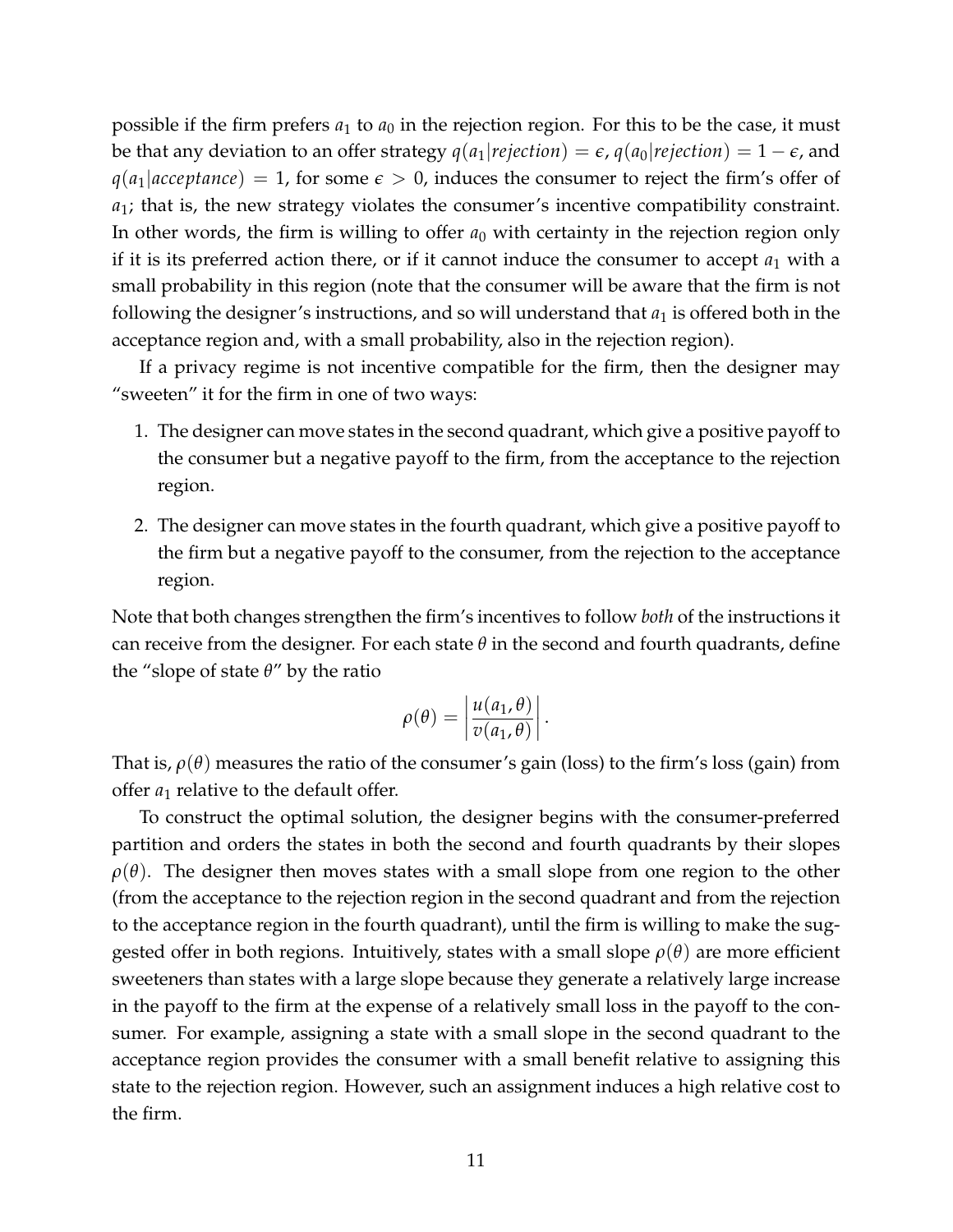possible if the firm prefers $a_1$ to $a_0$ in the rejection region. For this to be the case, it must be that any deviation to an offer strategy $q(a_1|rejection) = \epsilon$, $q(a_0|rejection) = 1 - \epsilon$, and $q(a_1|acceptance) = 1$, for some $\epsilon > 0$, induces the consumer to reject the firm's offer of $a_1$; that is, the new strategy violates the consumer's incentive compatibility constraint. In other words, the firm is willing to offer $a_0$ with certainty in the rejection region only if it is its preferred action there, or if it cannot induce the consumer to accept $a_1$ with a small probability in this region (note that the consumer will be aware that the firm is not following the designer's instructions, and so will understand that $a_1$ is offered both in the acceptance region and, with a small probability, also in the rejection region).

If a privacy regime is not incentive compatible for the firm, then the designer may "sweeten" it for the firm in one of two ways:

1. The designer can move states in the second quadrant, which give a positive payoff to the consumer but a negative payoff to the firm, from the acceptance to the rejection region.
2. The designer can move states in the fourth quadrant, which give a positive payoff to the firm but a negative payoff to the consumer, from the rejection to the acceptance region.

Note that both changes strengthen the firm's incentives to follow *both* of the instructions it can receive from the designer. For each state $\theta$ in the second and fourth quadrants, define the "slope of state $\theta$" by the ratio

$$\rho(\theta) = \left| \frac{u(a_1, \theta)}{v(a_1, \theta)} \right|.$$

That is, $\rho(\theta)$ measures the ratio of the consumer's gain (loss) to the firm's loss (gain) from offer $a_1$ relative to the default offer.

To construct the optimal solution, the designer begins with the consumer-preferred partition and orders the states in both the second and fourth quadrants by their slopes $\rho(\theta)$. The designer then moves states with a small slope from one region to the other (from the acceptance to the rejection region in the second quadrant and from the rejection to the acceptance region in the fourth quadrant), until the firm is willing to make the suggested offer in both regions. Intuitively, states with a small slope $\rho(\theta)$ are more efficient sweeteners than states with a large slope because they generate a relatively large increase in the payoff to the firm at the expense of a relatively small loss in the payoff to the consumer. For example, assigning a state with a small slope in the second quadrant to the acceptance region provides the consumer with a small benefit relative to assigning this state to the rejection region. However, such an assignment induces a high relative cost to the firm.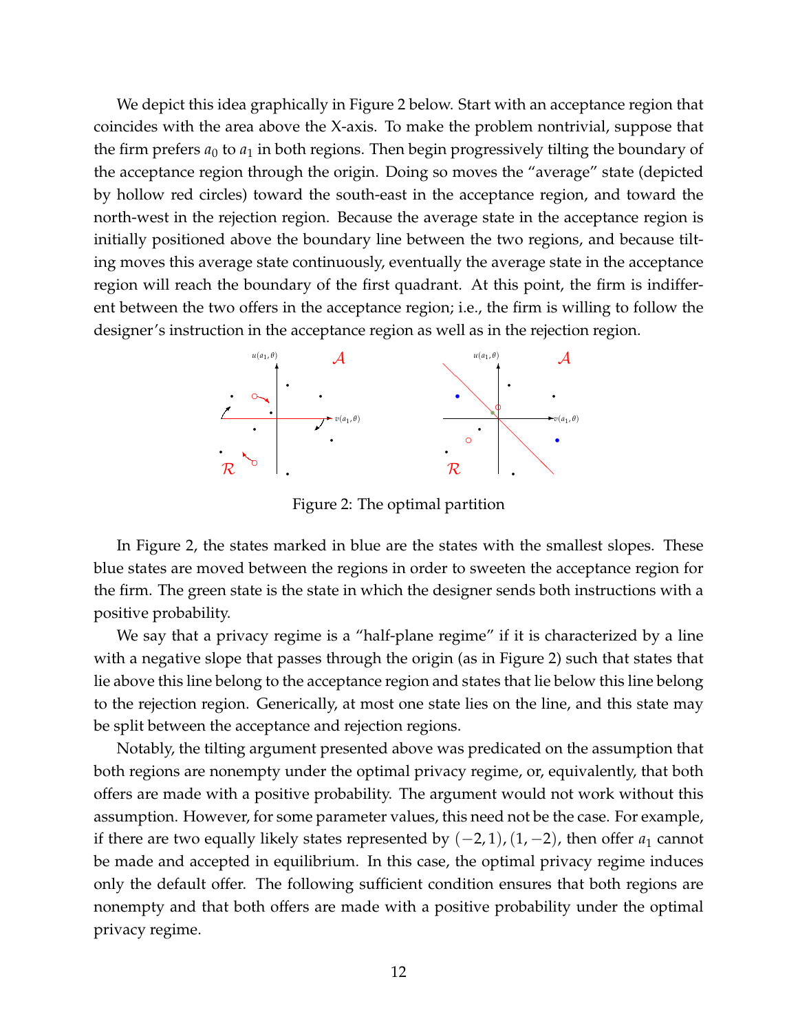We depict this idea graphically in Figure 2 below. Start with an acceptance region that coincides with the area above the X-axis. To make the problem nontrivial, suppose that the firm prefers $a_0$ to $a_1$ in both regions. Then begin progressively tilting the boundary of the acceptance region through the origin. Doing so moves the "average" state (depicted by hollow red circles) toward the south-east in the acceptance region, and toward the north-west in the rejection region. Because the average state in the acceptance region is initially positioned above the boundary line between the two regions, and because tilting moves this average state continuously, eventually the average state in the acceptance region will reach the boundary of the first quadrant. At this point, the firm is indifferent between the two offers in the acceptance region; i.e., the firm is willing to follow the designer's instruction in the acceptance region as well as in the rejection region.

Figure 2: The optimal partition

In Figure 2, the states marked in blue are the states with the smallest slopes. These blue states are moved between the regions in order to sweeten the acceptance region for the firm. The green state is the state in which the designer sends both instructions with a positive probability.

We say that a privacy regime is a "half-plane regime" if it is characterized by a line with a negative slope that passes through the origin (as in Figure 2) such that states that lie above this line belong to the acceptance region and states that lie below this line belong to the rejection region. Generically, at most one state lies on the line, and this state may be split between the acceptance and rejection regions.

Notably, the tilting argument presented above was predicated on the assumption that both regions are nonempty under the optimal privacy regime, or, equivalently, that both offers are made with a positive probability. The argument would not work without this assumption. However, for some parameter values, this need not be the case. For example, if there are two equally likely states represented by $(-2, 1), (1, -2)$, then offer $a_1$ cannot be made and accepted in equilibrium. In this case, the optimal privacy regime induces only the default offer. The following sufficient condition ensures that both regions are nonempty and that both offers are made with a positive probability under the optimal privacy regime.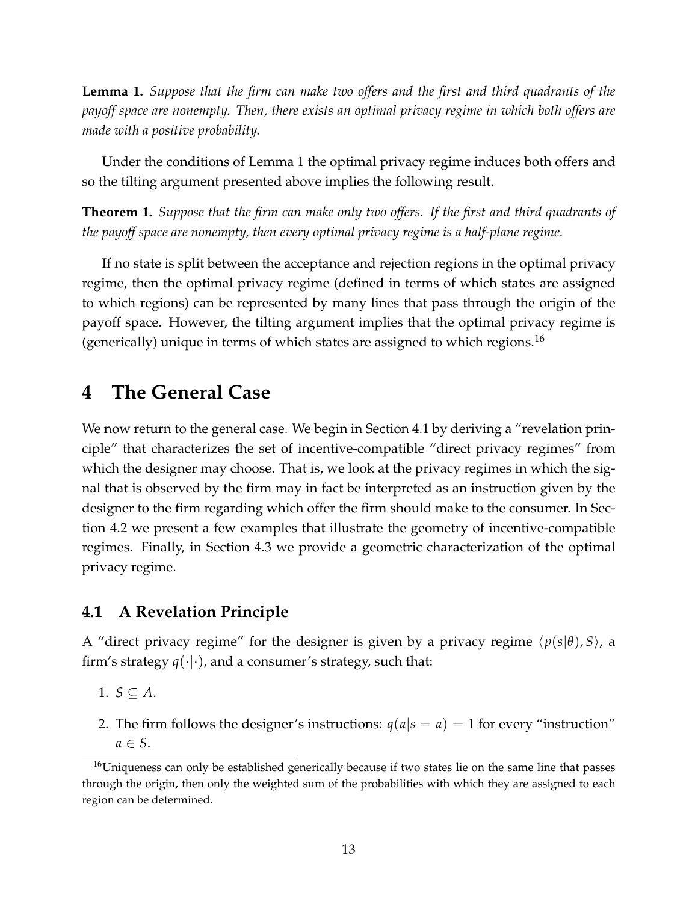**Lemma 1.** *Suppose that the firm can make two offers and the first and third quadrants of the payoff space are nonempty. Then, there exists an optimal privacy regime in which both offers are made with a positive probability.*

Under the conditions of Lemma 1 the optimal privacy regime induces both offers and so the tilting argument presented above implies the following result.

**Theorem 1.** *Suppose that the firm can make only two offers. If the first and third quadrants of the payoff space are nonempty, then every optimal privacy regime is a half-plane regime.*

If no state is split between the acceptance and rejection regions in the optimal privacy regime, then the optimal privacy regime (defined in terms of which states are assigned to which regions) can be represented by many lines that pass through the origin of the payoff space. However, the tilting argument implies that the optimal privacy regime is (generically) unique in terms of which states are assigned to which regions.[16]

# 4 The General Case

We now return to the general case. We begin in Section 4.1 by deriving a "revelation principle" that characterizes the set of incentive-compatible "direct privacy regimes" from which the designer may choose. That is, we look at the privacy regimes in which the signal that is observed by the firm may in fact be interpreted as an instruction given by the designer to the firm regarding which offer the firm should make to the consumer. In Section 4.2 we present a few examples that illustrate the geometry of incentive-compatible regimes. Finally, in Section 4.3 we provide a geometric characterization of the optimal privacy regime.

## 4.1 A Revelation Principle

A "direct privacy regime" for the designer is given by a privacy regime $\langle p(s|\theta), S \rangle$, a firm's strategy $q(\cdot|\cdot)$, and a consumer's strategy, such that:

1. $S \subseteq A$.
2. The firm follows the designer's instructions: $q(a|s = a) = 1$ for every "instruction" $a \in S$.

[16] Uniqueness can only be established generically because if two states lie on the same line that passes through the origin, then only the weighted sum of the probabilities with which they are assigned to each region can be determined.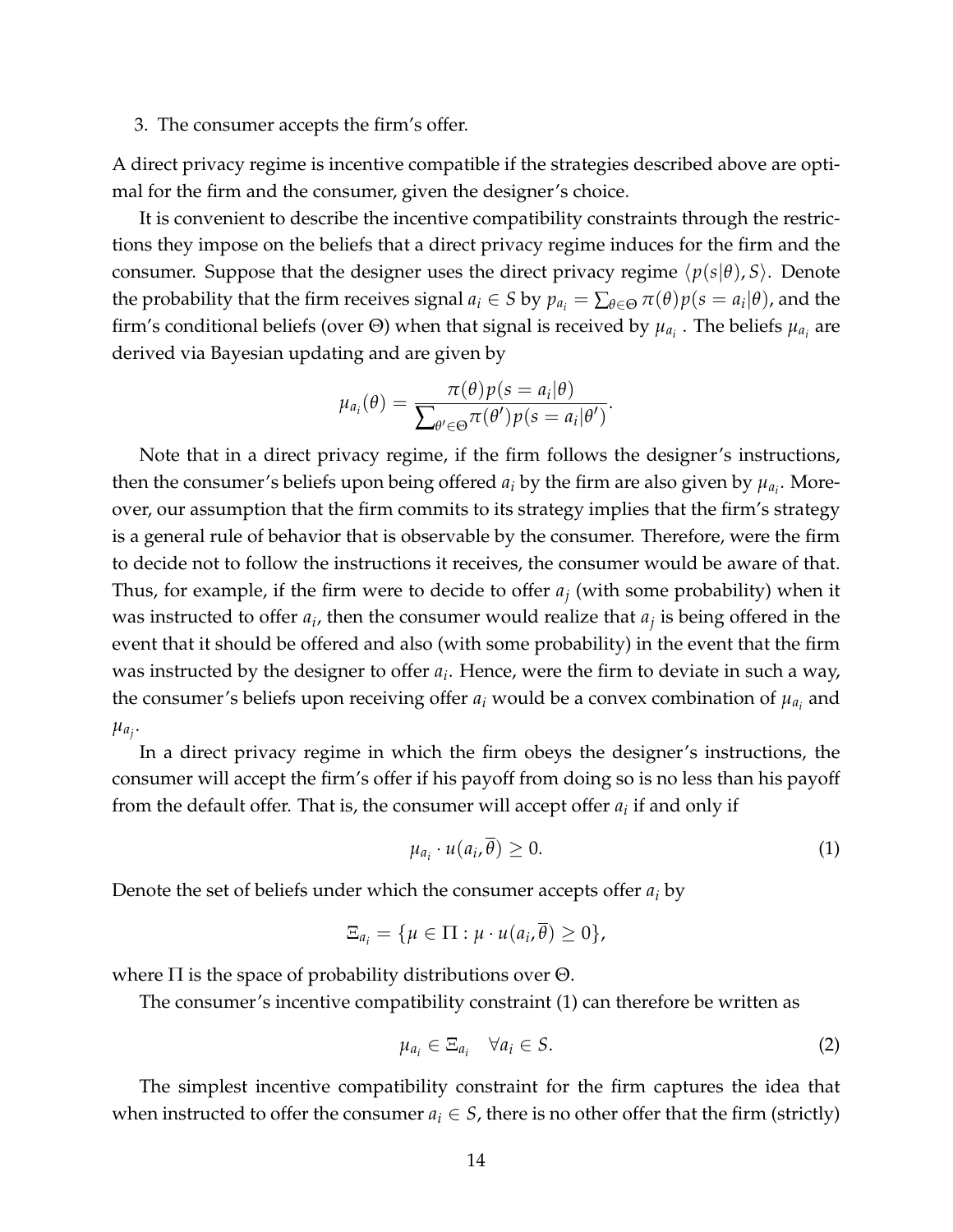3. The consumer accepts the firm's offer.

A direct privacy regime is incentive compatible if the strategies described above are optimal for the firm and the consumer, given the designer's choice.

It is convenient to describe the incentive compatibility constraints through the restrictions they impose on the beliefs that a direct privacy regime induces for the firm and the consumer. Suppose that the designer uses the direct privacy regime $\langle p(s|\theta), S\rangle$. Denote the probability that the firm receives signal $a_i \in S$ by $p_{a_i} = \sum_{\theta \in \Theta} \pi(\theta) p(s = a_i|\theta)$, and the firm's conditional beliefs (over $\Theta$) when that signal is received by $\mu_{a_i}$. The beliefs $\mu_{a_i}$ are derived via Bayesian updating and are given by

$$\mu_{a_i}(\theta) = \frac{\pi(\theta)p(s = a_i|\theta)}{\sum_{\theta' \in \Theta} \pi(\theta')p(s = a_i|\theta')}.$$

Note that in a direct privacy regime, if the firm follows the designer's instructions, then the consumer's beliefs upon being offered $a_i$ by the firm are also given by $\mu_{a_i}$. Moreover, our assumption that the firm commits to its strategy implies that the firm's strategy is a general rule of behavior that is observable by the consumer. Therefore, were the firm to decide not to follow the instructions it receives, the consumer would be aware of that. Thus, for example, if the firm were to decide to offer $a_j$ (with some probability) when it was instructed to offer $a_i$, then the consumer would realize that $a_j$ is being offered in the event that it should be offered and also (with some probability) in the event that the firm was instructed by the designer to offer $a_i$. Hence, were the firm to deviate in such a way, the consumer's beliefs upon receiving offer $a_i$ would be a convex combination of $\mu_{a_i}$ and $\mu_{a_j}$.

In a direct privacy regime in which the firm obeys the designer's instructions, the consumer will accept the firm's offer if his payoff from doing so is no less than his payoff from the default offer. That is, the consumer will accept offer $a_i$ if and only if

$$\mu_{a_i} \cdot u(a_i, \overline{\theta}) \geq 0. \tag{1}$$

Denote the set of beliefs under which the consumer accepts offer $a_i$ by

$$\Xi_{a_i} = \{\mu \in \Pi : \mu \cdot u(a_i, \overline{\theta}) \geq 0\},$$

where $\Pi$ is the space of probability distributions over $\Theta$.

The consumer's incentive compatibility constraint (1) can therefore be written as

$$\mu_{a_i} \in \Xi_{a_i} \quad \forall a_i \in S. \tag{2}$$

The simplest incentive compatibility constraint for the firm captures the idea that when instructed to offer the consumer $a_i \in S$, there is no other offer that the firm (strictly)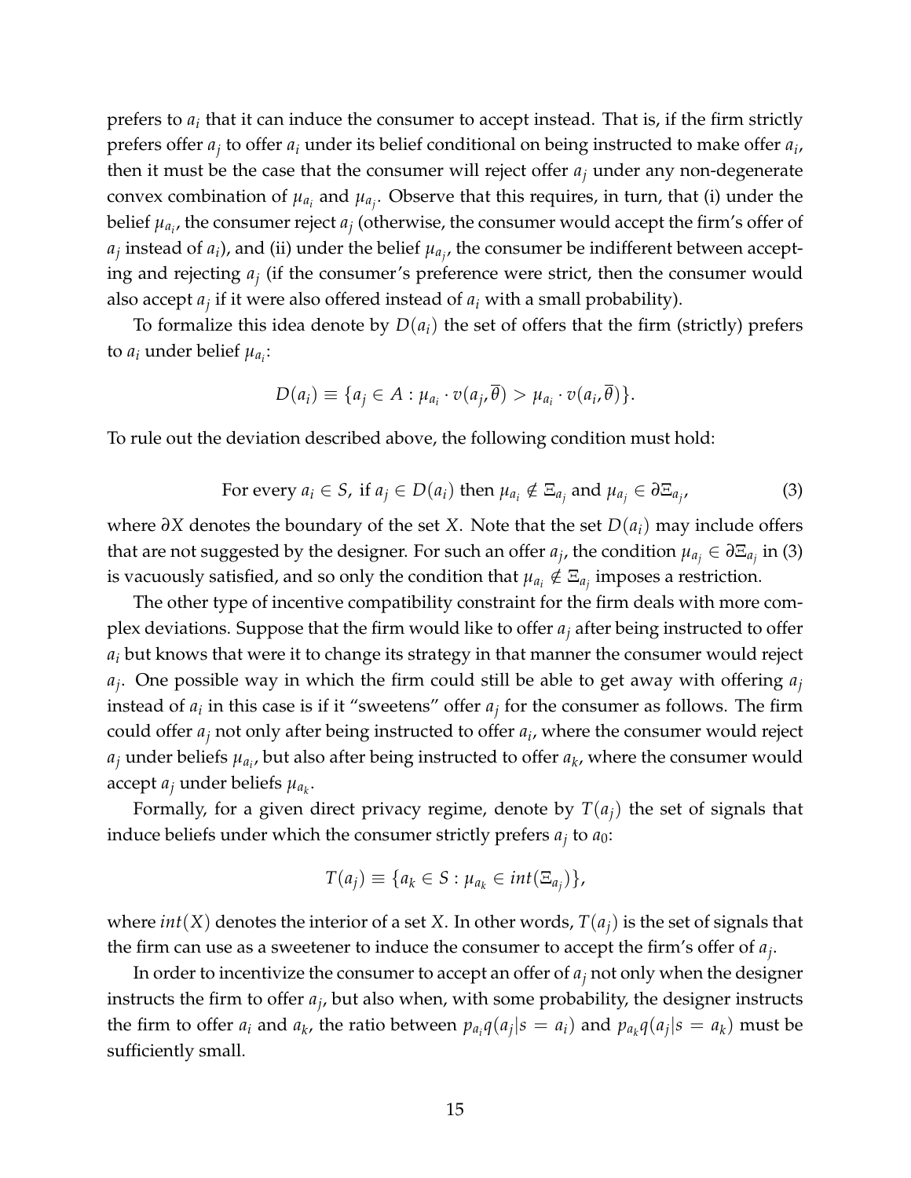prefers to $a_i$ that it can induce the consumer to accept instead. That is, if the firm strictly prefers offer $a_j$ to offer $a_i$ under its belief conditional on being instructed to make offer $a_i$, then it must be the case that the consumer will reject offer $a_j$ under any non-degenerate convex combination of $\mu_{a_i}$ and $\mu_{a_j}$. Observe that this requires, in turn, that (i) under the belief $\mu_{a_i}$, the consumer reject $a_j$ (otherwise, the consumer would accept the firm's offer of $a_j$ instead of $a_i$), and (ii) under the belief $\mu_{a_j}$, the consumer be indifferent between accepting and rejecting $a_j$ (if the consumer's preference were strict, then the consumer would also accept $a_j$ if it were also offered instead of $a_i$ with a small probability).

To formalize this idea denote by $D(a_i)$ the set of offers that the firm (strictly) prefers to $a_i$ under belief $\mu_{a_i}$:

$$D(a_i) \equiv \{a_j \in A : \mu_{a_i} \cdot v(a_j, \overline{\theta}) > \mu_{a_i} \cdot v(a_i, \overline{\theta})\}.$$

To rule out the deviation described above, the following condition must hold:

$$\text{For every } a_i \in S, \text{ if } a_j \in D(a_i) \text{ then } \mu_{a_i} \notin \Xi_{a_j} \text{ and } \mu_{a_j} \in \partial\Xi_{a_j}, \tag{3}$$

where $\partial X$ denotes the boundary of the set $X$. Note that the set $D(a_i)$ may include offers that are not suggested by the designer. For such an offer $a_j$, the condition $\mu_{a_j} \in \partial\Xi_{a_j}$ in (3) is vacuously satisfied, and so only the condition that $\mu_{a_i} \notin \Xi_{a_j}$ imposes a restriction.

The other type of incentive compatibility constraint for the firm deals with more complex deviations. Suppose that the firm would like to offer $a_j$ after being instructed to offer $a_i$ but knows that were it to change its strategy in that manner the consumer would reject $a_j$. One possible way in which the firm could still be able to get away with offering $a_j$ instead of $a_i$ in this case is if it "sweetens" offer $a_j$ for the consumer as follows. The firm could offer $a_j$ not only after being instructed to offer $a_i$, where the consumer would reject $a_j$ under beliefs $\mu_{a_i}$, but also after being instructed to offer $a_k$, where the consumer would accept $a_j$ under beliefs $\mu_{a_k}$.

Formally, for a given direct privacy regime, denote by $T(a_j)$ the set of signals that induce beliefs under which the consumer strictly prefers $a_j$ to $a_0$:

$$T(a_j) \equiv \{a_k \in S : \mu_{a_k} \in int(\Xi_{a_j})\},$$

where $int(X)$ denotes the interior of a set $X$. In other words, $T(a_j)$ is the set of signals that the firm can use as a sweetener to induce the consumer to accept the firm's offer of $a_j$.

In order to incentivize the consumer to accept an offer of $a_j$ not only when the designer instructs the firm to offer $a_j$, but also when, with some probability, the designer instructs the firm to offer $a_i$ and $a_k$, the ratio between $p_{a_i} q(a_j|s = a_i)$ and $p_{a_k} q(a_j|s = a_k)$ must be sufficiently small.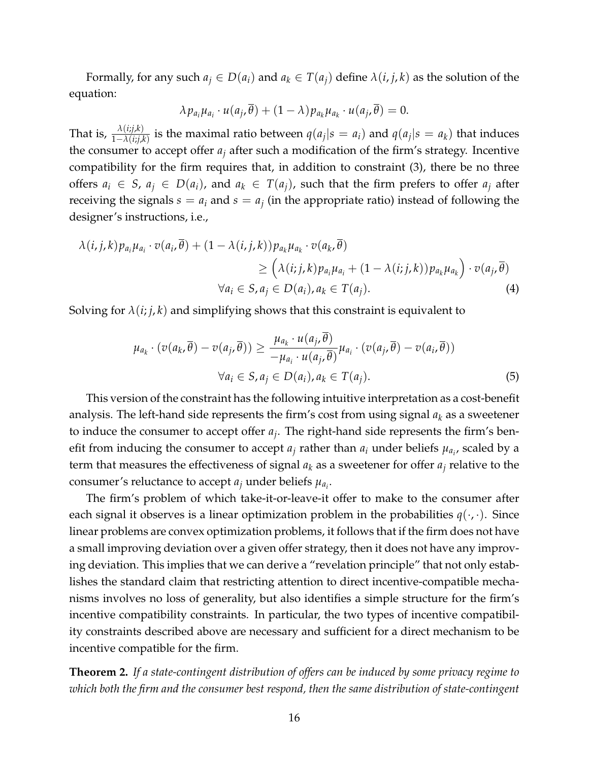Formally, for any such $a_j \in D(a_i)$ and $a_k \in T(a_j)$ define $\lambda(i, j, k)$ as the solution of the equation:

$$\lambda p_{a_i} \mu_{a_i} \cdot u(a_j, \overline{\theta}) + (1 - \lambda) p_{a_k} \mu_{a_k} \cdot u(a_j, \overline{\theta}) = 0.$$

That is, $\frac{\lambda(i;j,k)}{1-\lambda(i;j,k)}$ is the maximal ratio between $q(a_j | s = a_i)$ and $q(a_j | s = a_k)$ that induces the consumer to accept offer $a_j$ after such a modification of the firm's strategy. Incentive compatibility for the firm requires that, in addition to constraint (3), there be no three offers $a_i \in S$, $a_j \in D(a_i)$, and $a_k \in T(a_j)$, such that the firm prefers to offer $a_j$ after receiving the signals $s = a_i$ and $s = a_j$ (in the appropriate ratio) instead of following the designer's instructions, i.e.,

$$\begin{aligned}
\lambda(i, j, k) p_{a_i} \mu_{a_i} \cdot v(a_i, \overline{\theta}) + (1 - \lambda(i, j, k)) p_{a_k} \mu_{a_k} \cdot v(a_k, \overline{\theta}) \\
\geq \Big( \lambda(i; j, k) p_{a_i} \mu_{a_i} + (1 - \lambda(i; j, k)) p_{a_k} \mu_{a_k} \Big) \cdot v(a_j, \overline{\theta}) \\
\forall a_i \in S, a_j \in D(a_i), a_k \in T(a_j). \qquad (4)
\end{aligned}$$

Solving for $\lambda(i; j, k)$ and simplifying shows that this constraint is equivalent to

$$\begin{aligned}
\mu_{a_k} \cdot (v(a_k, \overline{\theta}) - v(a_j, \overline{\theta})) \geq \frac{\mu_{a_k} \cdot u(a_j, \overline{\theta})}{-\mu_{a_i} \cdot u(a_j, \overline{\theta})} \mu_{a_i} \cdot (v(a_j, \overline{\theta}) - v(a_i, \overline{\theta})) \\
\forall a_i \in S, a_j \in D(a_i), a_k \in T(a_j). \qquad (5)
\end{aligned}$$

This version of the constraint has the following intuitive interpretation as a cost-benefit analysis. The left-hand side represents the firm's cost from using signal $a_k$ as a sweetener to induce the consumer to accept offer $a_j$. The right-hand side represents the firm's benefit from inducing the consumer to accept $a_j$ rather than $a_i$ under beliefs $\mu_{a_i}$, scaled by a term that measures the effectiveness of signal $a_k$ as a sweetener for offer $a_j$ relative to the consumer's reluctance to accept $a_j$ under beliefs $\mu_{a_i}$.

The firm's problem of which take-it-or-leave-it offer to make to the consumer after each signal it observes is a linear optimization problem in the probabilities $q(\cdot, \cdot)$. Since linear problems are convex optimization problems, it follows that if the firm does not have a small improving deviation over a given offer strategy, then it does not have any improving deviation. This implies that we can derive a "revelation principle" that not only establishes the standard claim that restricting attention to direct incentive-compatible mechanisms involves no loss of generality, but also identifies a simple structure for the firm's incentive compatibility constraints. In particular, the two types of incentive compatibility constraints described above are necessary and sufficient for a direct mechanism to be incentive compatible for the firm.

**Theorem 2.** *If a state-contingent distribution of offers can be induced by some privacy regime to which both the firm and the consumer best respond, then the same distribution of state-contingent*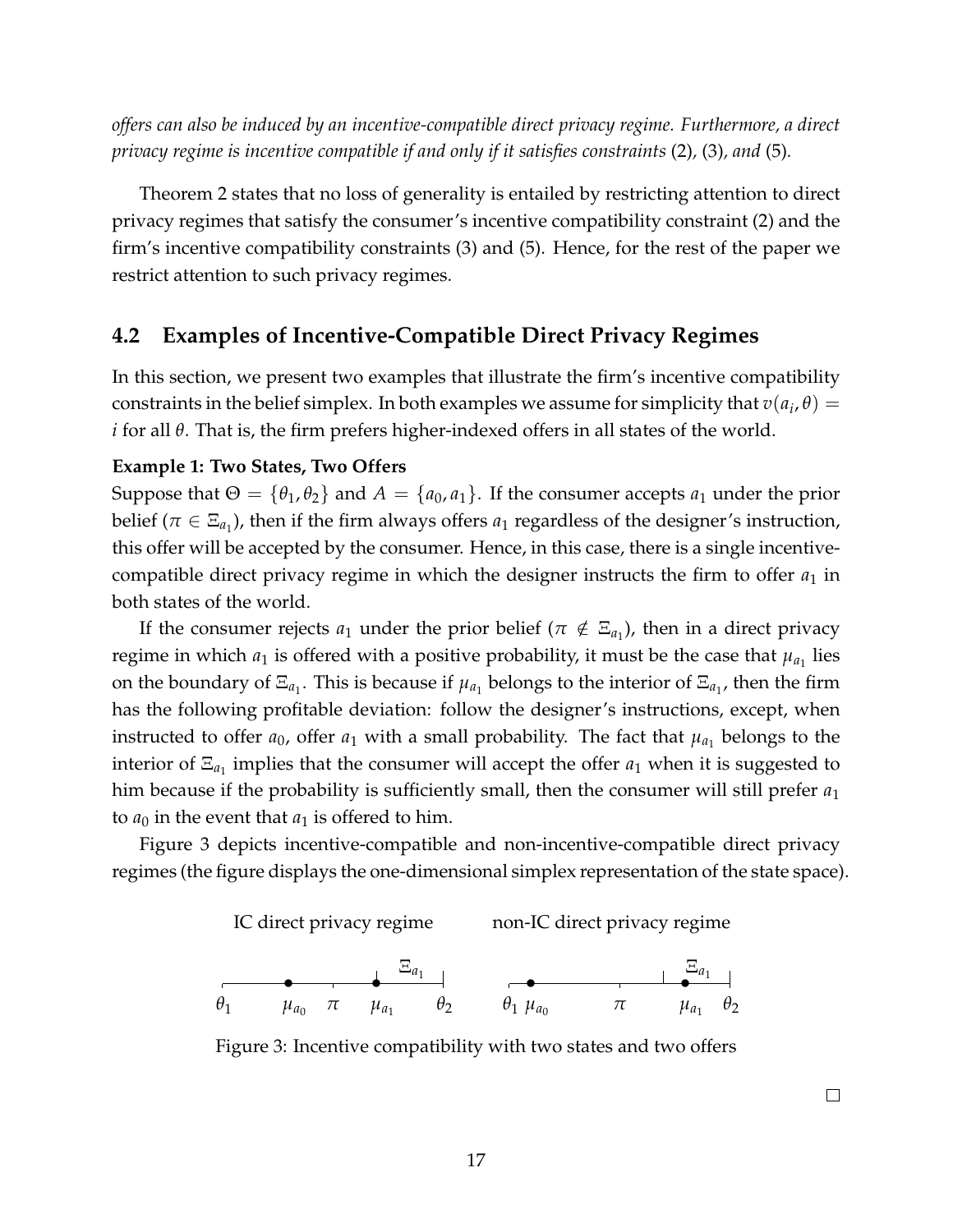*offers can also be induced by an incentive-compatible direct privacy regime. Furthermore, a direct privacy regime is incentive compatible if and only if it satisfies constraints* (2)*,* (3)*, and* (5)*.*

Theorem 2 states that no loss of generality is entailed by restricting attention to direct privacy regimes that satisfy the consumer's incentive compatibility constraint (2) and the firm's incentive compatibility constraints (3) and (5). Hence, for the rest of the paper we restrict attention to such privacy regimes.

## 4.2 Examples of Incentive-Compatible Direct Privacy Regimes

In this section, we present two examples that illustrate the firm's incentive compatibility constraints in the belief simplex. In both examples we assume for simplicity that $v(a_i, \theta) = i$ for all $\theta$. That is, the firm prefers higher-indexed offers in all states of the world.

**Example 1: Two States, Two Offers**

Suppose that $\Theta = \{\theta_1, \theta_2\}$ and $A = \{a_0, a_1\}$. If the consumer accepts $a_1$ under the prior belief ($\pi \in \Xi_{a_1}$), then if the firm always offers $a_1$ regardless of the designer's instruction, this offer will be accepted by the consumer. Hence, in this case, there is a single incentive-compatible direct privacy regime in which the designer instructs the firm to offer $a_1$ in both states of the world.

If the consumer rejects $a_1$ under the prior belief ($\pi \notin \Xi_{a_1}$), then in a direct privacy regime in which $a_1$ is offered with a positive probability, it must be the case that $\mu_{a_1}$ lies on the boundary of $\Xi_{a_1}$. This is because if $\mu_{a_1}$ belongs to the interior of $\Xi_{a_1}$, then the firm has the following profitable deviation: follow the designer's instructions, except, when instructed to offer $a_0$, offer $a_1$ with a small probability. The fact that $\mu_{a_1}$ belongs to the interior of $\Xi_{a_1}$ implies that the consumer will accept the offer $a_1$ when it is suggested to him because if the probability is sufficiently small, then the consumer will still prefer $a_1$ to $a_0$ in the event that $a_1$ is offered to him.

Figure 3 depicts incentive-compatible and non-incentive-compatible direct privacy regimes (the figure displays the one-dimensional simplex representation of the state space).

IC direct privacy regime | non-IC direct privacy regime

$\theta_1$ $\mu_{a_0}$ $\pi$ $\mu_{a_1}$ $\Xi_{a_1}$ $\theta_2$ | $\theta_1$ $\mu_{a_0}$ $\pi$ $\mu_{a_1}$ $\Xi_{a_1}$ $\theta_2$

Figure 3: Incentive compatibility with two states and two offers

□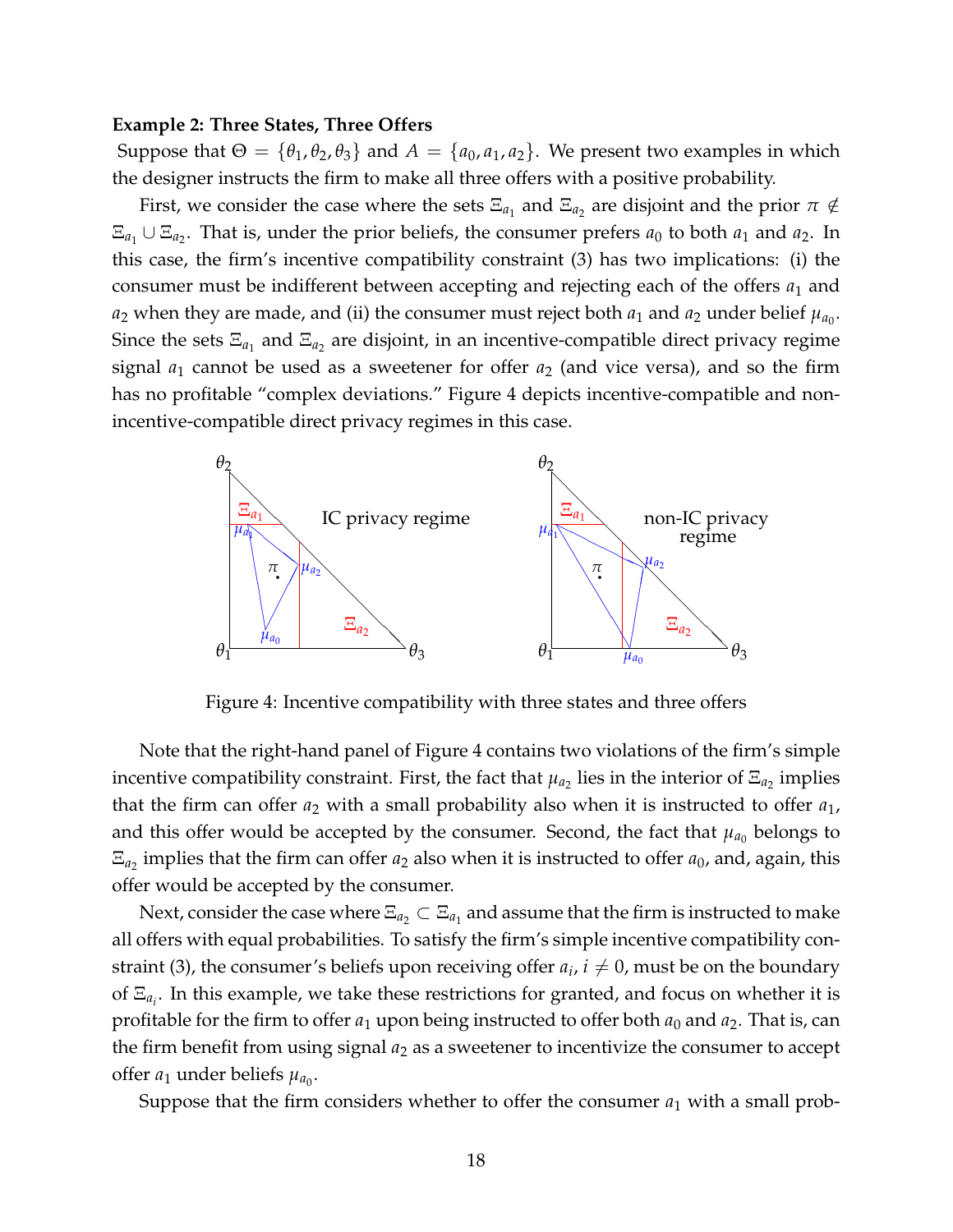**Example 2: Three States, Three Offers**

Suppose that $\Theta = \{\theta_1, \theta_2, \theta_3\}$ and $A = \{a_0, a_1, a_2\}$. We present two examples in which the designer instructs the firm to make all three offers with a positive probability.

First, we consider the case where the sets $\Xi_{a_1}$ and $\Xi_{a_2}$ are disjoint and the prior $\pi \notin \Xi_{a_1} \cup \Xi_{a_2}$. That is, under the prior beliefs, the consumer prefers $a_0$ to both $a_1$ and $a_2$. In this case, the firm's incentive compatibility constraint (3) has two implications: (i) the consumer must be indifferent between accepting and rejecting each of the offers $a_1$ and $a_2$ when they are made, and (ii) the consumer must reject both $a_1$ and $a_2$ under belief $\mu_{a_0}$. Since the sets $\Xi_{a_1}$ and $\Xi_{a_2}$ are disjoint, in an incentive-compatible direct privacy regime signal $a_1$ cannot be used as a sweetener for offer $a_2$ (and vice versa), and so the firm has no profitable "complex deviations." Figure 4 depicts incentive-compatible and non-incentive-compatible direct privacy regimes in this case.

Figure 4: Incentive compatibility with three states and three offers

Note that the right-hand panel of Figure 4 contains two violations of the firm's simple incentive compatibility constraint. First, the fact that $\mu_{a_2}$ lies in the interior of $\Xi_{a_2}$ implies that the firm can offer $a_2$ with a small probability also when it is instructed to offer $a_1$, and this offer would be accepted by the consumer. Second, the fact that $\mu_{a_0}$ belongs to $\Xi_{a_2}$ implies that the firm can offer $a_2$ also when it is instructed to offer $a_0$, and, again, this offer would be accepted by the consumer.

Next, consider the case where $\Xi_{a_2} \subset \Xi_{a_1}$ and assume that the firm is instructed to make all offers with equal probabilities. To satisfy the firm's simple incentive compatibility constraint (3), the consumer's beliefs upon receiving offer $a_i$, $i \neq 0$, must be on the boundary of $\Xi_{a_i}$. In this example, we take these restrictions for granted, and focus on whether it is profitable for the firm to offer $a_1$ upon being instructed to offer both $a_0$ and $a_2$. That is, can the firm benefit from using signal $a_2$ as a sweetener to incentivize the consumer to accept offer $a_1$ under beliefs $\mu_{a_0}$.

Suppose that the firm considers whether to offer the consumer $a_1$ with a small prob-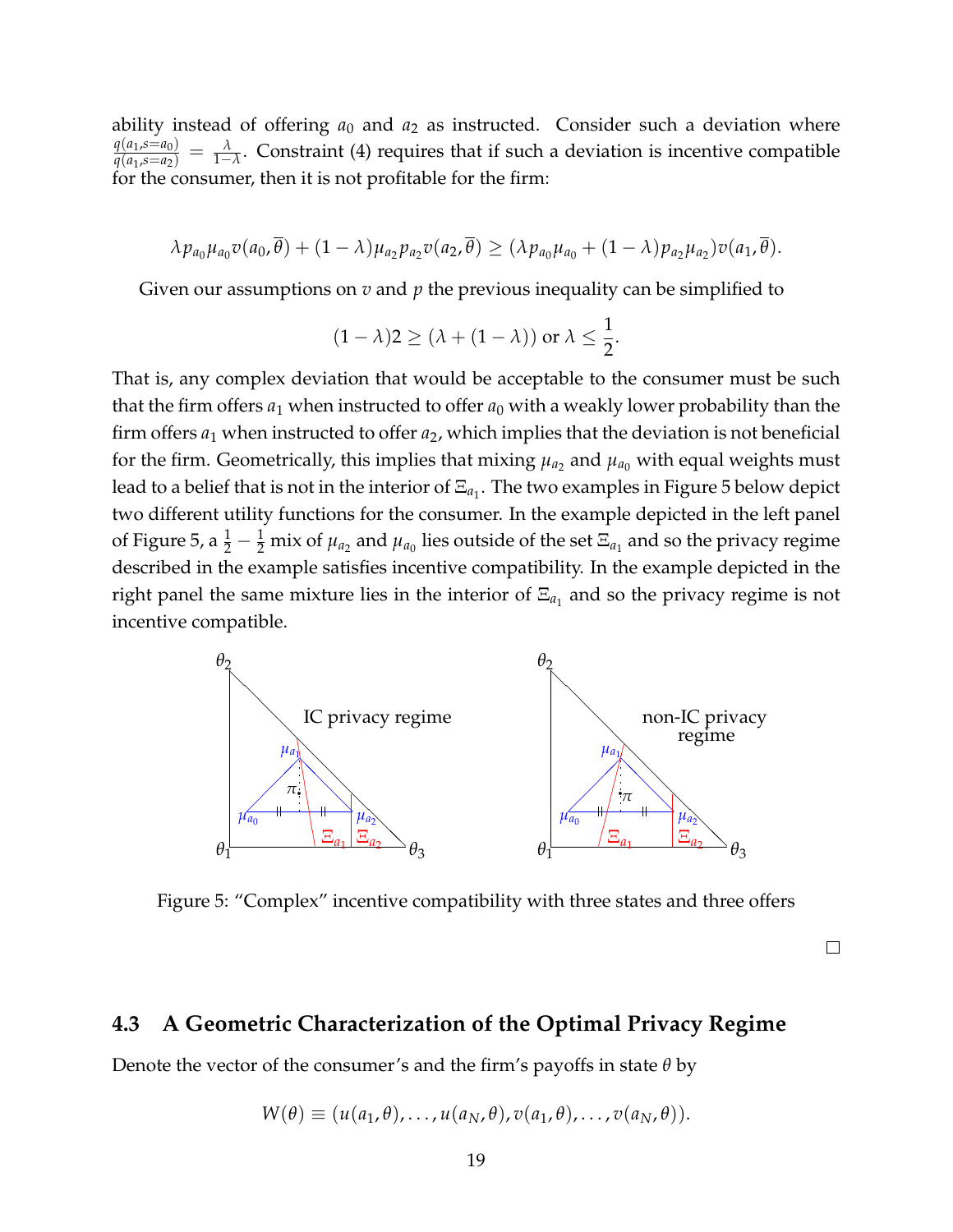ability instead of offering $a_0$ and $a_2$ as instructed. Consider such a deviation where $\frac{q(a_1,s=a_0)}{q(a_1,s=a_2)} = \frac{\lambda}{1-\lambda}$. Constraint (4) requires that if such a deviation is incentive compatible for the consumer, then it is not profitable for the firm:

$$\lambda p_{a_0}\mu_{a_0}v(a_0,\overline{\theta}) + (1-\lambda)\mu_{a_2}p_{a_2}v(a_2,\overline{\theta}) \geq (\lambda p_{a_0}\mu_{a_0} + (1-\lambda)p_{a_2}\mu_{a_2})v(a_1,\overline{\theta}).$$

Given our assumptions on $v$ and $p$ the previous inequality can be simplified to

$$(1-\lambda)2 \geq (\lambda + (1-\lambda)) \text{ or } \lambda \leq \frac{1}{2}.$$

That is, any complex deviation that would be acceptable to the consumer must be such that the firm offers $a_1$ when instructed to offer $a_0$ with a weakly lower probability than the firm offers $a_1$ when instructed to offer $a_2$, which implies that the deviation is not beneficial for the firm. Geometrically, this implies that mixing $\mu_{a_2}$ and $\mu_{a_0}$ with equal weights must lead to a belief that is not in the interior of $\Xi_{a_1}$. The two examples in Figure 5 below depict two different utility functions for the consumer. In the example depicted in the left panel of Figure 5, a $\frac{1}{2}-\frac{1}{2}$ mix of $\mu_{a_2}$ and $\mu_{a_0}$ lies outside of the set $\Xi_{a_1}$ and so the privacy regime described in the example satisfies incentive compatibility. In the example depicted in the right panel the same mixture lies in the interior of $\Xi_{a_1}$ and so the privacy regime is not incentive compatible.

Figure 5: "Complex" incentive compatibility with three states and three offers

□

## 4.3 A Geometric Characterization of the Optimal Privacy Regime

Denote the vector of the consumer's and the firm's payoffs in state $\theta$ by

$$W(\theta) \equiv (u(a_1,\theta),\ldots,u(a_N,\theta),v(a_1,\theta),\ldots,v(a_N,\theta)).$$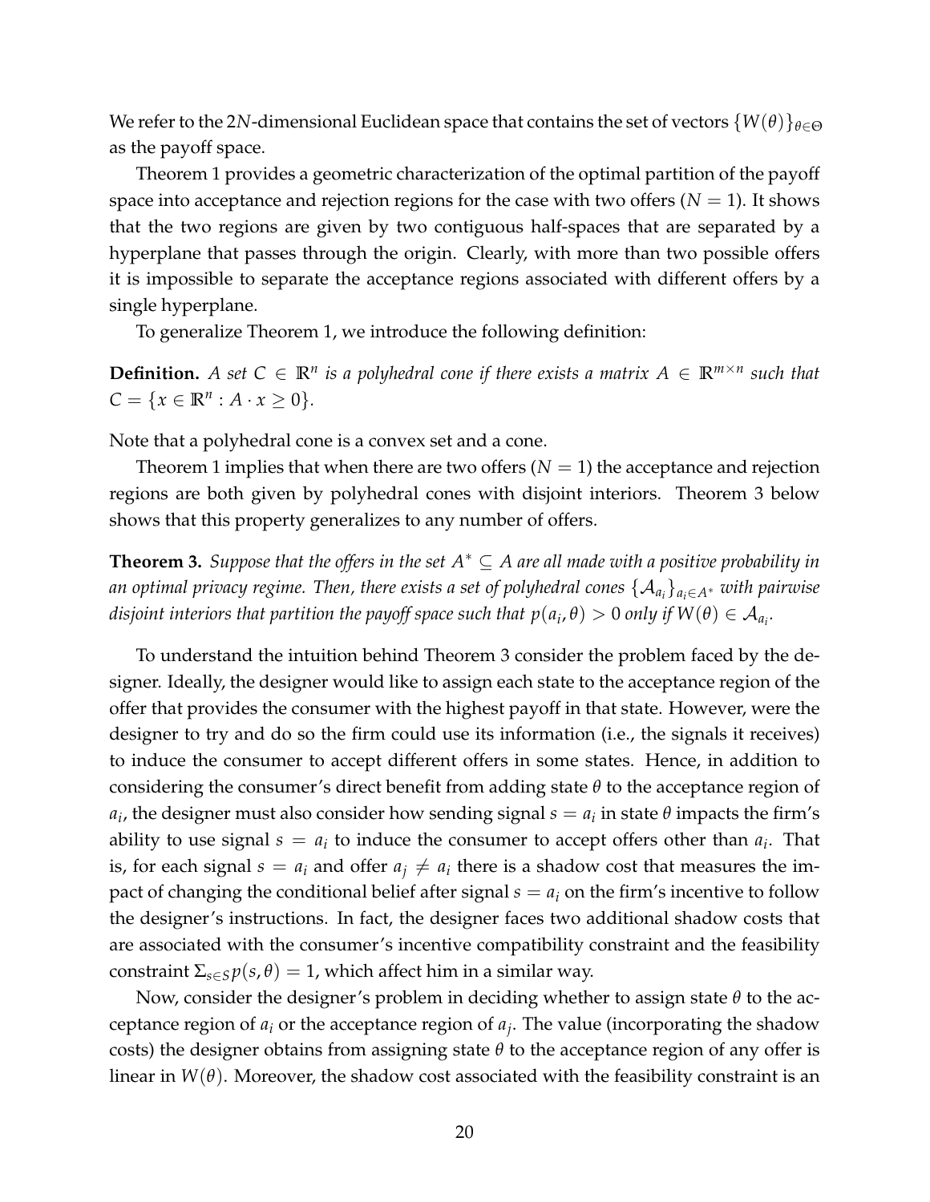We refer to the $2N$-dimensional Euclidean space that contains the set of vectors $\{W(\theta)\}_{\theta \in \Theta}$ as the payoff space.

Theorem 1 provides a geometric characterization of the optimal partition of the payoff space into acceptance and rejection regions for the case with two offers ($N = 1$). It shows that the two regions are given by two contiguous half-spaces that are separated by a hyperplane that passes through the origin. Clearly, with more than two possible offers it is impossible to separate the acceptance regions associated with different offers by a single hyperplane.

To generalize Theorem 1, we introduce the following definition:

**Definition.** *A set $C \in \mathbb{R}^n$ is a polyhedral cone if there exists a matrix $A \in \mathbb{R}^{m \times n}$ such that $C = \{x \in \mathbb{R}^n : A \cdot x \geq 0\}$.*

Note that a polyhedral cone is a convex set and a cone.

Theorem 1 implies that when there are two offers ($N = 1$) the acceptance and rejection regions are both given by polyhedral cones with disjoint interiors. Theorem 3 below shows that this property generalizes to any number of offers.

**Theorem 3.** *Suppose that the offers in the set $A^* \subseteq A$ are all made with a positive probability in an optimal privacy regime. Then, there exists a set of polyhedral cones $\{\mathcal{A}_{a_i}\}_{a_i \in A^*}$ with pairwise disjoint interiors that partition the payoff space such that $p(a_i, \theta) > 0$ only if $W(\theta) \in \mathcal{A}_{a_i}$.*

To understand the intuition behind Theorem 3 consider the problem faced by the designer. Ideally, the designer would like to assign each state to the acceptance region of the offer that provides the consumer with the highest payoff in that state. However, were the designer to try and do so the firm could use its information (i.e., the signals it receives) to induce the consumer to accept different offers in some states. Hence, in addition to considering the consumer's direct benefit from adding state $\theta$ to the acceptance region of $a_i$, the designer must also consider how sending signal $s = a_i$ in state $\theta$ impacts the firm's ability to use signal $s = a_i$ to induce the consumer to accept offers other than $a_i$. That is, for each signal $s = a_i$ and offer $a_j \neq a_i$ there is a shadow cost that measures the impact of changing the conditional belief after signal $s = a_i$ on the firm's incentive to follow the designer's instructions. In fact, the designer faces two additional shadow costs that are associated with the consumer's incentive compatibility constraint and the feasibility constraint $\Sigma_{s \in S} p(s, \theta) = 1$, which affect him in a similar way.

Now, consider the designer's problem in deciding whether to assign state $\theta$ to the acceptance region of $a_i$ or the acceptance region of $a_j$. The value (incorporating the shadow costs) the designer obtains from assigning state $\theta$ to the acceptance region of any offer is linear in $W(\theta)$. Moreover, the shadow cost associated with the feasibility constraint is an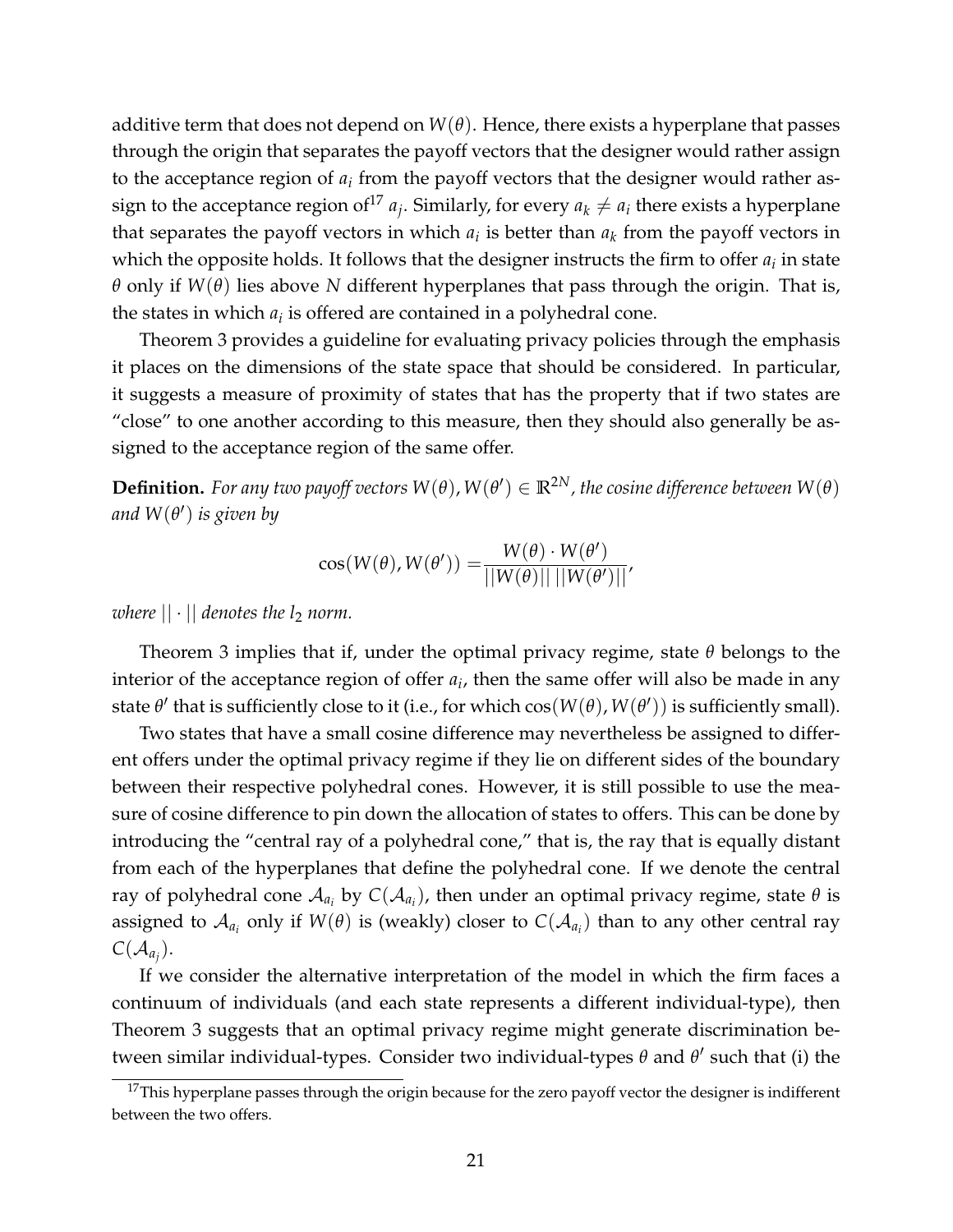additive term that does not depend on $W(\theta)$. Hence, there exists a hyperplane that passes through the origin that separates the payoff vectors that the designer would rather assign to the acceptance region of $a_i$ from the payoff vectors that the designer would rather assign to the acceptance region of[17] $a_j$. Similarly, for every $a_k \neq a_i$ there exists a hyperplane that separates the payoff vectors in which $a_i$ is better than $a_k$ from the payoff vectors in which the opposite holds. It follows that the designer instructs the firm to offer $a_i$ in state $\theta$ only if $W(\theta)$ lies above $N$ different hyperplanes that pass through the origin. That is, the states in which $a_i$ is offered are contained in a polyhedral cone.

Theorem 3 provides a guideline for evaluating privacy policies through the emphasis it places on the dimensions of the state space that should be considered. In particular, it suggests a measure of proximity of states that has the property that if two states are "close" to one another according to this measure, then they should also generally be assigned to the acceptance region of the same offer.

**Definition.** *For any two payoff vectors $W(\theta), W(\theta') \in \mathbb{R}^{2N}$, the cosine difference between $W(\theta)$ and $W(\theta')$ is given by*

$$\cos(W(\theta), W(\theta')) = \frac{W(\theta) \cdot W(\theta')}{||W(\theta)|| \, ||W(\theta')||},$$

*where $|| \cdot ||$ denotes the $l_2$ norm.*

Theorem 3 implies that if, under the optimal privacy regime, state $\theta$ belongs to the interior of the acceptance region of offer $a_i$, then the same offer will also be made in any state $\theta'$ that is sufficiently close to it (i.e., for which $\cos(W(\theta), W(\theta'))$ is sufficiently small).

Two states that have a small cosine difference may nevertheless be assigned to different offers under the optimal privacy regime if they lie on different sides of the boundary between their respective polyhedral cones. However, it is still possible to use the measure of cosine difference to pin down the allocation of states to offers. This can be done by introducing the "central ray of a polyhedral cone," that is, the ray that is equally distant from each of the hyperplanes that define the polyhedral cone. If we denote the central ray of polyhedral cone $\mathcal{A}_{a_i}$ by $C(\mathcal{A}_{a_i})$, then under an optimal privacy regime, state $\theta$ is assigned to $\mathcal{A}_{a_i}$ only if $W(\theta)$ is (weakly) closer to $C(\mathcal{A}_{a_i})$ than to any other central ray $C(\mathcal{A}_{a_j})$.

If we consider the alternative interpretation of the model in which the firm faces a continuum of individuals (and each state represents a different individual-type), then Theorem 3 suggests that an optimal privacy regime might generate discrimination between similar individual-types. Consider two individual-types $\theta$ and $\theta'$ such that (i) the

[17] This hyperplane passes through the origin because for the zero payoff vector the designer is indifferent between the two offers.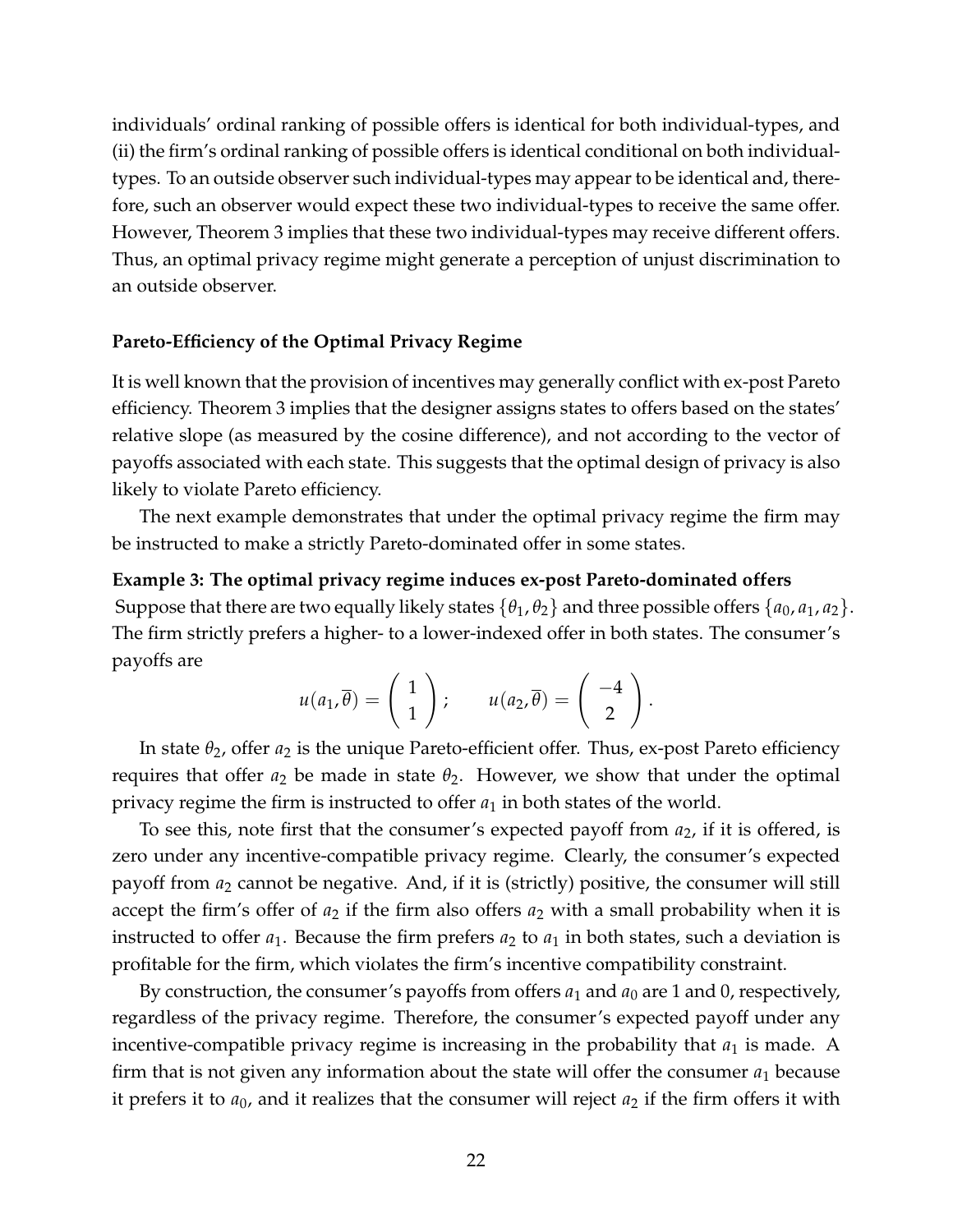individuals' ordinal ranking of possible offers is identical for both individual-types, and (ii) the firm's ordinal ranking of possible offers is identical conditional on both individual-types. To an outside observer such individual-types may appear to be identical and, therefore, such an observer would expect these two individual-types to receive the same offer. However, Theorem 3 implies that these two individual-types may receive different offers. Thus, an optimal privacy regime might generate a perception of unjust discrimination to an outside observer.

**Pareto-Efficiency of the Optimal Privacy Regime**

It is well known that the provision of incentives may generally conflict with ex-post Pareto efficiency. Theorem 3 implies that the designer assigns states to offers based on the states' relative slope (as measured by the cosine difference), and not according to the vector of payoffs associated with each state. This suggests that the optimal design of privacy is also likely to violate Pareto efficiency.

The next example demonstrates that under the optimal privacy regime the firm may be instructed to make a strictly Pareto-dominated offer in some states.

**Example 3: The optimal privacy regime induces ex-post Pareto-dominated offers** Suppose that there are two equally likely states $\{\theta_1, \theta_2\}$ and three possible offers $\{a_0, a_1, a_2\}$. The firm strictly prefers a higher- to a lower-indexed offer in both states. The consumer's payoffs are

$$u(a_1, \overline{\theta}) = \begin{pmatrix} 1 \\ 1 \end{pmatrix}; \qquad u(a_2, \overline{\theta}) = \begin{pmatrix} -4 \\ 2 \end{pmatrix}.$$

In state $\theta_2$, offer $a_2$ is the unique Pareto-efficient offer. Thus, ex-post Pareto efficiency requires that offer $a_2$ be made in state $\theta_2$. However, we show that under the optimal privacy regime the firm is instructed to offer $a_1$ in both states of the world.

To see this, note first that the consumer's expected payoff from $a_2$, if it is offered, is zero under any incentive-compatible privacy regime. Clearly, the consumer's expected payoff from $a_2$ cannot be negative. And, if it is (strictly) positive, the consumer will still accept the firm's offer of $a_2$ if the firm also offers $a_2$ with a small probability when it is instructed to offer $a_1$. Because the firm prefers $a_2$ to $a_1$ in both states, such a deviation is profitable for the firm, which violates the firm's incentive compatibility constraint.

By construction, the consumer's payoffs from offers $a_1$ and $a_0$ are 1 and 0, respectively, regardless of the privacy regime. Therefore, the consumer's expected payoff under any incentive-compatible privacy regime is increasing in the probability that $a_1$ is made. A firm that is not given any information about the state will offer the consumer $a_1$ because it prefers it to $a_0$, and it realizes that the consumer will reject $a_2$ if the firm offers it with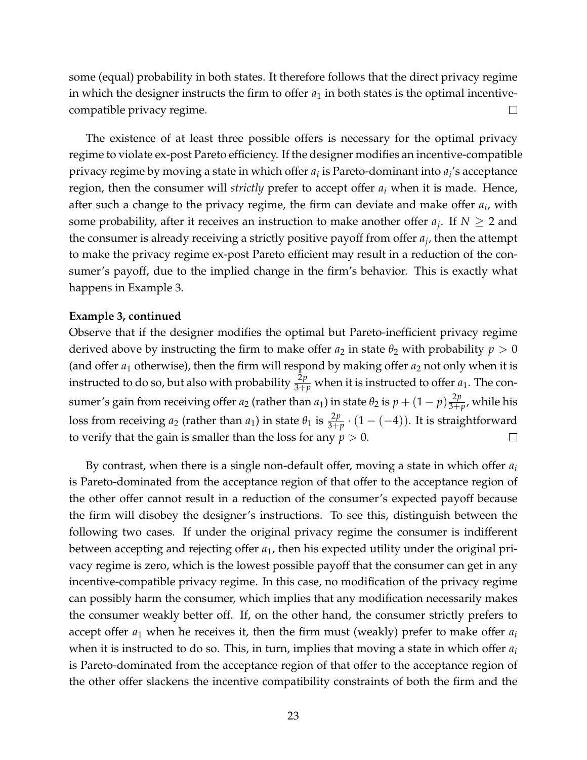some (equal) probability in both states. It therefore follows that the direct privacy regime in which the designer instructs the firm to offer $a_1$ in both states is the optimal incentive-compatible privacy regime. $\square$

The existence of at least three possible offers is necessary for the optimal privacy regime to violate ex-post Pareto efficiency. If the designer modifies an incentive-compatible privacy regime by moving a state in which offer $a_i$ is Pareto-dominant into $a_i$'s acceptance region, then the consumer will *strictly* prefer to accept offer $a_i$ when it is made. Hence, after such a change to the privacy regime, the firm can deviate and make offer $a_i$, with some probability, after it receives an instruction to make another offer $a_j$. If $N \geq 2$ and the consumer is already receiving a strictly positive payoff from offer $a_j$, then the attempt to make the privacy regime ex-post Pareto efficient may result in a reduction of the consumer's payoff, due to the implied change in the firm's behavior. This is exactly what happens in Example 3.

**Example 3, continued**

Observe that if the designer modifies the optimal but Pareto-inefficient privacy regime derived above by instructing the firm to make offer $a_2$ in state $\theta_2$ with probability $p > 0$ (and offer $a_1$ otherwise), then the firm will respond by making offer $a_2$ not only when it is instructed to do so, but also with probability $\frac{2p}{3+p}$ when it is instructed to offer $a_1$. The consumer's gain from receiving offer $a_2$ (rather than $a_1$) in state $\theta_2$ is $p + (1-p)\frac{2p}{3+p}$, while his loss from receiving $a_2$ (rather than $a_1$) in state $\theta_1$ is $\frac{2p}{3+p} \cdot (1-(-4))$. It is straightforward to verify that the gain is smaller than the loss for any $p > 0$. $\square$

By contrast, when there is a single non-default offer, moving a state in which offer $a_i$ is Pareto-dominated from the acceptance region of that offer to the acceptance region of the other offer cannot result in a reduction of the consumer's expected payoff because the firm will disobey the designer's instructions. To see this, distinguish between the following two cases. If under the original privacy regime the consumer is indifferent between accepting and rejecting offer $a_1$, then his expected utility under the original privacy regime is zero, which is the lowest possible payoff that the consumer can get in any incentive-compatible privacy regime. In this case, no modification of the privacy regime can possibly harm the consumer, which implies that any modification necessarily makes the consumer weakly better off. If, on the other hand, the consumer strictly prefers to accept offer $a_1$ when he receives it, then the firm must (weakly) prefer to make offer $a_i$ when it is instructed to do so. This, in turn, implies that moving a state in which offer $a_i$ is Pareto-dominated from the acceptance region of that offer to the acceptance region of the other offer slackens the incentive compatibility constraints of both the firm and the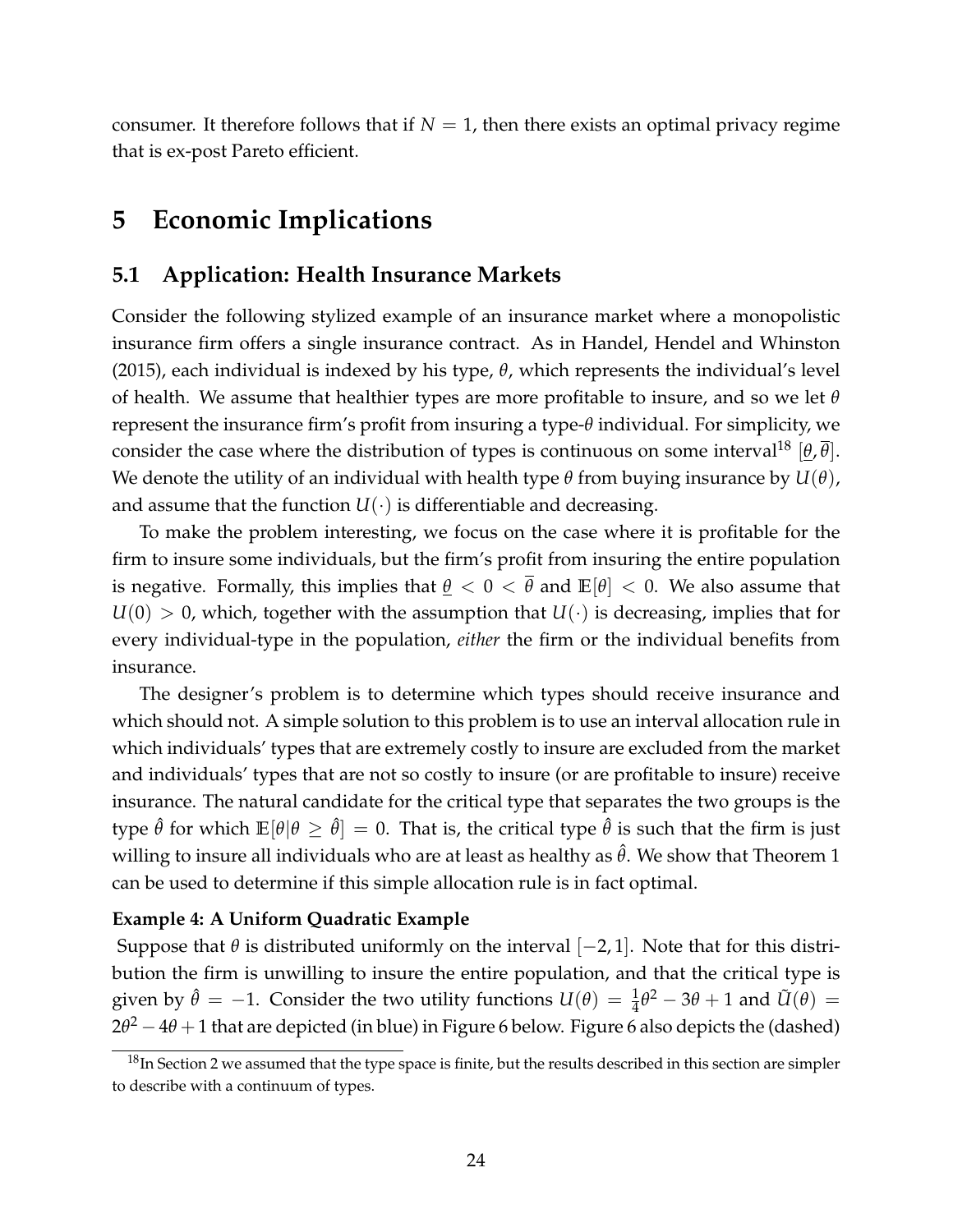consumer. It therefore follows that if $N = 1$, then there exists an optimal privacy regime that is ex-post Pareto efficient.

# 5 Economic Implications

## 5.1 Application: Health Insurance Markets

Consider the following stylized example of an insurance market where a monopolistic insurance firm offers a single insurance contract. As in Handel, Hendel and Whinston (2015), each individual is indexed by his type, $\theta$, which represents the individual's level of health. We assume that healthier types are more profitable to insure, and so we let $\theta$ represent the insurance firm's profit from insuring a type-$\theta$ individual. For simplicity, we consider the case where the distribution of types is continuous on some interval[18] $[\underline{\theta}, \overline{\theta}]$. We denote the utility of an individual with health type $\theta$ from buying insurance by $U(\theta)$, and assume that the function $U(\cdot)$ is differentiable and decreasing.

To make the problem interesting, we focus on the case where it is profitable for the firm to insure some individuals, but the firm's profit from insuring the entire population is negative. Formally, this implies that $\underline{\theta} < 0 < \overline{\theta}$ and $\mathbb{E}[\theta] < 0$. We also assume that $U(0) > 0$, which, together with the assumption that $U(\cdot)$ is decreasing, implies that for every individual-type in the population, *either* the firm or the individual benefits from insurance.

The designer's problem is to determine which types should receive insurance and which should not. A simple solution to this problem is to use an interval allocation rule in which individuals' types that are extremely costly to insure are excluded from the market and individuals' types that are not so costly to insure (or are profitable to insure) receive insurance. The natural candidate for the critical type that separates the two groups is the type $\hat{\theta}$ for which $\mathbb{E}[\theta | \theta \geq \hat{\theta}] = 0$. That is, the critical type $\hat{\theta}$ is such that the firm is just willing to insure all individuals who are at least as healthy as $\hat{\theta}$. We show that Theorem 1 can be used to determine if this simple allocation rule is in fact optimal.

**Example 4: A Uniform Quadratic Example**

Suppose that $\theta$ is distributed uniformly on the interval $[-2, 1]$. Note that for this distribution the firm is unwilling to insure the entire population, and that the critical type is given by $\hat{\theta} = -1$. Consider the two utility functions $U(\theta) = \frac{1}{4}\theta^2 - 3\theta + 1$ and $\tilde{U}(\theta) = 2\theta^2 - 4\theta + 1$ that are depicted (in blue) in Figure 6 below. Figure 6 also depicts the (dashed)

[18] In Section 2 we assumed that the type space is finite, but the results described in this section are simpler to describe with a continuum of types.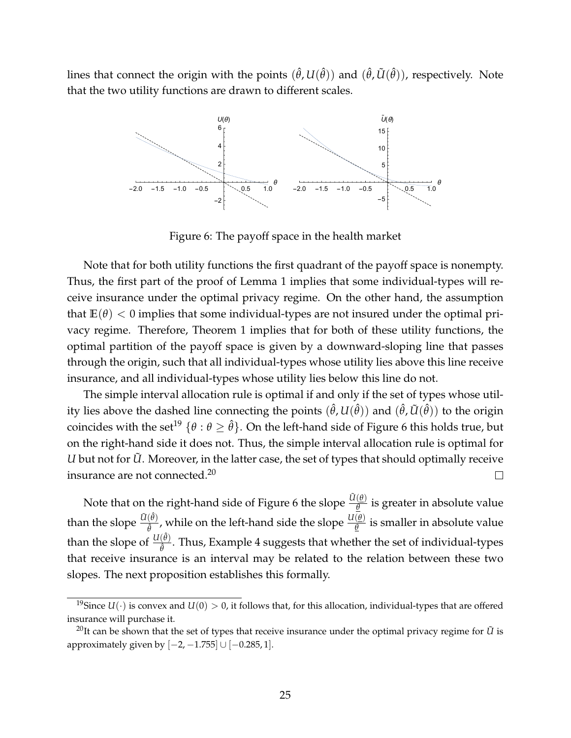lines that connect the origin with the points $(\hat{\theta}, U(\hat{\theta}))$ and $(\hat{\theta}, \tilde{U}(\hat{\theta}))$, respectively. Note that the two utility functions are drawn to different scales.

Figure 6: The payoff space in the health market

Note that for both utility functions the first quadrant of the payoff space is nonempty. Thus, the first part of the proof of Lemma 1 implies that some individual-types will receive insurance under the optimal privacy regime. On the other hand, the assumption that $\mathbb{E}(\theta) < 0$ implies that some individual-types are not insured under the optimal privacy regime. Therefore, Theorem 1 implies that for both of these utility functions, the optimal partition of the payoff space is given by a downward-sloping line that passes through the origin, such that all individual-types whose utility lies above this line receive insurance, and all individual-types whose utility lies below this line do not.

The simple interval allocation rule is optimal if and only if the set of types whose utility lies above the dashed line connecting the points $(\hat{\theta}, U(\hat{\theta}))$ and $(\hat{\theta}, \tilde{U}(\hat{\theta}))$ to the origin coincides with the set[19] $\{\theta : \theta \geq \hat{\theta}\}$. On the left-hand side of Figure 6 this holds true, but on the right-hand side it does not. Thus, the simple interval allocation rule is optimal for $U$ but not for $\tilde{U}$. Moreover, in the latter case, the set of types that should optimally receive insurance are not connected.[20] $\square$

Note that on the right-hand side of Figure 6 the slope $\frac{\tilde{U}(\underline{\theta})}{\underline{\theta}}$ is greater in absolute value than the slope $\frac{\tilde{U}(\hat{\theta})}{\hat{\theta}}$, while on the left-hand side the slope $\frac{U(\underline{\theta})}{\underline{\theta}}$ is smaller in absolute value than the slope of $\frac{U(\hat{\theta})}{\hat{\theta}}$. Thus, Example 4 suggests that whether the set of individual-types that receive insurance is an interval may be related to the relation between these two slopes. The next proposition establishes this formally.

[19] Since $U(\cdot)$ is convex and $U(0) > 0$, it follows that, for this allocation, individual-types that are offered insurance will purchase it.

[20] It can be shown that the set of types that receive insurance under the optimal privacy regime for $\tilde{U}$ is approximately given by $[-2, -1.755] \cup [-0.285, 1]$.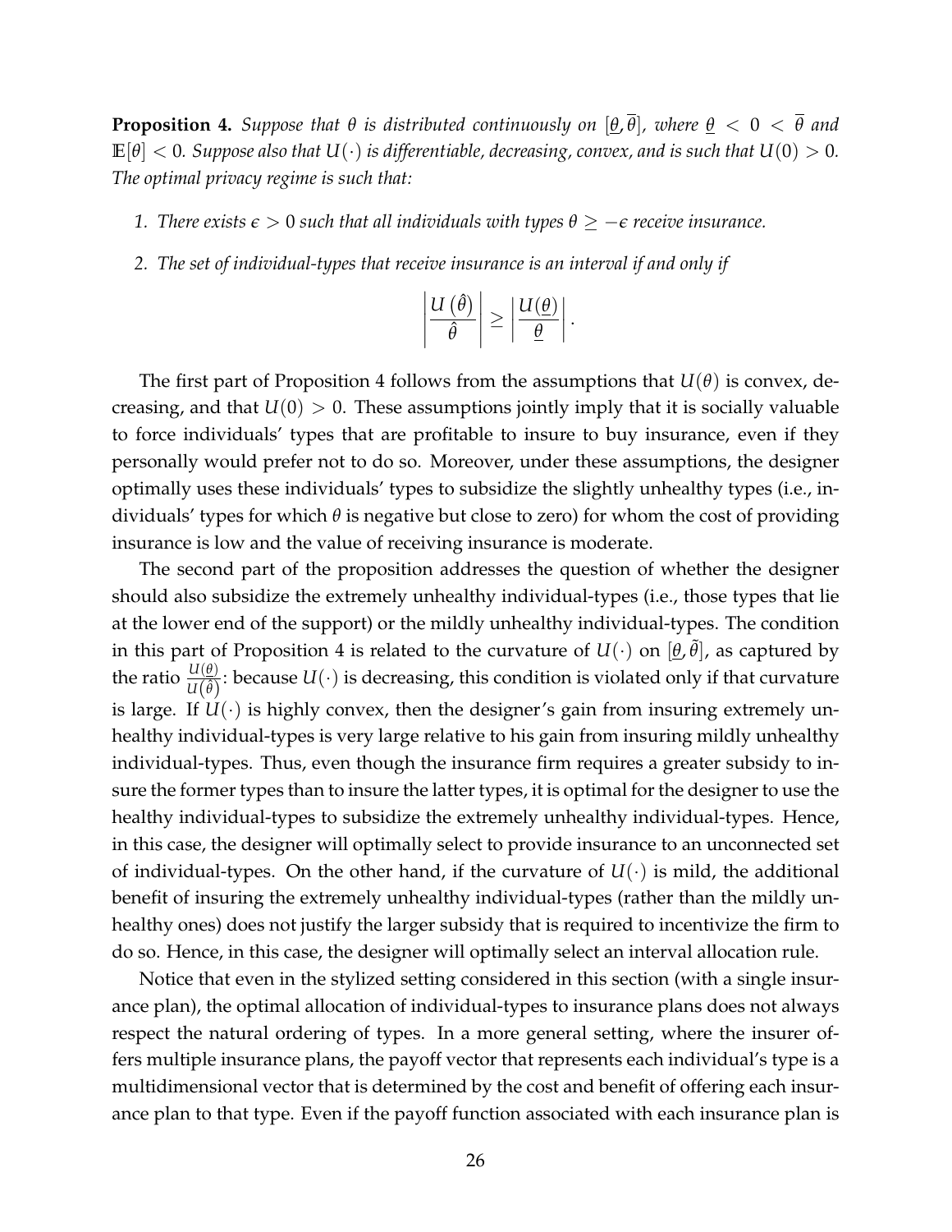**Proposition 4.** *Suppose that $\theta$ is distributed continuously on $[\underline{\theta}, \overline{\theta}]$, where $\underline{\theta} < 0 < \overline{\theta}$ and $\mathbb{E}[\theta] < 0$. Suppose also that $U(\cdot)$ is differentiable, decreasing, convex, and is such that $U(0) > 0$. The optimal privacy regime is such that:*

1. *There exists $\epsilon > 0$ such that all individuals with types $\theta \geq -\epsilon$ receive insurance.*
2. *The set of individual-types that receive insurance is an interval if and only if*

$$\left| \frac{U(\hat{\theta})}{\hat{\theta}} \right| \geq \left| \frac{U(\underline{\theta})}{\underline{\theta}} \right|.$$

The first part of Proposition 4 follows from the assumptions that $U(\theta)$ is convex, decreasing, and that $U(0) > 0$. These assumptions jointly imply that it is socially valuable to force individuals' types that are profitable to insure to buy insurance, even if they personally would prefer not to do so. Moreover, under these assumptions, the designer optimally uses these individuals' types to subsidize the slightly unhealthy types (i.e., individuals' types for which $\theta$ is negative but close to zero) for whom the cost of providing insurance is low and the value of receiving insurance is moderate.

The second part of the proposition addresses the question of whether the designer should also subsidize the extremely unhealthy individual-types (i.e., those types that lie at the lower end of the support) or the mildly unhealthy individual-types. The condition in this part of Proposition 4 is related to the curvature of $U(\cdot)$ on $[\underline{\theta}, \tilde{\theta}]$, as captured by the ratio $\frac{U(\underline{\theta})}{U(\hat{\theta})}$: because $U(\cdot)$ is decreasing, this condition is violated only if that curvature is large. If $U(\cdot)$ is highly convex, then the designer's gain from insuring extremely unhealthy individual-types is very large relative to his gain from insuring mildly unhealthy individual-types. Thus, even though the insurance firm requires a greater subsidy to insure the former types than to insure the latter types, it is optimal for the designer to use the healthy individual-types to subsidize the extremely unhealthy individual-types. Hence, in this case, the designer will optimally select to provide insurance to an unconnected set of individual-types. On the other hand, if the curvature of $U(\cdot)$ is mild, the additional benefit of insuring the extremely unhealthy individual-types (rather than the mildly unhealthy ones) does not justify the larger subsidy that is required to incentivize the firm to do so. Hence, in this case, the designer will optimally select an interval allocation rule.

Notice that even in the stylized setting considered in this section (with a single insurance plan), the optimal allocation of individual-types to insurance plans does not always respect the natural ordering of types. In a more general setting, where the insurer offers multiple insurance plans, the payoff vector that represents each individual's type is a multidimensional vector that is determined by the cost and benefit of offering each insurance plan to that type. Even if the payoff function associated with each insurance plan is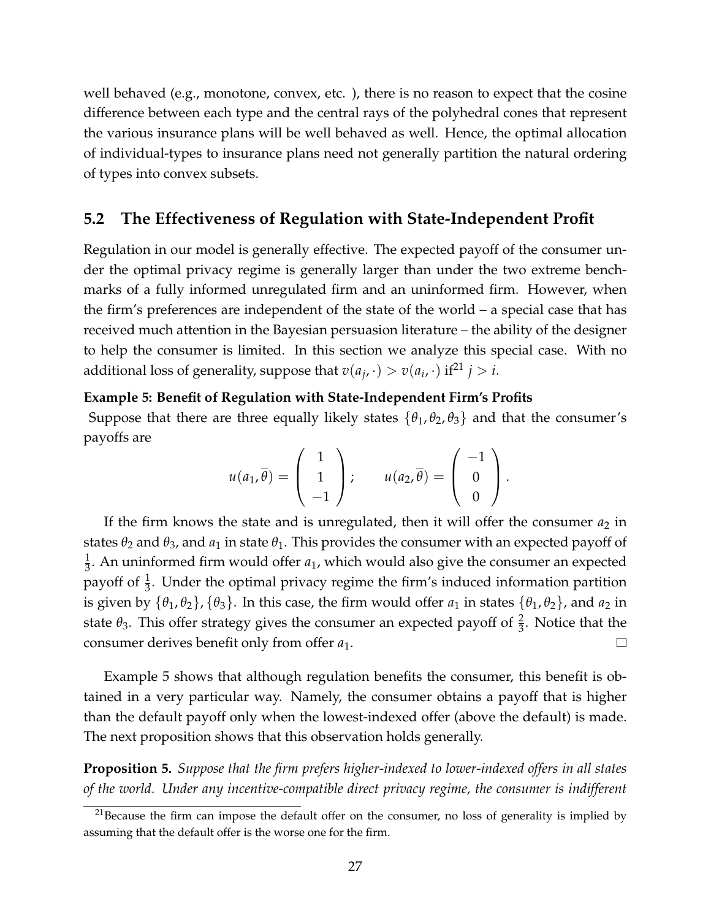well behaved (e.g., monotone, convex, etc. ), there is no reason to expect that the cosine difference between each type and the central rays of the polyhedral cones that represent the various insurance plans will be well behaved as well. Hence, the optimal allocation of individual-types to insurance plans need not generally partition the natural ordering of types into convex subsets.

## 5.2 The Effectiveness of Regulation with State-Independent Profit

Regulation in our model is generally effective. The expected payoff of the consumer under the optimal privacy regime is generally larger than under the two extreme benchmarks of a fully informed unregulated firm and an uninformed firm. However, when the firm's preferences are independent of the state of the world – a special case that has received much attention in the Bayesian persuasion literature – the ability of the designer to help the consumer is limited. In this section we analyze this special case. With no additional loss of generality, suppose that $v(a_j, \cdot) > v(a_i, \cdot)$ if[21] $j > i$.

**Example 5: Benefit of Regulation with State-Independent Firm's Profits**

Suppose that there are three equally likely states $\{\theta_1, \theta_2, \theta_3\}$ and that the consumer's payoffs are

$$u(a_1, \overline{\theta}) = \begin{pmatrix} 1 \\ 1 \\ -1 \end{pmatrix}; \qquad u(a_2, \overline{\theta}) = \begin{pmatrix} -1 \\ 0 \\ 0 \end{pmatrix}.$$

If the firm knows the state and is unregulated, then it will offer the consumer $a_2$ in states $\theta_2$ and $\theta_3$, and $a_1$ in state $\theta_1$. This provides the consumer with an expected payoff of $\frac{1}{3}$. An uninformed firm would offer $a_1$, which would also give the consumer an expected payoff of $\frac{1}{3}$. Under the optimal privacy regime the firm's induced information partition is given by $\{\theta_1, \theta_2\}, \{\theta_3\}$. In this case, the firm would offer $a_1$ in states $\{\theta_1, \theta_2\}$, and $a_2$ in state $\theta_3$. This offer strategy gives the consumer an expected payoff of $\frac{2}{3}$. Notice that the consumer derives benefit only from offer $a_1$. □

Example 5 shows that although regulation benefits the consumer, this benefit is obtained in a very particular way. Namely, the consumer obtains a payoff that is higher than the default payoff only when the lowest-indexed offer (above the default) is made. The next proposition shows that this observation holds generally.

**Proposition 5.** *Suppose that the firm prefers higher-indexed to lower-indexed offers in all states of the world. Under any incentive-compatible direct privacy regime, the consumer is indifferent*

[21] Because the firm can impose the default offer on the consumer, no loss of generality is implied by assuming that the default offer is the worse one for the firm.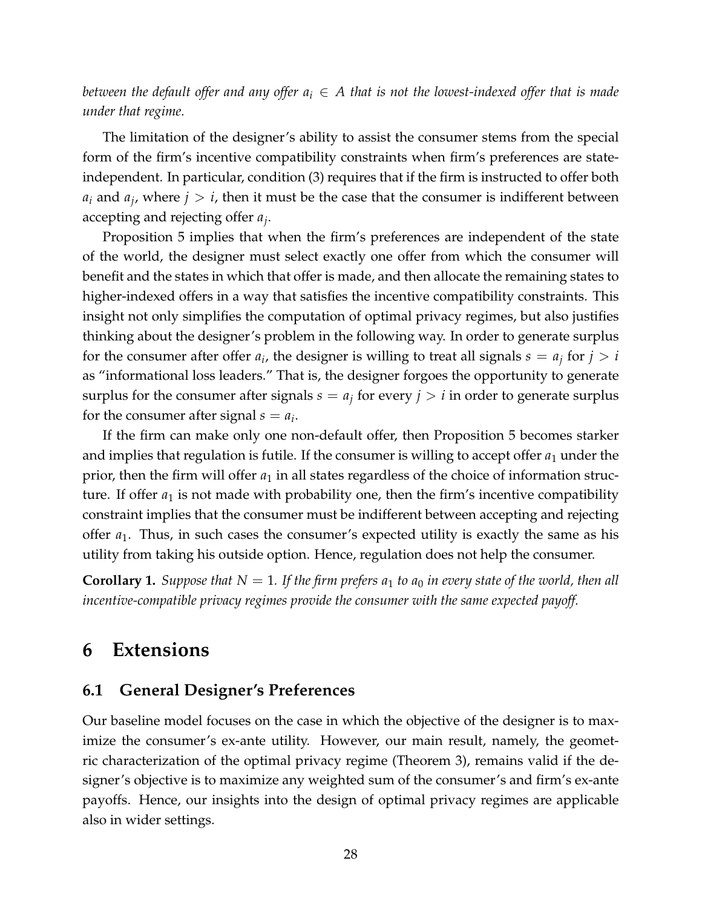*between the default offer and any offer $a_i \in A$ that is not the lowest-indexed offer that is made under that regime.*

The limitation of the designer's ability to assist the consumer stems from the special form of the firm's incentive compatibility constraints when firm's preferences are state-independent. In particular, condition (3) requires that if the firm is instructed to offer both $a_i$ and $a_j$, where $j > i$, then it must be the case that the consumer is indifferent between accepting and rejecting offer $a_j$.

Proposition 5 implies that when the firm's preferences are independent of the state of the world, the designer must select exactly one offer from which the consumer will benefit and the states in which that offer is made, and then allocate the remaining states to higher-indexed offers in a way that satisfies the incentive compatibility constraints. This insight not only simplifies the computation of optimal privacy regimes, but also justifies thinking about the designer's problem in the following way. In order to generate surplus for the consumer after offer $a_i$, the designer is willing to treat all signals $s = a_j$ for $j > i$ as "informational loss leaders." That is, the designer forgoes the opportunity to generate surplus for the consumer after signals $s = a_j$ for every $j > i$ in order to generate surplus for the consumer after signal $s = a_i$.

If the firm can make only one non-default offer, then Proposition 5 becomes starker and implies that regulation is futile. If the consumer is willing to accept offer $a_1$ under the prior, then the firm will offer $a_1$ in all states regardless of the choice of information structure. If offer $a_1$ is not made with probability one, then the firm's incentive compatibility constraint implies that the consumer must be indifferent between accepting and rejecting offer $a_1$. Thus, in such cases the consumer's expected utility is exactly the same as his utility from taking his outside option. Hence, regulation does not help the consumer.

**Corollary 1.** *Suppose that $N = 1$. If the firm prefers $a_1$ to $a_0$ in every state of the world, then all incentive-compatible privacy regimes provide the consumer with the same expected payoff.*

# 6 Extensions

## 6.1 General Designer's Preferences

Our baseline model focuses on the case in which the objective of the designer is to maximize the consumer's ex-ante utility. However, our main result, namely, the geometric characterization of the optimal privacy regime (Theorem 3), remains valid if the designer's objective is to maximize any weighted sum of the consumer's and firm's ex-ante payoffs. Hence, our insights into the design of optimal privacy regimes are applicable also in wider settings.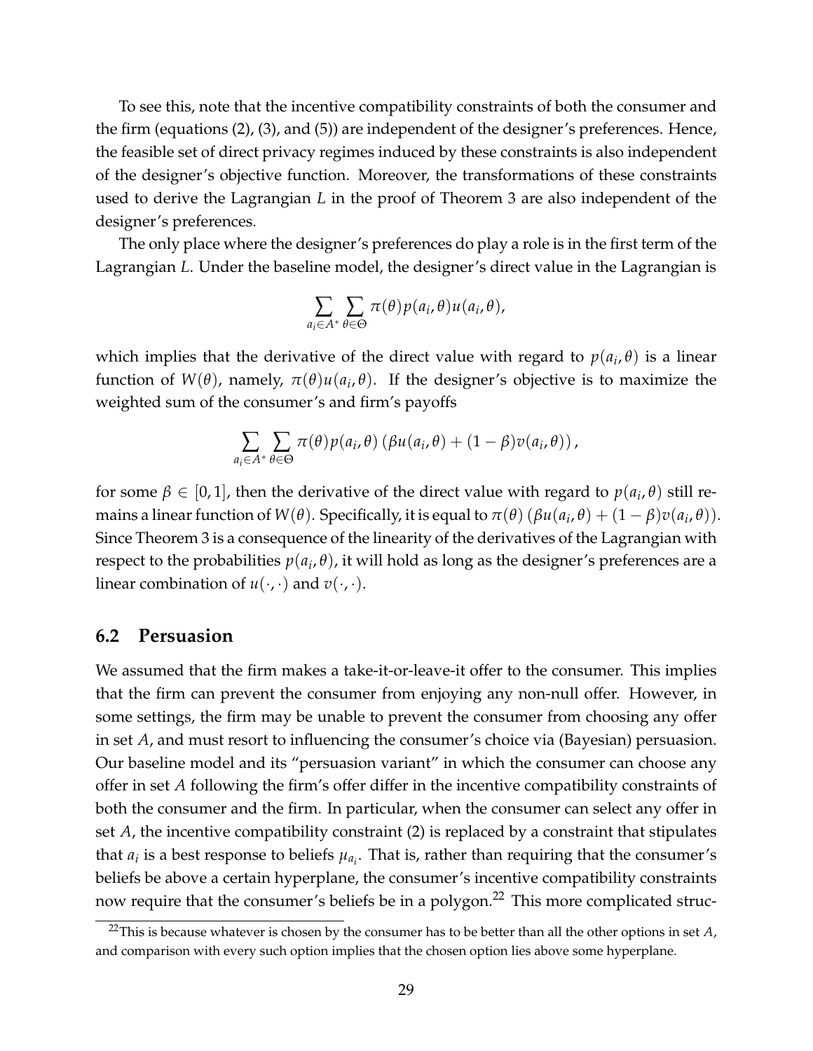To see this, note that the incentive compatibility constraints of both the consumer and the firm (equations (2), (3), and (5)) are independent of the designer's preferences. Hence, the feasible set of direct privacy regimes induced by these constraints is also independent of the designer's objective function. Moreover, the transformations of these constraints used to derive the Lagrangian $L$ in the proof of Theorem 3 are also independent of the designer's preferences.

The only place where the designer's preferences do play a role is in the first term of the Lagrangian $L$. Under the baseline model, the designer's direct value in the Lagrangian is

$$\sum_{a_i \in A^*} \sum_{\theta \in \Theta} \pi(\theta) p(a_i, \theta) u(a_i, \theta),$$

which implies that the derivative of the direct value with regard to $p(a_i, \theta)$ is a linear function of $W(\theta)$, namely, $\pi(\theta) u(a_i, \theta)$. If the designer's objective is to maximize the weighted sum of the consumer's and firm's payoffs

$$\sum_{a_i \in A^*} \sum_{\theta \in \Theta} \pi(\theta) p(a_i, \theta) \left( \beta u(a_i, \theta) + (1 - \beta) v(a_i, \theta) \right),$$

for some $\beta \in [0, 1]$, then the derivative of the direct value with regard to $p(a_i, \theta)$ still remains a linear function of $W(\theta)$. Specifically, it is equal to $\pi(\theta) \left( \beta u(a_i, \theta) + (1 - \beta) v(a_i, \theta) \right)$. Since Theorem 3 is a consequence of the linearity of the derivatives of the Lagrangian with respect to the probabilities $p(a_i, \theta)$, it will hold as long as the designer's preferences are a linear combination of $u(\cdot, \cdot)$ and $v(\cdot, \cdot)$.

## 6.2 Persuasion

We assumed that the firm makes a take-it-or-leave-it offer to the consumer. This implies that the firm can prevent the consumer from enjoying any non-null offer. However, in some settings, the firm may be unable to prevent the consumer from choosing any offer in set $A$, and must resort to influencing the consumer's choice via (Bayesian) persuasion. Our baseline model and its "persuasion variant" in which the consumer can choose any offer in set $A$ following the firm's offer differ in the incentive compatibility constraints of both the consumer and the firm. In particular, when the consumer can select any offer in set $A$, the incentive compatibility constraint (2) is replaced by a constraint that stipulates that $a_i$ is a best response to beliefs $\mu_{a_i}$. That is, rather than requiring that the consumer's beliefs be above a certain hyperplane, the consumer's incentive compatibility constraints now require that the consumer's beliefs be in a polygon.[22] This more complicated struc-

[22]This is because whatever is chosen by the consumer has to be better than all the other options in set $A$, and comparison with every such option implies that the chosen option lies above some hyperplane.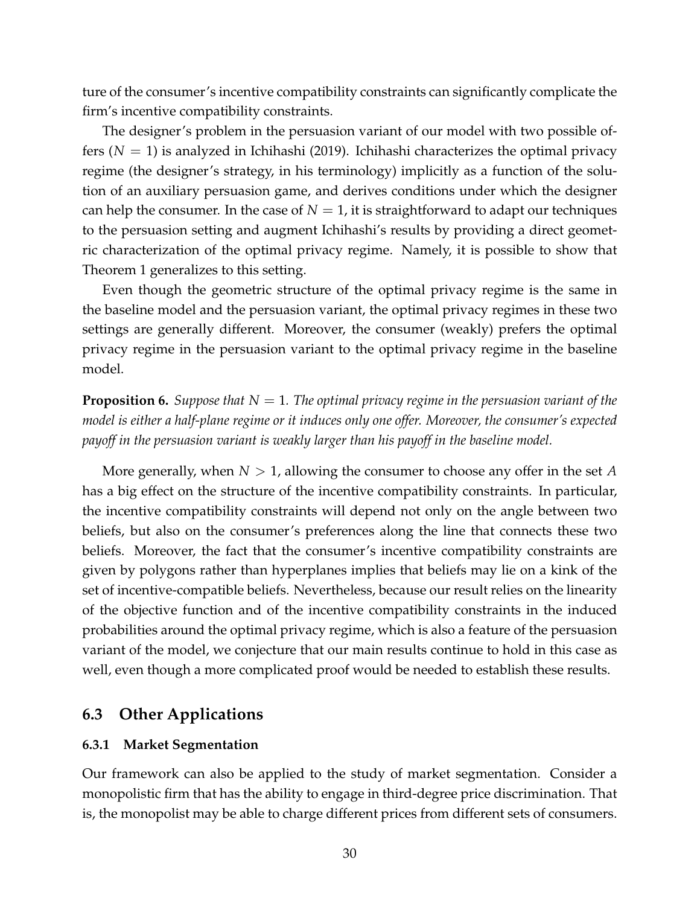ture of the consumer's incentive compatibility constraints can significantly complicate the firm's incentive compatibility constraints.

The designer's problem in the persuasion variant of our model with two possible offers ($N = 1$) is analyzed in Ichihashi (2019). Ichihashi characterizes the optimal privacy regime (the designer's strategy, in his terminology) implicitly as a function of the solution of an auxiliary persuasion game, and derives conditions under which the designer can help the consumer. In the case of $N = 1$, it is straightforward to adapt our techniques to the persuasion setting and augment Ichihashi's results by providing a direct geometric characterization of the optimal privacy regime. Namely, it is possible to show that Theorem 1 generalizes to this setting.

Even though the geometric structure of the optimal privacy regime is the same in the baseline model and the persuasion variant, the optimal privacy regimes in these two settings are generally different. Moreover, the consumer (weakly) prefers the optimal privacy regime in the persuasion variant to the optimal privacy regime in the baseline model.

**Proposition 6.** *Suppose that $N = 1$. The optimal privacy regime in the persuasion variant of the model is either a half-plane regime or it induces only one offer. Moreover, the consumer's expected payoff in the persuasion variant is weakly larger than his payoff in the baseline model.*

More generally, when $N > 1$, allowing the consumer to choose any offer in the set $A$ has a big effect on the structure of the incentive compatibility constraints. In particular, the incentive compatibility constraints will depend not only on the angle between two beliefs, but also on the consumer's preferences along the line that connects these two beliefs. Moreover, the fact that the consumer's incentive compatibility constraints are given by polygons rather than hyperplanes implies that beliefs may lie on a kink of the set of incentive-compatible beliefs. Nevertheless, because our result relies on the linearity of the objective function and of the incentive compatibility constraints in the induced probabilities around the optimal privacy regime, which is also a feature of the persuasion variant of the model, we conjecture that our main results continue to hold in this case as well, even though a more complicated proof would be needed to establish these results.

## 6.3 Other Applications

### 6.3.1 Market Segmentation

Our framework can also be applied to the study of market segmentation. Consider a monopolistic firm that has the ability to engage in third-degree price discrimination. That is, the monopolist may be able to charge different prices from different sets of consumers.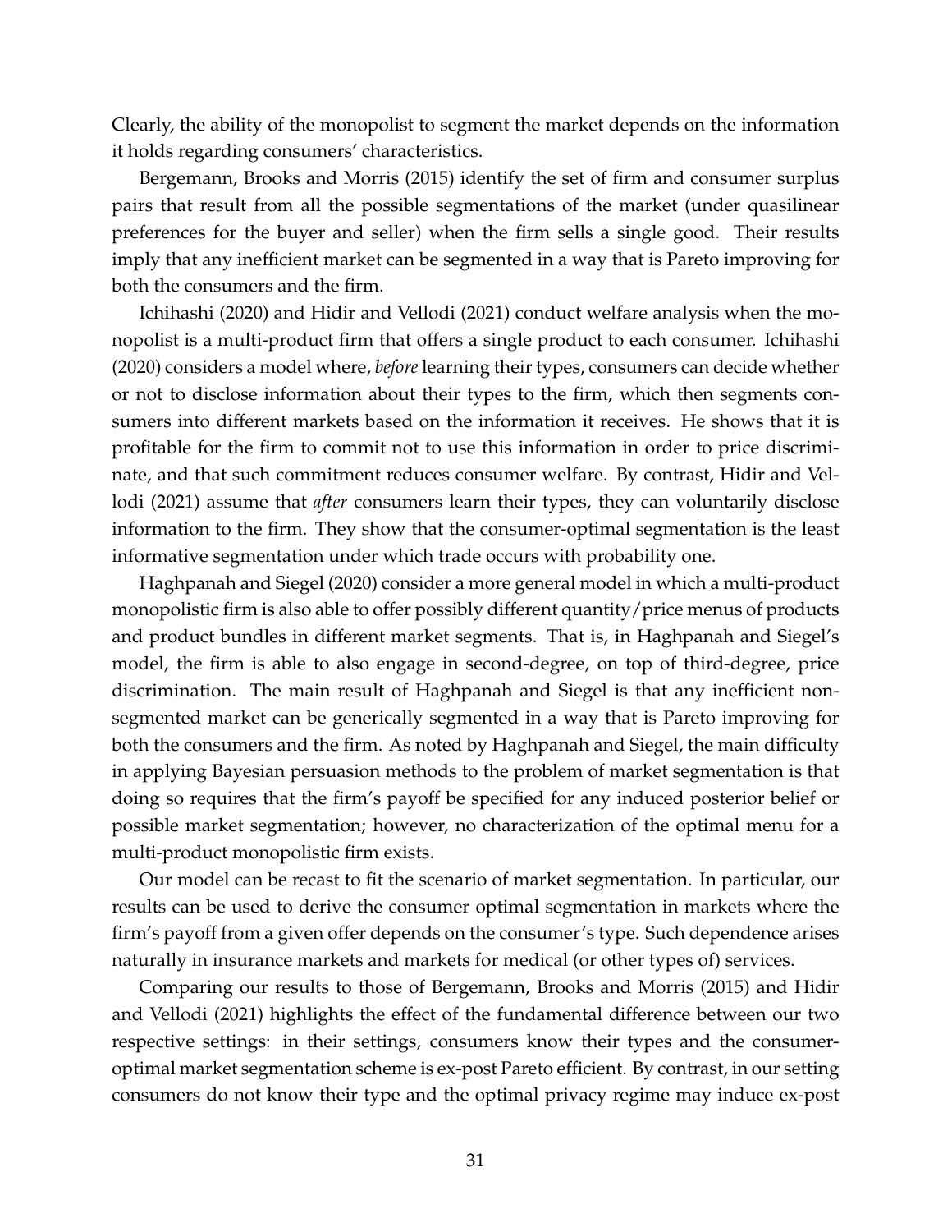Clearly, the ability of the monopolist to segment the market depends on the information it holds regarding consumers' characteristics.

Bergemann, Brooks and Morris (2015) identify the set of firm and consumer surplus pairs that result from all the possible segmentations of the market (under quasilinear preferences for the buyer and seller) when the firm sells a single good. Their results imply that any inefficient market can be segmented in a way that is Pareto improving for both the consumers and the firm.

Ichihashi (2020) and Hidir and Vellodi (2021) conduct welfare analysis when the monopolist is a multi-product firm that offers a single product to each consumer. Ichihashi (2020) considers a model where, *before* learning their types, consumers can decide whether or not to disclose information about their types to the firm, which then segments consumers into different markets based on the information it receives. He shows that it is profitable for the firm to commit not to use this information in order to price discriminate, and that such commitment reduces consumer welfare. By contrast, Hidir and Vellodi (2021) assume that *after* consumers learn their types, they can voluntarily disclose information to the firm. They show that the consumer-optimal segmentation is the least informative segmentation under which trade occurs with probability one.

Haghpanah and Siegel (2020) consider a more general model in which a multi-product monopolistic firm is also able to offer possibly different quantity/price menus of products and product bundles in different market segments. That is, in Haghpanah and Siegel's model, the firm is able to also engage in second-degree, on top of third-degree, price discrimination. The main result of Haghpanah and Siegel is that any inefficient nonsegmented market can be generically segmented in a way that is Pareto improving for both the consumers and the firm. As noted by Haghpanah and Siegel, the main difficulty in applying Bayesian persuasion methods to the problem of market segmentation is that doing so requires that the firm's payoff be specified for any induced posterior belief or possible market segmentation; however, no characterization of the optimal menu for a multi-product monopolistic firm exists.

Our model can be recast to fit the scenario of market segmentation. In particular, our results can be used to derive the consumer optimal segmentation in markets where the firm's payoff from a given offer depends on the consumer's type. Such dependence arises naturally in insurance markets and markets for medical (or other types of) services.

Comparing our results to those of Bergemann, Brooks and Morris (2015) and Hidir and Vellodi (2021) highlights the effect of the fundamental difference between our two respective settings: in their settings, consumers know their types and the consumer-optimal market segmentation scheme is ex-post Pareto efficient. By contrast, in our setting consumers do not know their type and the optimal privacy regime may induce ex-post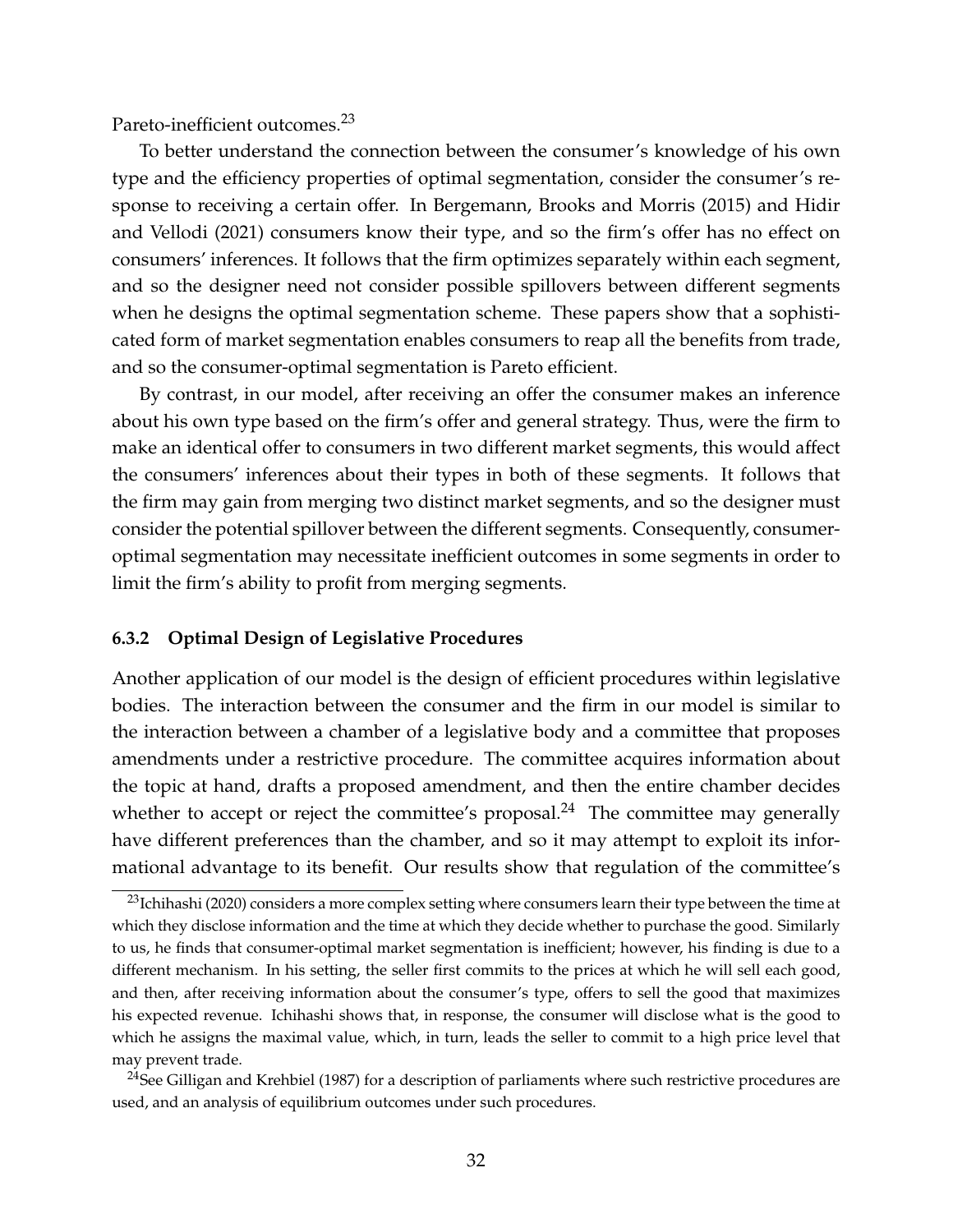Pareto-inefficient outcomes.[23]

To better understand the connection between the consumer's knowledge of his own type and the efficiency properties of optimal segmentation, consider the consumer's response to receiving a certain offer. In Bergemann, Brooks and Morris (2015) and Hidir and Vellodi (2021) consumers know their type, and so the firm's offer has no effect on consumers' inferences. It follows that the firm optimizes separately within each segment, and so the designer need not consider possible spillovers between different segments when he designs the optimal segmentation scheme. These papers show that a sophisticated form of market segmentation enables consumers to reap all the benefits from trade, and so the consumer-optimal segmentation is Pareto efficient.

By contrast, in our model, after receiving an offer the consumer makes an inference about his own type based on the firm's offer and general strategy. Thus, were the firm to make an identical offer to consumers in two different market segments, this would affect the consumers' inferences about their types in both of these segments. It follows that the firm may gain from merging two distinct market segments, and so the designer must consider the potential spillover between the different segments. Consequently, consumer-optimal segmentation may necessitate inefficient outcomes in some segments in order to limit the firm's ability to profit from merging segments.

### 6.3.2 Optimal Design of Legislative Procedures

Another application of our model is the design of efficient procedures within legislative bodies. The interaction between the consumer and the firm in our model is similar to the interaction between a chamber of a legislative body and a committee that proposes amendments under a restrictive procedure. The committee acquires information about the topic at hand, drafts a proposed amendment, and then the entire chamber decides whether to accept or reject the committee's proposal.[24] The committee may generally have different preferences than the chamber, and so it may attempt to exploit its informational advantage to its benefit. Our results show that regulation of the committee's

[23] Ichihashi (2020) considers a more complex setting where consumers learn their type between the time at which they disclose information and the time at which they decide whether to purchase the good. Similarly to us, he finds that consumer-optimal market segmentation is inefficient; however, his finding is due to a different mechanism. In his setting, the seller first commits to the prices at which he will sell each good, and then, after receiving information about the consumer's type, offers to sell the good that maximizes his expected revenue. Ichihashi shows that, in response, the consumer will disclose what is the good to which he assigns the maximal value, which, in turn, leads the seller to commit to a high price level that may prevent trade.

[24] See Gilligan and Krehbiel (1987) for a description of parliaments where such restrictive procedures are used, and an analysis of equilibrium outcomes under such procedures.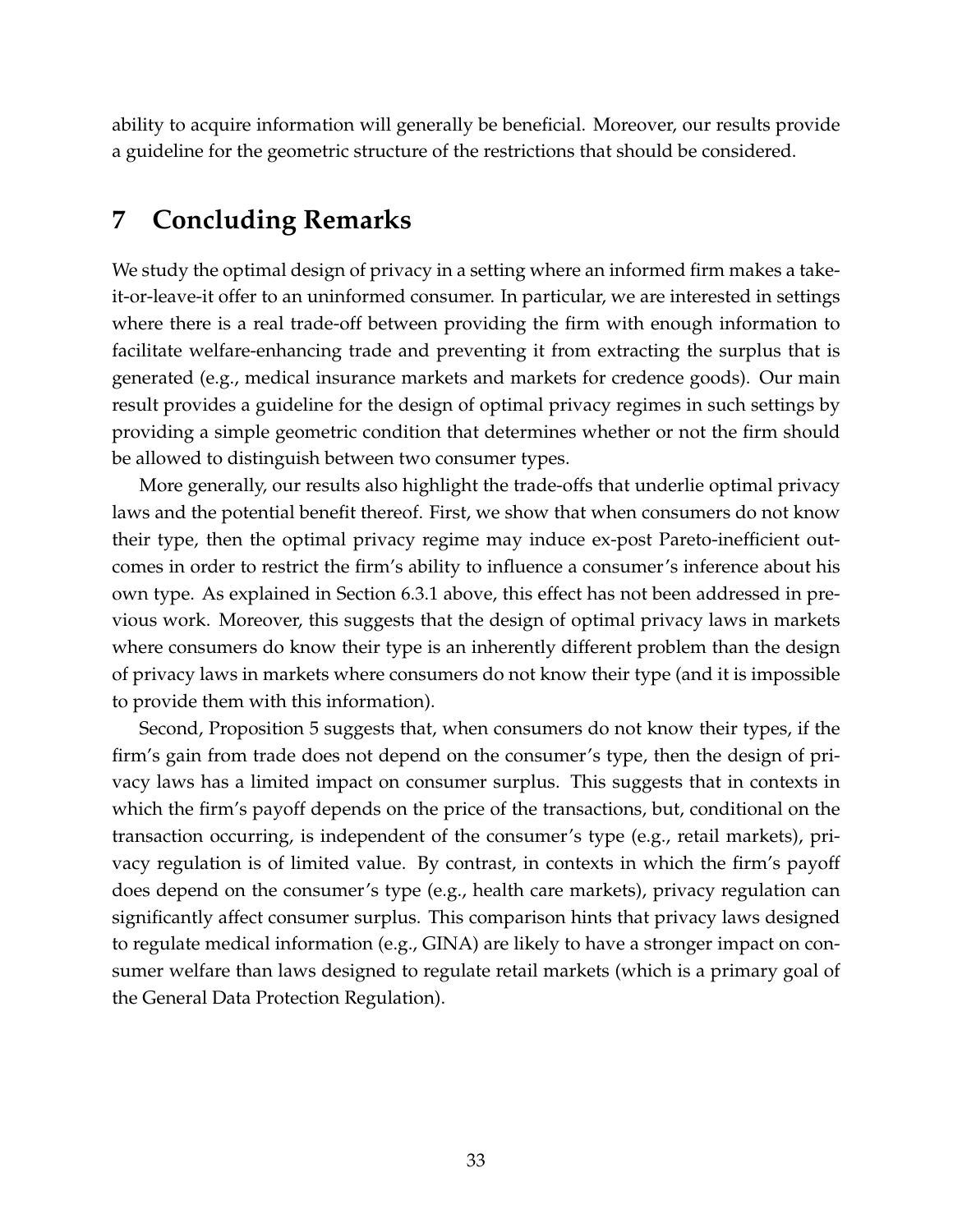ability to acquire information will generally be beneficial. Moreover, our results provide a guideline for the geometric structure of the restrictions that should be considered.

# 7 Concluding Remarks

We study the optimal design of privacy in a setting where an informed firm makes a take-it-or-leave-it offer to an uninformed consumer. In particular, we are interested in settings where there is a real trade-off between providing the firm with enough information to facilitate welfare-enhancing trade and preventing it from extracting the surplus that is generated (e.g., medical insurance markets and markets for credence goods). Our main result provides a guideline for the design of optimal privacy regimes in such settings by providing a simple geometric condition that determines whether or not the firm should be allowed to distinguish between two consumer types.

More generally, our results also highlight the trade-offs that underlie optimal privacy laws and the potential benefit thereof. First, we show that when consumers do not know their type, then the optimal privacy regime may induce ex-post Pareto-inefficient outcomes in order to restrict the firm's ability to influence a consumer's inference about his own type. As explained in Section 6.3.1 above, this effect has not been addressed in previous work. Moreover, this suggests that the design of optimal privacy laws in markets where consumers do know their type is an inherently different problem than the design of privacy laws in markets where consumers do not know their type (and it is impossible to provide them with this information).

Second, Proposition 5 suggests that, when consumers do not know their types, if the firm's gain from trade does not depend on the consumer's type, then the design of privacy laws has a limited impact on consumer surplus. This suggests that in contexts in which the firm's payoff depends on the price of the transactions, but, conditional on the transaction occurring, is independent of the consumer's type (e.g., retail markets), privacy regulation is of limited value. By contrast, in contexts in which the firm's payoff does depend on the consumer's type (e.g., health care markets), privacy regulation can significantly affect consumer surplus. This comparison hints that privacy laws designed to regulate medical information (e.g., GINA) are likely to have a stronger impact on consumer welfare than laws designed to regulate retail markets (which is a primary goal of the General Data Protection Regulation).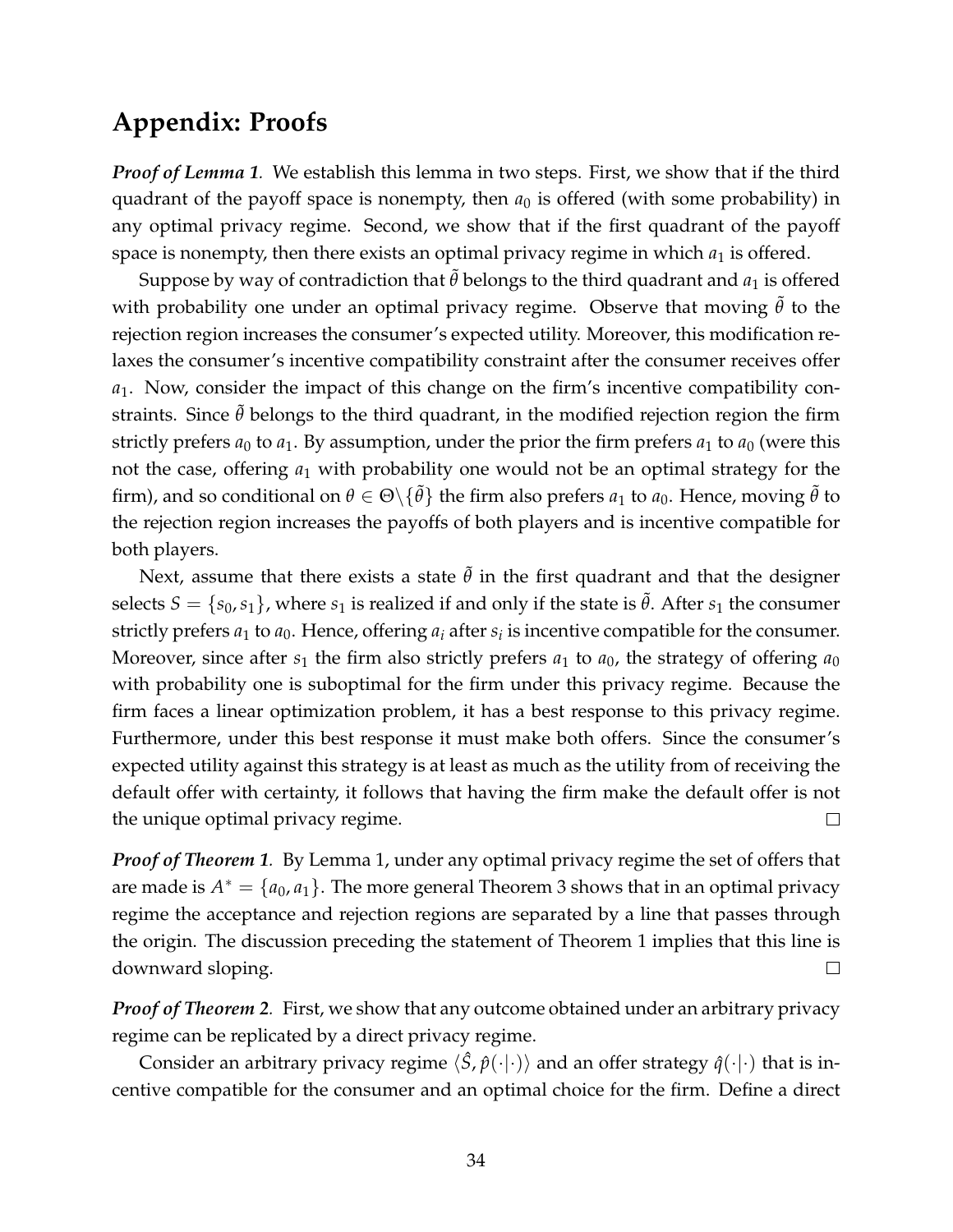## Appendix: Proofs

***Proof of Lemma 1.*** We establish this lemma in two steps. First, we show that if the third quadrant of the payoff space is nonempty, then $a_0$ is offered (with some probability) in any optimal privacy regime. Second, we show that if the first quadrant of the payoff space is nonempty, then there exists an optimal privacy regime in which $a_1$ is offered.

Suppose by way of contradiction that $\tilde{\theta}$ belongs to the third quadrant and $a_1$ is offered with probability one under an optimal privacy regime. Observe that moving $\tilde{\theta}$ to the rejection region increases the consumer's expected utility. Moreover, this modification relaxes the consumer's incentive compatibility constraint after the consumer receives offer $a_1$. Now, consider the impact of this change on the firm's incentive compatibility constraints. Since $\tilde{\theta}$ belongs to the third quadrant, in the modified rejection region the firm strictly prefers $a_0$ to $a_1$. By assumption, under the prior the firm prefers $a_1$ to $a_0$ (were this not the case, offering $a_1$ with probability one would not be an optimal strategy for the firm), and so conditional on $\theta \in \Theta \backslash \{\tilde{\theta}\}$ the firm also prefers $a_1$ to $a_0$. Hence, moving $\tilde{\theta}$ to the rejection region increases the payoffs of both players and is incentive compatible for both players.

Next, assume that there exists a state $\tilde{\theta}$ in the first quadrant and that the designer selects $S = \{s_0, s_1\}$, where $s_1$ is realized if and only if the state is $\tilde{\theta}$. After $s_1$ the consumer strictly prefers $a_1$ to $a_0$. Hence, offering $a_i$ after $s_i$ is incentive compatible for the consumer. Moreover, since after $s_1$ the firm also strictly prefers $a_1$ to $a_0$, the strategy of offering $a_0$ with probability one is suboptimal for the firm under this privacy regime. Because the firm faces a linear optimization problem, it has a best response to this privacy regime. Furthermore, under this best response it must make both offers. Since the consumer's expected utility against this strategy is at least as much as the utility from of receiving the default offer with certainty, it follows that having the firm make the default offer is not the unique optimal privacy regime. □

***Proof of Theorem 1.*** By Lemma 1, under any optimal privacy regime the set of offers that are made is $A^* = \{a_0, a_1\}$. The more general Theorem 3 shows that in an optimal privacy regime the acceptance and rejection regions are separated by a line that passes through the origin. The discussion preceding the statement of Theorem 1 implies that this line is downward sloping. □

***Proof of Theorem 2.*** First, we show that any outcome obtained under an arbitrary privacy regime can be replicated by a direct privacy regime.

Consider an arbitrary privacy regime $\langle \hat{S}, \hat{p}(\cdot|\cdot) \rangle$ and an offer strategy $\hat{q}(\cdot|\cdot)$ that is incentive compatible for the consumer and an optimal choice for the firm. Define a direct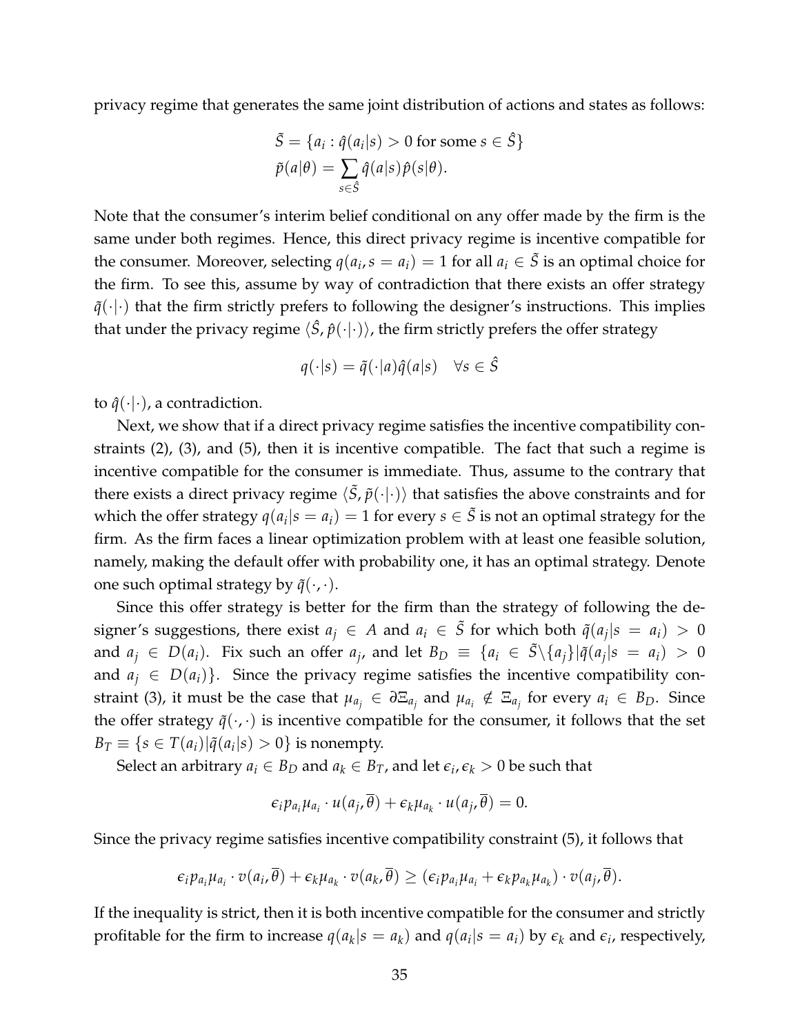privacy regime that generates the same joint distribution of actions and states as follows:

$$\tilde{S} = \{a_i : \hat{q}(a_i|s) > 0 \text{ for some } s \in \hat{S}\}$$
$$\tilde{p}(a|\theta) = \sum_{s \in \hat{S}} \hat{q}(a|s)\hat{p}(s|\theta).$$

Note that the consumer's interim belief conditional on any offer made by the firm is the same under both regimes. Hence, this direct privacy regime is incentive compatible for the consumer. Moreover, selecting $q(a_i, s = a_i) = 1$ for all $a_i \in \tilde{S}$ is an optimal choice for the firm. To see this, assume by way of contradiction that there exists an offer strategy $\tilde{q}(\cdot|\cdot)$ that the firm strictly prefers to following the designer's instructions. This implies that under the privacy regime $\langle \hat{S}, \hat{p}(\cdot|\cdot) \rangle$, the firm strictly prefers the offer strategy

$$q(\cdot|s) = \tilde{q}(\cdot|a)\hat{q}(a|s) \quad \forall s \in \hat{S}$$

to $\hat{q}(\cdot|\cdot)$, a contradiction.

Next, we show that if a direct privacy regime satisfies the incentive compatibility constraints (2), (3), and (5), then it is incentive compatible. The fact that such a regime is incentive compatible for the consumer is immediate. Thus, assume to the contrary that there exists a direct privacy regime $\langle \tilde{S}, \tilde{p}(\cdot|\cdot) \rangle$ that satisfies the above constraints and for which the offer strategy $q(a_i|s = a_i) = 1$ for every $s \in \tilde{S}$ is not an optimal strategy for the firm. As the firm faces a linear optimization problem with at least one feasible solution, namely, making the default offer with probability one, it has an optimal strategy. Denote one such optimal strategy by $\tilde{q}(\cdot, \cdot)$.

Since this offer strategy is better for the firm than the strategy of following the designer's suggestions, there exist $a_j \in A$ and $a_i \in \tilde{S}$ for which both $\tilde{q}(a_j|s = a_i) > 0$ and $a_j \in D(a_i)$. Fix such an offer $a_j$, and let $B_D \equiv \{a_i \in \tilde{S} \backslash \{a_j\} | \tilde{q}(a_j|s = a_i) > 0$ and $a_j \in D(a_i)\}$. Since the privacy regime satisfies the incentive compatibility constraint (3), it must be the case that $\mu_{a_j} \in \partial \Xi_{a_j}$ and $\mu_{a_i} \notin \Xi_{a_j}$ for every $a_i \in B_D$. Since the offer strategy $\tilde{q}(\cdot, \cdot)$ is incentive compatible for the consumer, it follows that the set $B_T \equiv \{s \in T(a_i) | \tilde{q}(a_i|s) > 0\}$ is nonempty.

Select an arbitrary $a_i \in B_D$ and $a_k \in B_T$, and let $\epsilon_i, \epsilon_k > 0$ be such that

$$\epsilon_i p_{a_i} \mu_{a_i} \cdot u(a_j, \overline{\theta}) + \epsilon_k \mu_{a_k} \cdot u(a_j, \overline{\theta}) = 0.$$

Since the privacy regime satisfies incentive compatibility constraint (5), it follows that

$$\epsilon_i p_{a_i} \mu_{a_i} \cdot v(a_i, \overline{\theta}) + \epsilon_k \mu_{a_k} \cdot v(a_k, \overline{\theta}) \geq (\epsilon_i p_{a_i} \mu_{a_i} + \epsilon_k p_{a_k} \mu_{a_k}) \cdot v(a_j, \overline{\theta}).$$

If the inequality is strict, then it is both incentive compatible for the consumer and strictly profitable for the firm to increase $q(a_k|s = a_k)$ and $q(a_i|s = a_i)$ by $\epsilon_k$ and $\epsilon_i$, respectively,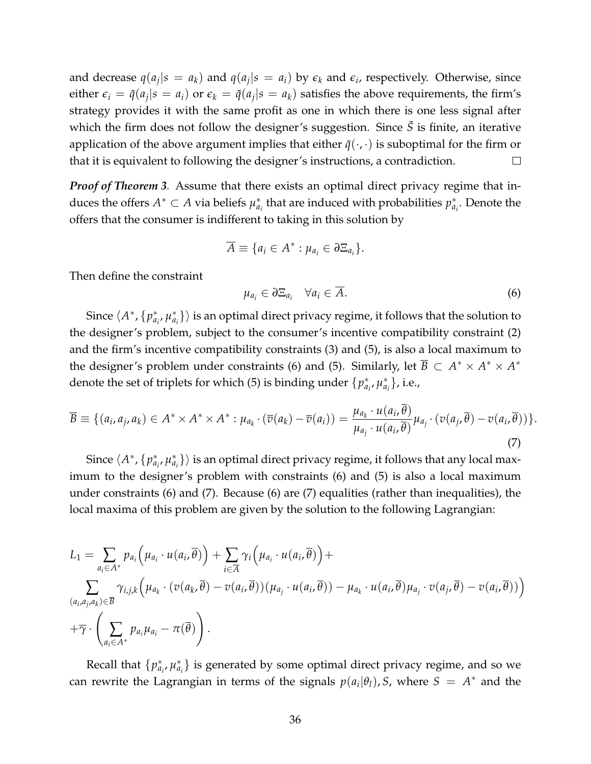and decrease $q(a_j|s = a_k)$ and $q(a_j|s = a_i)$ by $\epsilon_k$ and $\epsilon_i$, respectively. Otherwise, since either $\epsilon_i = \tilde{q}(a_j|s = a_i)$ or $\epsilon_k = \tilde{q}(a_j|s = a_k)$ satisfies the above requirements, the firm's strategy provides it with the same profit as one in which there is one less signal after which the firm does not follow the designer's suggestion. Since $\tilde{S}$ is finite, an iterative application of the above argument implies that either $\tilde{q}(\cdot, \cdot)$ is suboptimal for the firm or that it is equivalent to following the designer's instructions, a contradiction. $\square$

***Proof of Theorem 3.*** Assume that there exists an optimal direct privacy regime that induces the offers $A^* \subset A$ via beliefs $\mu^*_{a_i}$ that are induced with probabilities $p^*_{a_i}$. Denote the offers that the consumer is indifferent to taking in this solution by

$$\overline{A} \equiv \{a_i \in A^* : \mu_{a_i} \in \partial \Xi_{a_i}\}.$$

Then define the constraint

$$\mu_{a_i} \in \partial \Xi_{a_i} \quad \forall a_i \in \overline{A}. \tag{6}$$

Since $\langle A^*, \{p^*_{a_i}, \mu^*_{a_i}\}\rangle$ is an optimal direct privacy regime, it follows that the solution to the designer's problem, subject to the consumer's incentive compatibility constraint (2) and the firm's incentive compatibility constraints (3) and (5), is also a local maximum to the designer's problem under constraints (6) and (5). Similarly, let $\overline{B} \subset A^* \times A^* \times A^*$ denote the set of triplets for which (5) is binding under $\{p^*_{a_i}, \mu^*_{a_i}\}$, i.e.,

$$\overline{B} \equiv \{(a_i, a_j, a_k) \in A^* \times A^* \times A^* : \mu_{a_k} \cdot (\overline{v}(a_k) - \overline{v}(a_i)) = \frac{\mu_{a_k} \cdot u(a_i, \overline{\theta})}{\mu_{a_j} \cdot u(a_i, \overline{\theta})} \mu_{a_j} \cdot (v(a_j, \overline{\theta}) - v(a_i, \overline{\theta}))\}. \tag{7}$$

Since $\langle A^*, \{p^*_{a_i}, \mu^*_{a_i}\}\rangle$ is an optimal direct privacy regime, it follows that any local maximum to the designer's problem with constraints (6) and (5) is also a local maximum under constraints (6) and (7). Because (6) are (7) equalities (rather than inequalities), the local maxima of this problem are given by the solution to the following Lagrangian:

$$L_1 = \sum_{a_i \in A^*} p_{a_i} \Big(\mu_{a_i} \cdot u(a_i, \overline{\theta})\Big) + \sum_{i \in \overline{A}} \gamma_i \Big(\mu_{a_i} \cdot u(a_i, \overline{\theta})\Big) +$$
$$\sum_{(a_i, a_j, a_k) \in \overline{B}} \gamma_{i,j,k} \Big(\mu_{a_k} \cdot (v(a_k, \overline{\theta}) - v(a_i, \overline{\theta}))(\mu_{a_j} \cdot u(a_i, \overline{\theta})) - \mu_{a_k} \cdot u(a_i, \overline{\theta}) \mu_{a_j} \cdot v(a_j, \overline{\theta}) - v(a_i, \overline{\theta}))\Big)$$
$$+ \overline{\gamma} \cdot \left(\sum_{a_i \in A^*} p_{a_i} \mu_{a_i} - \pi(\overline{\theta})\right).$$

Recall that $\{p^*_{a_i}, \mu^*_{a_i}\}$ is generated by some optimal direct privacy regime, and so we can rewrite the Lagrangian in terms of the signals $p(a_i|\theta_l), S$, where $S = A^*$ and the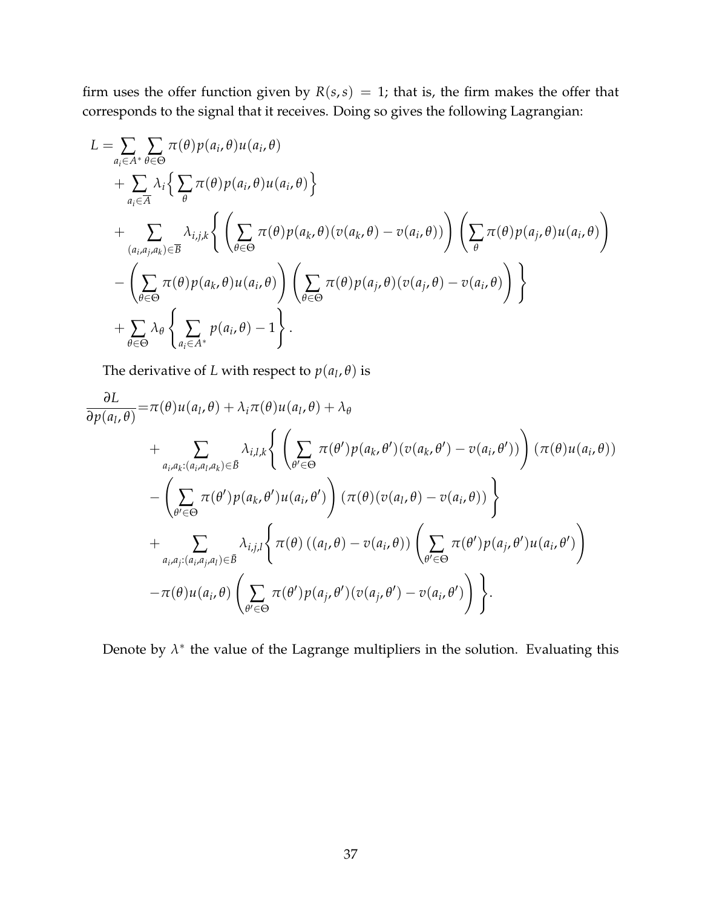firm uses the offer function given by $R(s,s) = 1$; that is, the firm makes the offer that corresponds to the signal that it receives. Doing so gives the following Lagrangian:

$$
\begin{aligned}
L = & \sum_{a_i \in A^*} \sum_{\theta \in \Theta} \pi(\theta) p(a_i, \theta) u(a_i, \theta) \\
& + \sum_{a_i \in \overline{A}} \lambda_i \Big\{ \sum_{\theta} \pi(\theta) p(a_i, \theta) u(a_i, \theta) \Big\} \\
& + \sum_{(a_i, a_j, a_k) \in \overline{B}} \lambda_{i,j,k} \Bigg\{ \left( \sum_{\theta \in \Theta} \pi(\theta) p(a_k, \theta)(v(a_k, \theta) - v(a_i, \theta)) \right) \left( \sum_{\theta} \pi(\theta) p(a_j, \theta) u(a_i, \theta) \right) \\
& - \left( \sum_{\theta \in \Theta} \pi(\theta) p(a_k, \theta) u(a_i, \theta) \right) \left( \sum_{\theta \in \Theta} \pi(\theta) p(a_j, \theta)(v(a_j, \theta) - v(a_i, \theta) \right) \Bigg\} \\
& + \sum_{\theta \in \Theta} \lambda_\theta \left\{ \sum_{a_i \in A^*} p(a_i, \theta) - 1 \right\}.
\end{aligned}
$$

The derivative of $L$ with respect to $p(a_l, \theta)$ is

$$
\begin{aligned}
\frac{\partial L}{\partial p(a_l, \theta)} = & \pi(\theta) u(a_l, \theta) + \lambda_i \pi(\theta) u(a_l, \theta) + \lambda_\theta \\
& + \sum_{a_i, a_k : (a_i, a_l, a_k) \in \bar{B}} \lambda_{i,l,k} \Bigg\{ \left( \sum_{\theta' \in \Theta} \pi(\theta') p(a_k, \theta')(v(a_k, \theta') - v(a_i, \theta')) \right) (\pi(\theta) u(a_i, \theta)) \\
& - \left( \sum_{\theta' \in \Theta} \pi(\theta') p(a_k, \theta') u(a_i, \theta') \right) (\pi(\theta)(v(a_l, \theta) - v(a_i, \theta)) \Bigg\} \\
& + \sum_{a_i, a_j : (a_i, a_j, a_l) \in \bar{B}} \lambda_{i,j,l} \Bigg\{ \pi(\theta) \left( (a_l, \theta) - v(a_i, \theta) \right) \left( \sum_{\theta' \in \Theta} \pi(\theta') p(a_j, \theta') u(a_i, \theta') \right) \\
& - \pi(\theta) u(a_i, \theta) \left( \sum_{\theta' \in \Theta} \pi(\theta') p(a_j, \theta')(v(a_j, \theta') - v(a_i, \theta') \right) \Bigg\}.
\end{aligned}
$$

Denote by $\lambda^*$ the value of the Lagrange multipliers in the solution. Evaluating this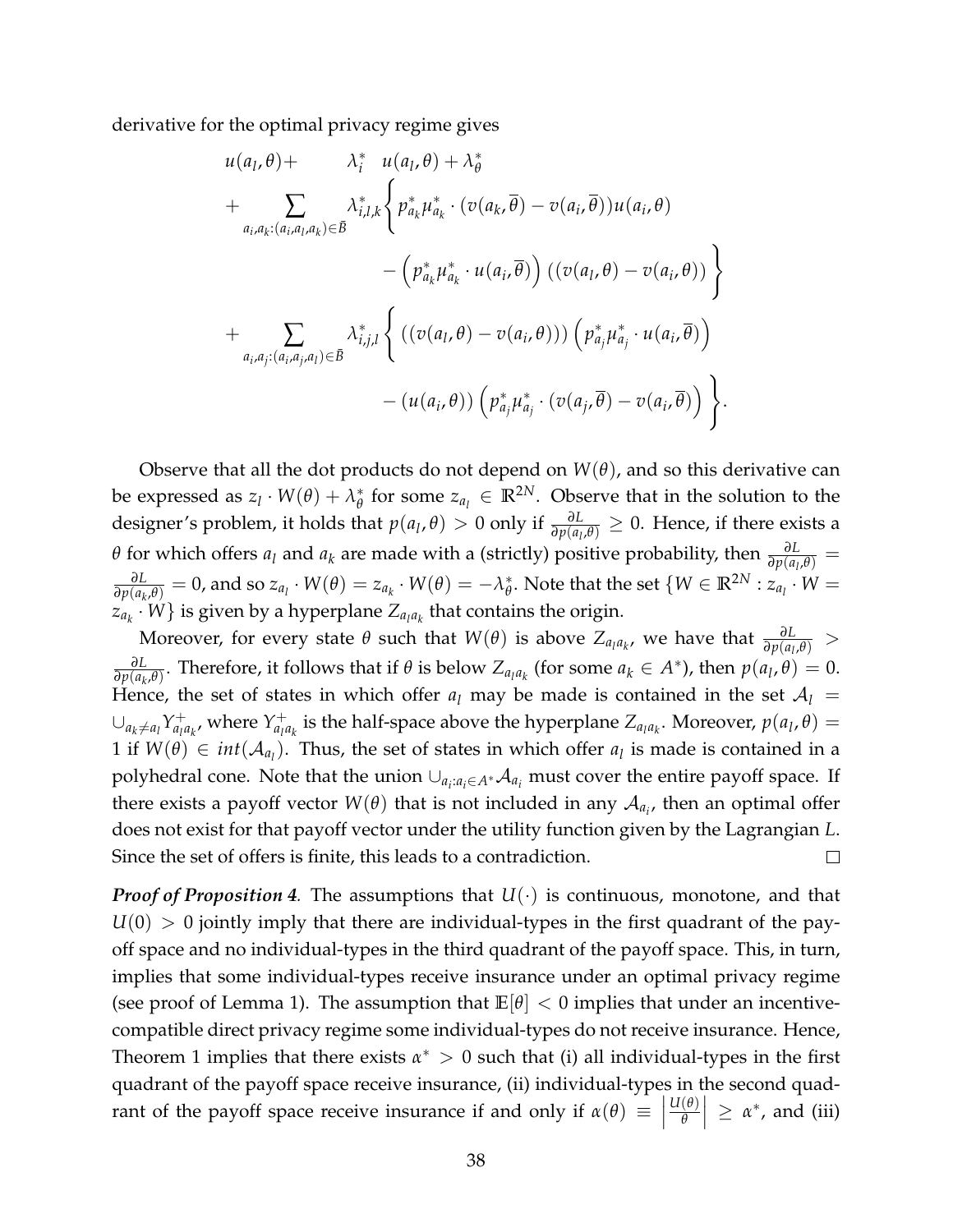derivative for the optimal privacy regime gives

$$
\begin{aligned}
u(a_l, \theta) + \quad & \lambda_i^* \quad u(a_l, \theta) + \lambda_\theta^* \\
+ \sum_{a_i, a_k : (a_i, a_l, a_k) \in \bar{B}} & \lambda_{i,l,k}^* \Bigg\{ p_{a_k}^* \mu_{a_k}^* \cdot (v(a_k, \overline{\theta}) - v(a_i, \overline{\theta})) u(a_i, \theta) \\
& \qquad - \left( p_{a_k}^* \mu_{a_k}^* \cdot u(a_i, \overline{\theta}) \right) ((v(a_l, \theta) - v(a_i, \theta)) \Bigg\} \\
+ \sum_{a_i, a_j : (a_i, a_j, a_l) \in \bar{B}} & \lambda_{i,j,l}^* \Bigg\{ ((v(a_l, \theta) - v(a_i, \theta))) \left( p_{a_j}^* \mu_{a_j}^* \cdot u(a_i, \overline{\theta}) \right) \\
& \qquad - (u(a_i, \theta)) \left( p_{a_j}^* \mu_{a_j}^* \cdot (v(a_j, \overline{\theta}) - v(a_i, \overline{\theta}) \right) \Bigg\}.
\end{aligned}
$$

Observe that all the dot products do not depend on $W(\theta)$, and so this derivative can be expressed as $z_l \cdot W(\theta) + \lambda_\theta^*$ for some $z_{a_l} \in \mathbb{R}^{2N}$. Observe that in the solution to the designer's problem, it holds that $p(a_l, \theta) > 0$ only if $\frac{\partial L}{\partial p(a_l, \theta)} \geq 0$. Hence, if there exists a $\theta$ for which offers $a_l$ and $a_k$ are made with a (strictly) positive probability, then $\frac{\partial L}{\partial p(a_l, \theta)} = \frac{\partial L}{\partial p(a_k, \theta)} = 0$, and so $z_{a_l} \cdot W(\theta) = z_{a_k} \cdot W(\theta) = -\lambda_\theta^*$. Note that the set $\{W \in \mathbb{R}^{2N} : z_{a_l} \cdot W = z_{a_k} \cdot W\}$ is given by a hyperplane $Z_{a_l a_k}$ that contains the origin.

Moreover, for every state $\theta$ such that $W(\theta)$ is above $Z_{a_l a_k}$, we have that $\frac{\partial L}{\partial p(a_l, \theta)} > \frac{\partial L}{\partial p(a_k, \theta)}$. Therefore, it follows that if $\theta$ is below $Z_{a_l a_k}$ (for some $a_k \in A^*$), then $p(a_l, \theta) = 0$. Hence, the set of states in which offer $a_l$ may be made is contained in the set $\mathcal{A}_l = \cup_{a_k \neq a_l} Y_{a_l a_k}^+$, where $Y_{a_l a_k}^+$ is the half-space above the hyperplane $Z_{a_l a_k}$. Moreover, $p(a_l, \theta) = 1$ if $W(\theta) \in int(\mathcal{A}_{a_l})$. Thus, the set of states in which offer $a_l$ is made is contained in a polyhedral cone. Note that the union $\cup_{a_i : a_i \in A^*} \mathcal{A}_{a_i}$ must cover the entire payoff space. If there exists a payoff vector $W(\theta)$ that is not included in any $\mathcal{A}_{a_i}$, then an optimal offer does not exist for that payoff vector under the utility function given by the Lagrangian $L$. Since the set of offers is finite, this leads to a contradiction. $\square$

***Proof of Proposition 4.*** The assumptions that $U(\cdot)$ is continuous, monotone, and that $U(0) > 0$ jointly imply that there are individual-types in the first quadrant of the payoff space and no individual-types in the third quadrant of the payoff space. This, in turn, implies that some individual-types receive insurance under an optimal privacy regime (see proof of Lemma 1). The assumption that $\mathbb{E}[\theta] < 0$ implies that under an incentive-compatible direct privacy regime some individual-types do not receive insurance. Hence, Theorem 1 implies that there exists $\alpha^* > 0$ such that (i) all individual-types in the first quadrant of the payoff space receive insurance, (ii) individual-types in the second quadrant of the payoff space receive insurance if and only if $\alpha(\theta) \equiv \left| \frac{U(\theta)}{\theta} \right| \geq \alpha^*$, and (iii)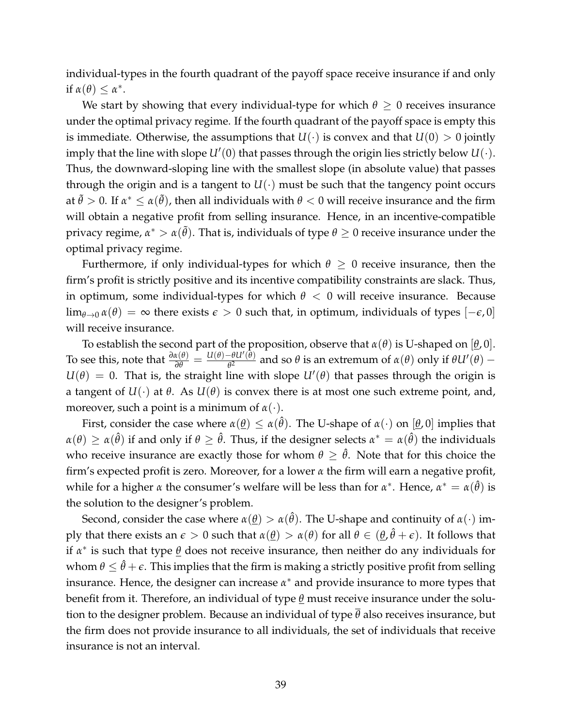individual-types in the fourth quadrant of the payoff space receive insurance if and only if $\alpha(\theta) \leq \alpha^*$.

We start by showing that every individual-type for which $\theta \geq 0$ receives insurance under the optimal privacy regime. If the fourth quadrant of the payoff space is empty this is immediate. Otherwise, the assumptions that $U(\cdot)$ is convex and that $U(0) > 0$ jointly imply that the line with slope $U'(0)$ that passes through the origin lies strictly below $U(\cdot)$. Thus, the downward-sloping line with the smallest slope (in absolute value) that passes through the origin and is a tangent to $U(\cdot)$ must be such that the tangency point occurs at $\tilde{\theta} > 0$. If $\alpha^* \leq \alpha(\tilde{\theta})$, then all individuals with $\theta < 0$ will receive insurance and the firm will obtain a negative profit from selling insurance. Hence, in an incentive-compatible privacy regime, $\alpha^* > \alpha(\tilde{\theta})$. That is, individuals of type $\theta \geq 0$ receive insurance under the optimal privacy regime.

Furthermore, if only individual-types for which $\theta \geq 0$ receive insurance, then the firm's profit is strictly positive and its incentive compatibility constraints are slack. Thus, in optimum, some individual-types for which $\theta < 0$ will receive insurance. Because $\lim_{\theta \to 0} \alpha(\theta) = \infty$ there exists $\epsilon > 0$ such that, in optimum, individuals of types $[-\epsilon, 0]$ will receive insurance.

To establish the second part of the proposition, observe that $\alpha(\theta)$ is U-shaped on $[\underline{\theta}, 0]$. To see this, note that $\frac{\partial \alpha(\theta)}{\partial \theta} = \frac{U(\theta) - \theta U'(\theta)}{\theta^2}$ and so $\theta$ is an extremum of $\alpha(\theta)$ only if $\theta U'(\theta) - U(\theta) = 0$. That is, the straight line with slope $U'(\theta)$ that passes through the origin is a tangent of $U(\cdot)$ at $\theta$. As $U(\theta)$ is convex there is at most one such extreme point, and, moreover, such a point is a minimum of $\alpha(\cdot)$.

First, consider the case where $\alpha(\underline{\theta}) \leq \alpha(\hat{\theta})$. The U-shape of $\alpha(\cdot)$ on $[\underline{\theta}, 0]$ implies that $\alpha(\theta) \geq \alpha(\hat{\theta})$ if and only if $\theta \geq \hat{\theta}$. Thus, if the designer selects $\alpha^* = \alpha(\hat{\theta})$ the individuals who receive insurance are exactly those for whom $\theta \geq \hat{\theta}$. Note that for this choice the firm's expected profit is zero. Moreover, for a lower $\alpha$ the firm will earn a negative profit, while for a higher $\alpha$ the consumer's welfare will be less than for $\alpha^*$. Hence, $\alpha^* = \alpha(\hat{\theta})$ is the solution to the designer's problem.

Second, consider the case where $\alpha(\underline{\theta}) > \alpha(\hat{\theta})$. The U-shape and continuity of $\alpha(\cdot)$ imply that there exists an $\epsilon > 0$ such that $\alpha(\underline{\theta}) > \alpha(\theta)$ for all $\theta \in (\underline{\theta}, \hat{\theta} + \epsilon)$. It follows that if $\alpha^*$ is such that type $\underline{\theta}$ does not receive insurance, then neither do any individuals for whom $\theta \leq \hat{\theta} + \epsilon$. This implies that the firm is making a strictly positive profit from selling insurance. Hence, the designer can increase $\alpha^*$ and provide insurance to more types that benefit from it. Therefore, an individual of type $\underline{\theta}$ must receive insurance under the solution to the designer problem. Because an individual of type $\overline{\theta}$ also receives insurance, but the firm does not provide insurance to all individuals, the set of individuals that receive insurance is not an interval.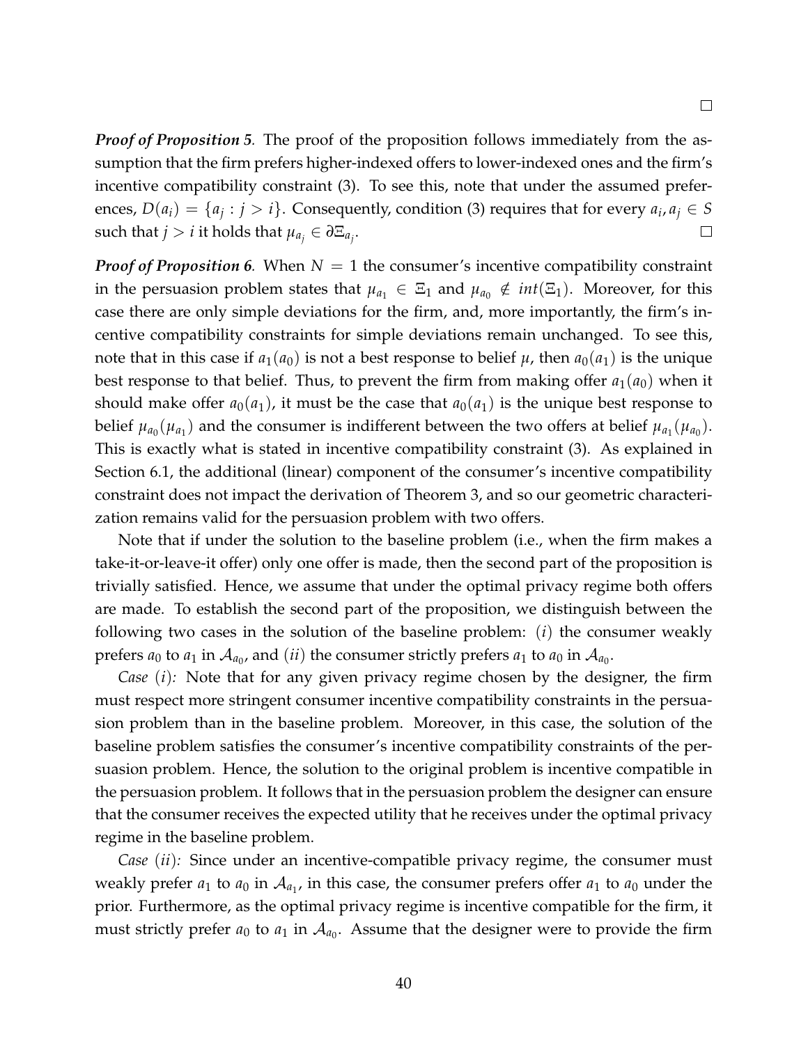□

***Proof of Proposition 5.*** The proof of the proposition follows immediately from the assumption that the firm prefers higher-indexed offers to lower-indexed ones and the firm's incentive compatibility constraint (3). To see this, note that under the assumed preferences, $D(a_i) = \{a_j : j > i\}$. Consequently, condition (3) requires that for every $a_i, a_j \in S$ such that $j > i$ it holds that $\mu_{a_j} \in \partial \Xi_{a_j}$. □

***Proof of Proposition 6.*** When $N = 1$ the consumer's incentive compatibility constraint in the persuasion problem states that $\mu_{a_1} \in \Xi_1$ and $\mu_{a_0} \notin int(\Xi_1)$. Moreover, for this case there are only simple deviations for the firm, and, more importantly, the firm's incentive compatibility constraints for simple deviations remain unchanged. To see this, note that in this case if $a_1(a_0)$ is not a best response to belief $\mu$, then $a_0(a_1)$ is the unique best response to that belief. Thus, to prevent the firm from making offer $a_1(a_0)$ when it should make offer $a_0(a_1)$, it must be the case that $a_0(a_1)$ is the unique best response to belief $\mu_{a_0}(\mu_{a_1})$ and the consumer is indifferent between the two offers at belief $\mu_{a_1}(\mu_{a_0})$. This is exactly what is stated in incentive compatibility constraint (3). As explained in Section 6.1, the additional (linear) component of the consumer's incentive compatibility constraint does not impact the derivation of Theorem 3, and so our geometric characterization remains valid for the persuasion problem with two offers.

Note that if under the solution to the baseline problem (i.e., when the firm makes a take-it-or-leave-it offer) only one offer is made, then the second part of the proposition is trivially satisfied. Hence, we assume that under the optimal privacy regime both offers are made. To establish the second part of the proposition, we distinguish between the following two cases in the solution of the baseline problem: $(i)$ the consumer weakly prefers $a_0$ to $a_1$ in $\mathcal{A}_{a_0}$, and $(ii)$ the consumer strictly prefers $a_1$ to $a_0$ in $\mathcal{A}_{a_0}$.

*Case* $(i)$*:* Note that for any given privacy regime chosen by the designer, the firm must respect more stringent consumer incentive compatibility constraints in the persuasion problem than in the baseline problem. Moreover, in this case, the solution of the baseline problem satisfies the consumer's incentive compatibility constraints of the persuasion problem. Hence, the solution to the original problem is incentive compatible in the persuasion problem. It follows that in the persuasion problem the designer can ensure that the consumer receives the expected utility that he receives under the optimal privacy regime in the baseline problem.

*Case* $(ii)$*:* Since under an incentive-compatible privacy regime, the consumer must weakly prefer $a_1$ to $a_0$ in $\mathcal{A}_{a_1}$, in this case, the consumer prefers offer $a_1$ to $a_0$ under the prior. Furthermore, as the optimal privacy regime is incentive compatible for the firm, it must strictly prefer $a_0$ to $a_1$ in $\mathcal{A}_{a_0}$. Assume that the designer were to provide the firm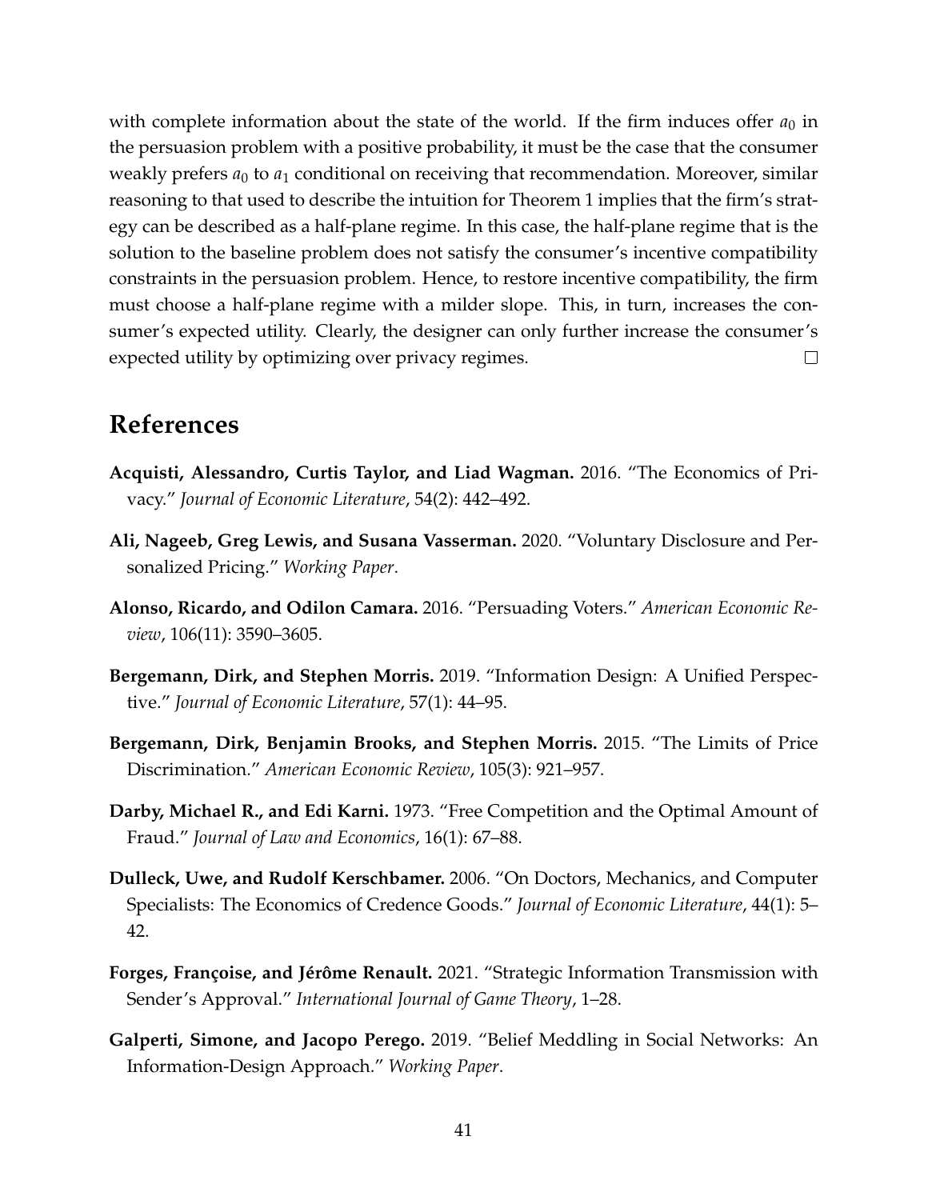with complete information about the state of the world. If the firm induces offer $a_0$ in the persuasion problem with a positive probability, it must be the case that the consumer weakly prefers $a_0$ to $a_1$ conditional on receiving that recommendation. Moreover, similar reasoning to that used to describe the intuition for Theorem 1 implies that the firm's strategy can be described as a half-plane regime. In this case, the half-plane regime that is the solution to the baseline problem does not satisfy the consumer's incentive compatibility constraints in the persuasion problem. Hence, to restore incentive compatibility, the firm must choose a half-plane regime with a milder slope. This, in turn, increases the consumer's expected utility. Clearly, the designer can only further increase the consumer's expected utility by optimizing over privacy regimes. $\square$

# References

**Acquisti, Alessandro, Curtis Taylor, and Liad Wagman.** 2016. "The Economics of Privacy." *Journal of Economic Literature*, 54(2): 442–492.

**Ali, Nageeb, Greg Lewis, and Susana Vasserman.** 2020. "Voluntary Disclosure and Personalized Pricing." *Working Paper*.

**Alonso, Ricardo, and Odilon Camara.** 2016. "Persuading Voters." *American Economic Review*, 106(11): 3590–3605.

**Bergemann, Dirk, and Stephen Morris.** 2019. "Information Design: A Unified Perspective." *Journal of Economic Literature*, 57(1): 44–95.

**Bergemann, Dirk, Benjamin Brooks, and Stephen Morris.** 2015. "The Limits of Price Discrimination." *American Economic Review*, 105(3): 921–957.

**Darby, Michael R., and Edi Karni.** 1973. "Free Competition and the Optimal Amount of Fraud." *Journal of Law and Economics*, 16(1): 67–88.

**Dulleck, Uwe, and Rudolf Kerschbamer.** 2006. "On Doctors, Mechanics, and Computer Specialists: The Economics of Credence Goods." *Journal of Economic Literature*, 44(1): 5–42.

**Forges, Françoise, and Jérôme Renault.** 2021. "Strategic Information Transmission with Sender's Approval." *International Journal of Game Theory*, 1–28.

**Galperti, Simone, and Jacopo Perego.** 2019. "Belief Meddling in Social Networks: An Information-Design Approach." *Working Paper*.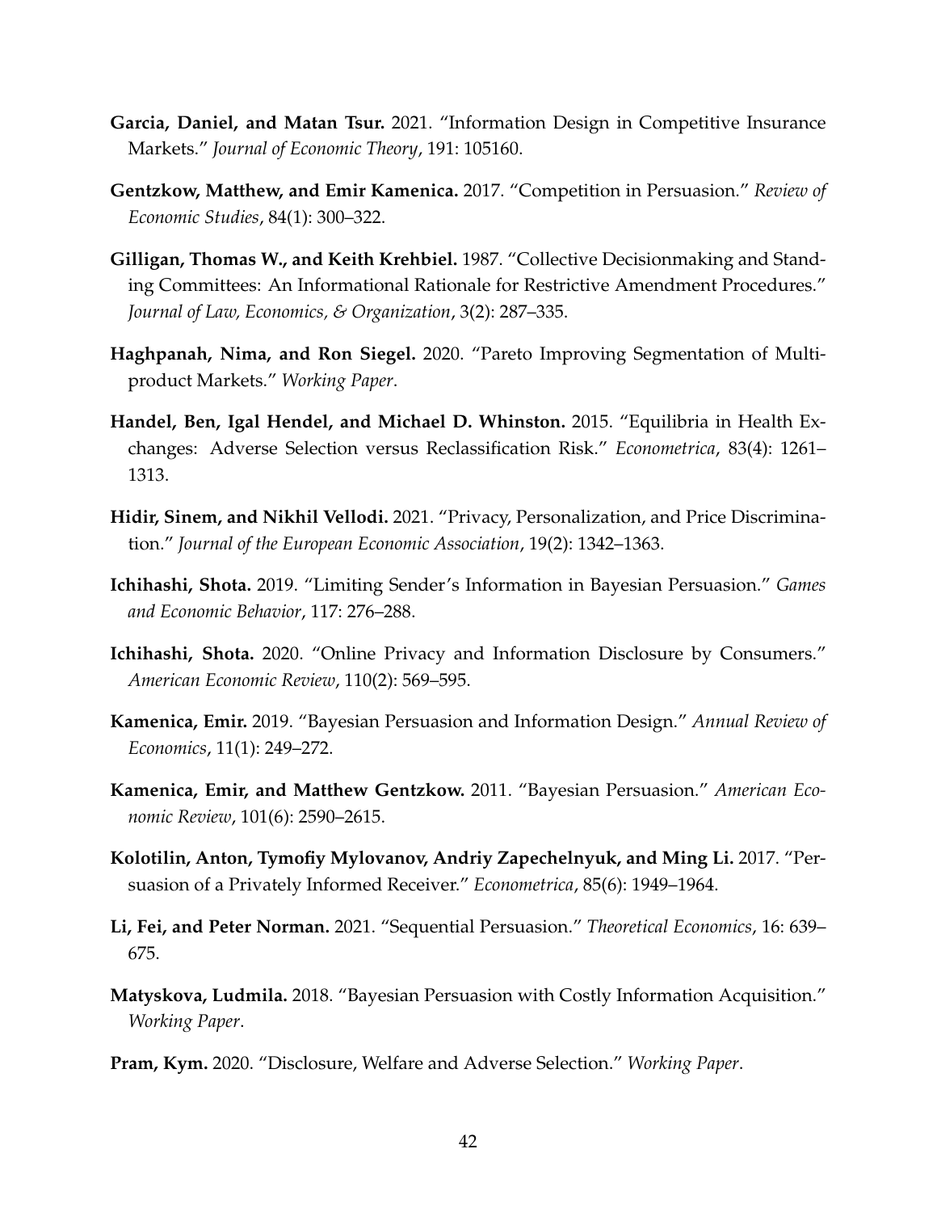**Garcia, Daniel, and Matan Tsur.** 2021. "Information Design in Competitive Insurance Markets." *Journal of Economic Theory*, 191: 105160.

**Gentzkow, Matthew, and Emir Kamenica.** 2017. "Competition in Persuasion." *Review of Economic Studies*, 84(1): 300–322.

**Gilligan, Thomas W., and Keith Krehbiel.** 1987. "Collective Decisionmaking and Standing Committees: An Informational Rationale for Restrictive Amendment Procedures." *Journal of Law, Economics, & Organization*, 3(2): 287–335.

**Haghpanah, Nima, and Ron Siegel.** 2020. "Pareto Improving Segmentation of Multiproduct Markets." *Working Paper*.

**Handel, Ben, Igal Hendel, and Michael D. Whinston.** 2015. "Equilibria in Health Exchanges: Adverse Selection versus Reclassification Risk." *Econometrica*, 83(4): 1261–1313.

**Hidir, Sinem, and Nikhil Vellodi.** 2021. "Privacy, Personalization, and Price Discrimination." *Journal of the European Economic Association*, 19(2): 1342–1363.

**Ichihashi, Shota.** 2019. "Limiting Sender's Information in Bayesian Persuasion." *Games and Economic Behavior*, 117: 276–288.

**Ichihashi, Shota.** 2020. "Online Privacy and Information Disclosure by Consumers." *American Economic Review*, 110(2): 569–595.

**Kamenica, Emir.** 2019. "Bayesian Persuasion and Information Design." *Annual Review of Economics*, 11(1): 249–272.

**Kamenica, Emir, and Matthew Gentzkow.** 2011. "Bayesian Persuasion." *American Economic Review*, 101(6): 2590–2615.

**Kolotilin, Anton, Tymofiy Mylovanov, Andriy Zapechelnyuk, and Ming Li.** 2017. "Persuasion of a Privately Informed Receiver." *Econometrica*, 85(6): 1949–1964.

**Li, Fei, and Peter Norman.** 2021. "Sequential Persuasion." *Theoretical Economics*, 16: 639–675.

**Matyskova, Ludmila.** 2018. "Bayesian Persuasion with Costly Information Acquisition." *Working Paper*.

**Pram, Kym.** 2020. "Disclosure, Welfare and Adverse Selection." *Working Paper*.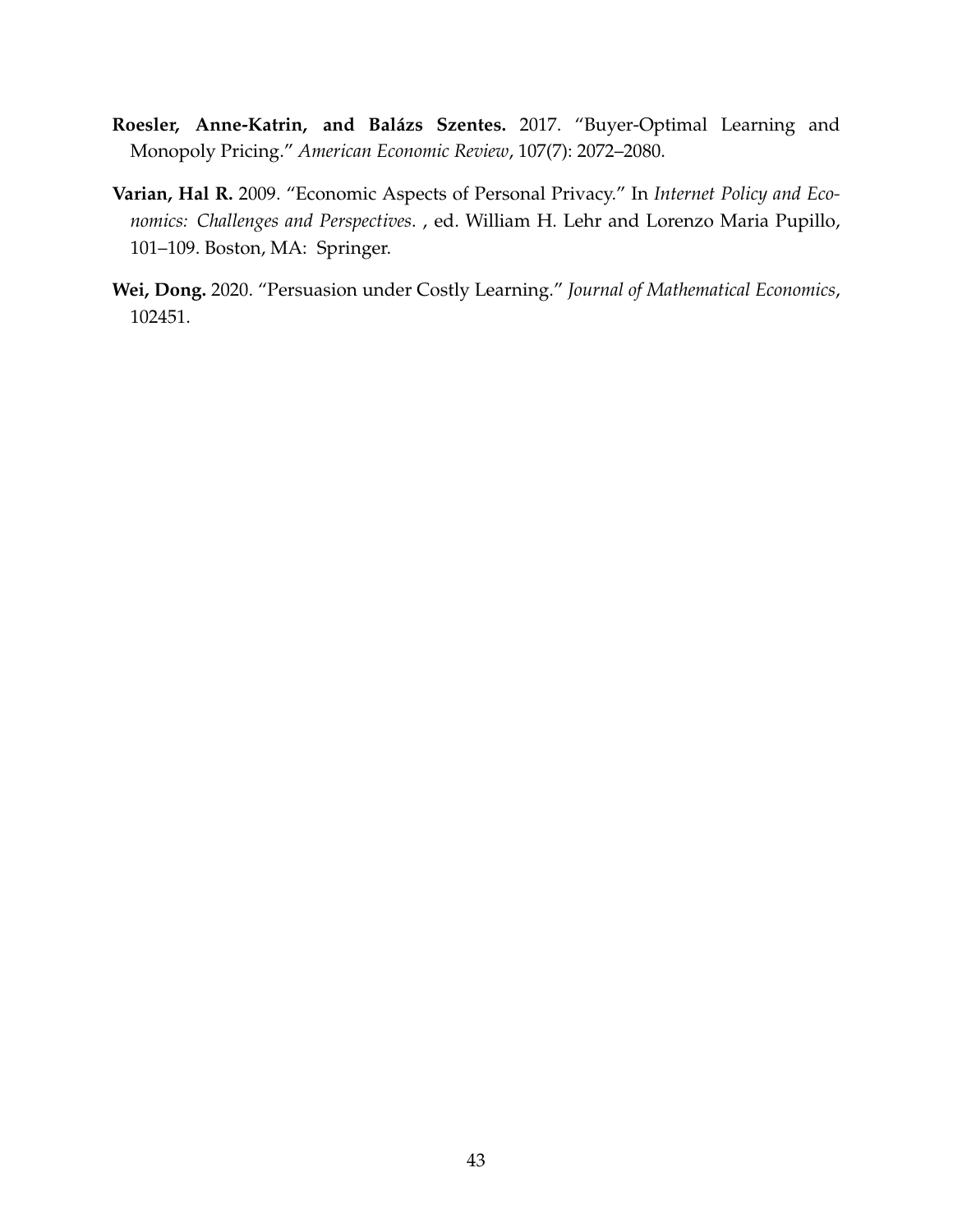**Roesler, Anne-Katrin, and Balázs Szentes.** 2017. "Buyer-Optimal Learning and Monopoly Pricing." *American Economic Review*, 107(7): 2072–2080.

**Varian, Hal R.** 2009. "Economic Aspects of Personal Privacy." In *Internet Policy and Economics: Challenges and Perspectives*. , ed. William H. Lehr and Lorenzo Maria Pupillo, 101–109. Boston, MA: Springer.

**Wei, Dong.** 2020. "Persuasion under Costly Learning." *Journal of Mathematical Economics*, 102451.